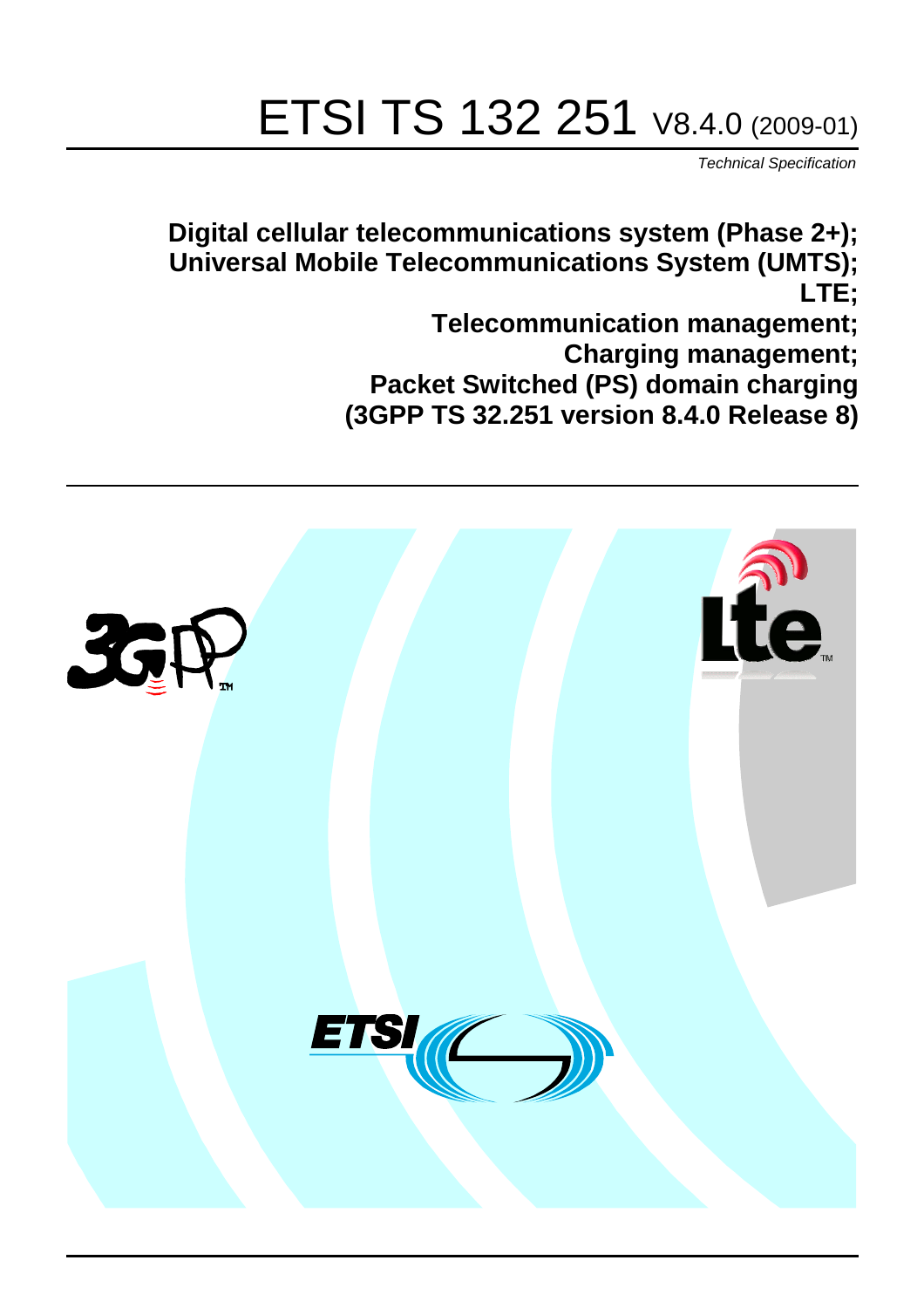# ETSI TS 132 251 V8.4.0 (2009-01)

*Technical Specification*

**Digital cellular telecommunications system (Phase 2+);**
**Universal Mobile Telecommunications System (UMTS);**
**LTE;**
**Telecommunication management;**
**Charging management;**
**Packet Switched (PS) domain charging**
**(3GPP TS 32.251 version 8.4.0 Release 8)**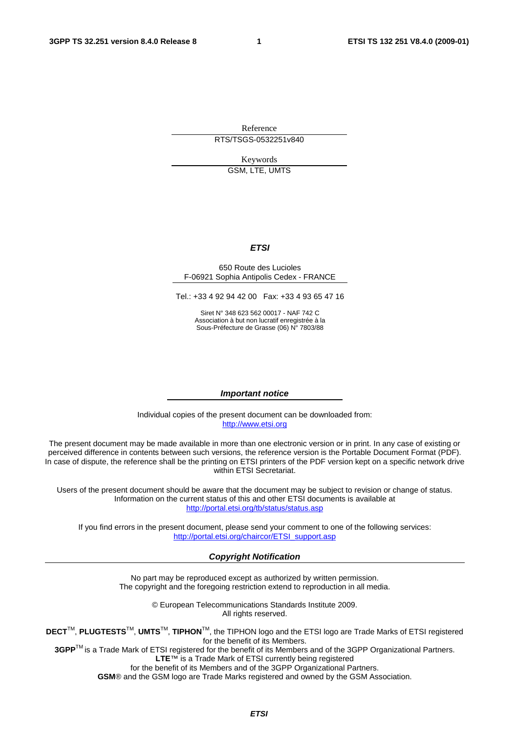Reference

RTS/TSGS-0532251v840

Keywords

GSM, LTE, UMTS

***ETSI***

650 Route des Lucioles
F-06921 Sophia Antipolis Cedex - FRANCE

Tel.: +33 4 92 94 42 00 Fax: +33 4 93 65 47 16

Siret N° 348 623 562 00017 - NAF 742 C
Association à but non lucratif enregistrée à la
Sous-Préfecture de Grasse (06) N° 7803/88

***Important notice***

Individual copies of the present document can be downloaded from:
http://www.etsi.org

The present document may be made available in more than one electronic version or in print. In any case of existing or perceived difference in contents between such versions, the reference version is the Portable Document Format (PDF). In case of dispute, the reference shall be the printing on ETSI printers of the PDF version kept on a specific network drive within ETSI Secretariat.

Users of the present document should be aware that the document may be subject to revision or change of status. Information on the current status of this and other ETSI documents is available at
http://portal.etsi.org/tb/status/status.asp

If you find errors in the present document, please send your comment to one of the following services:
http://portal.etsi.org/chaircor/ETSI_support.asp

***Copyright Notification***

No part may be reproduced except as authorized by written permission.
The copyright and the foregoing restriction extend to reproduction in all media.

© European Telecommunications Standards Institute 2009.
All rights reserved.

**DECT**™, **PLUGTESTS**™, **UMTS**™, **TIPHON**™, the TIPHON logo and the ETSI logo are Trade Marks of ETSI registered for the benefit of its Members.
**3GPP**™ is a Trade Mark of ETSI registered for the benefit of its Members and of the 3GPP Organizational Partners.
**LTE**™ is a Trade Mark of ETSI currently being registered
for the benefit of its Members and of the 3GPP Organizational Partners.
**GSM**® and the GSM logo are Trade Marks registered and owned by the GSM Association.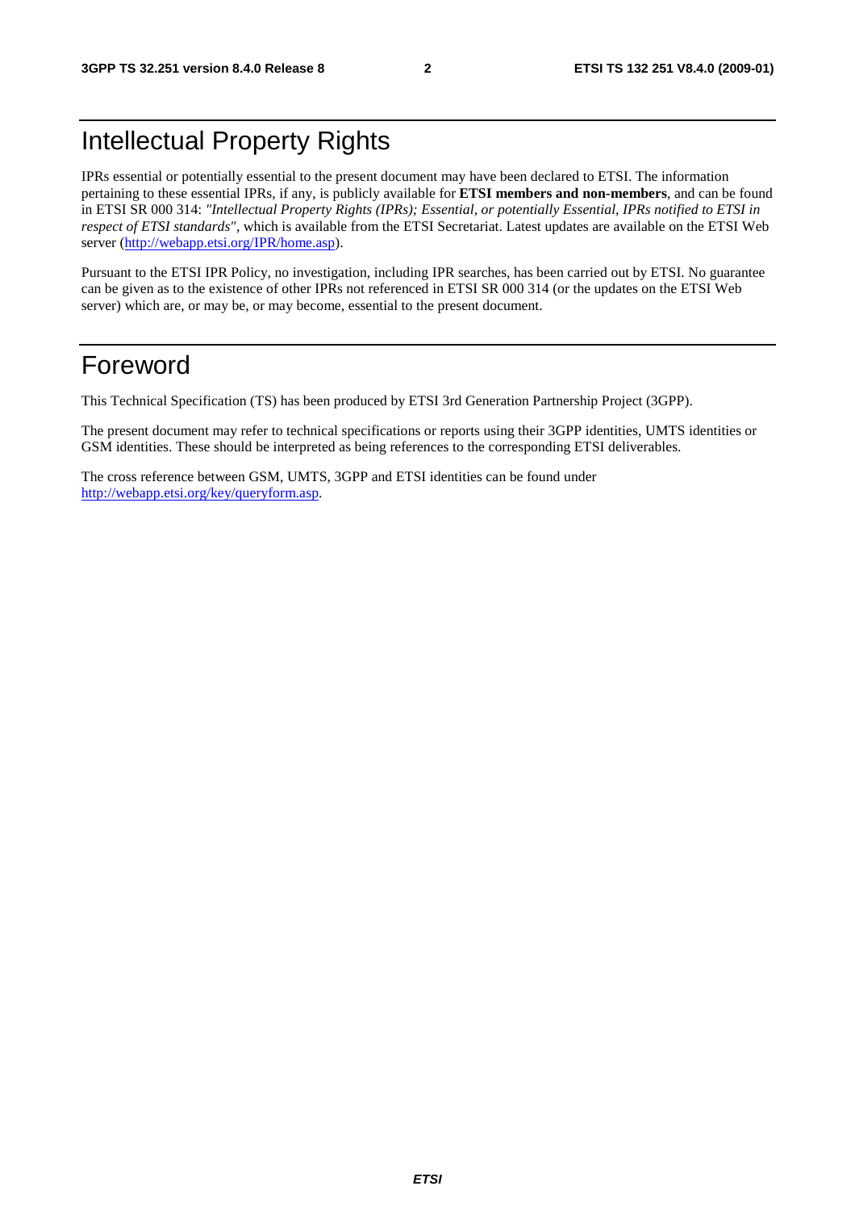# Intellectual Property Rights

IPRs essential or potentially essential to the present document may have been declared to ETSI. The information pertaining to these essential IPRs, if any, is publicly available for **ETSI members and non-members**, and can be found in ETSI SR 000 314: *"Intellectual Property Rights (IPRs); Essential, or potentially Essential, IPRs notified to ETSI in respect of ETSI standards"*, which is available from the ETSI Secretariat. Latest updates are available on the ETSI Web server (http://webapp.etsi.org/IPR/home.asp).

Pursuant to the ETSI IPR Policy, no investigation, including IPR searches, has been carried out by ETSI. No guarantee can be given as to the existence of other IPRs not referenced in ETSI SR 000 314 (or the updates on the ETSI Web server) which are, or may be, or may become, essential to the present document.

# Foreword

This Technical Specification (TS) has been produced by ETSI 3rd Generation Partnership Project (3GPP).

The present document may refer to technical specifications or reports using their 3GPP identities, UMTS identities or GSM identities. These should be interpreted as being references to the corresponding ETSI deliverables.

The cross reference between GSM, UMTS, 3GPP and ETSI identities can be found under http://webapp.etsi.org/key/queryform.asp.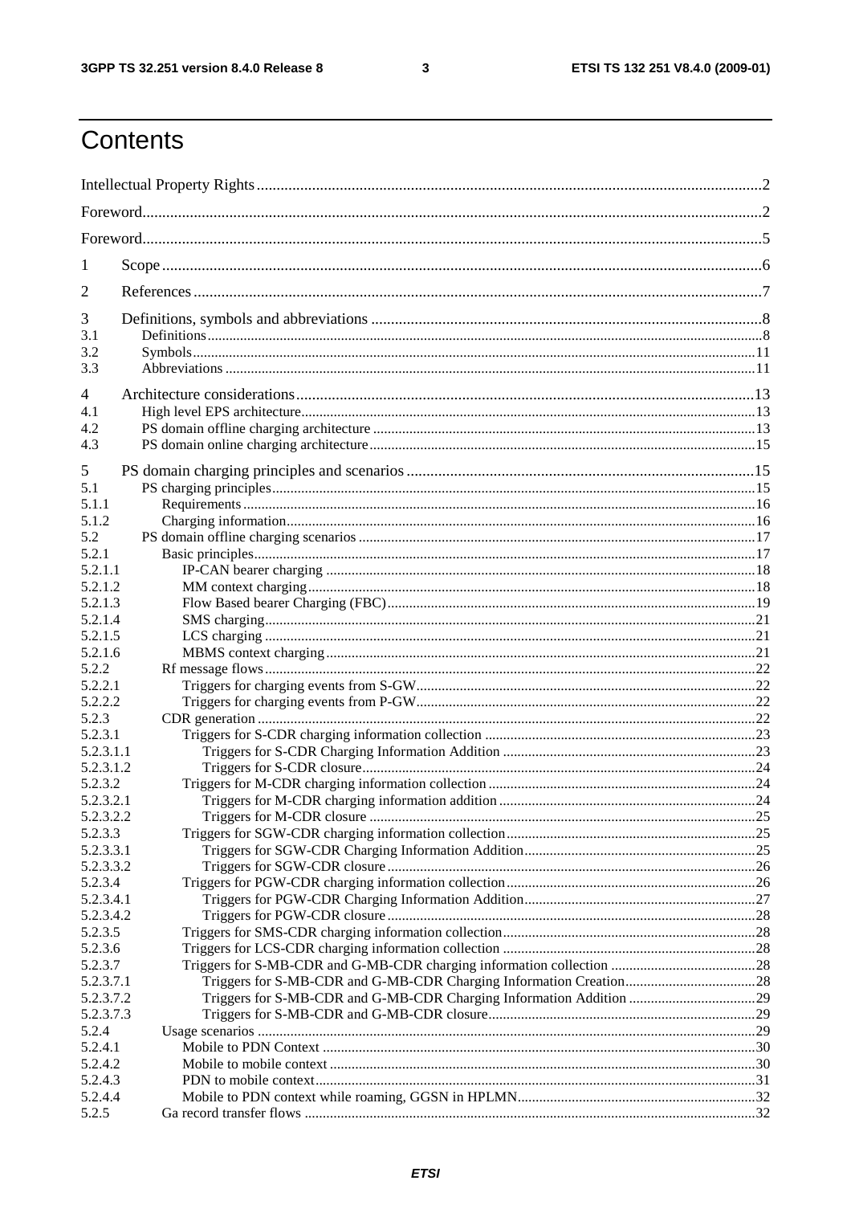# Contents

Intellectual Property Rights ..... 2
Foreword ..... 2
Foreword ..... 5
1 Scope ..... 6
2 References ..... 7
3 Definitions, symbols and abbreviations ..... 8
3.1 Definitions ..... 8
3.2 Symbols ..... 11
3.3 Abbreviations ..... 11
4 Architecture considerations ..... 13
4.1 High level EPS architecture ..... 13
4.2 PS domain offline charging architecture ..... 13
4.3 PS domain online charging architecture ..... 15
5 PS domain charging principles and scenarios ..... 15
5.1 PS charging principles ..... 15
5.1.1 Requirements ..... 16
5.1.2 Charging information ..... 16
5.2 PS domain offline charging scenarios ..... 17
5.2.1 Basic principles ..... 17
5.2.1.1 IP-CAN bearer charging ..... 18
5.2.1.2 MM context charging ..... 18
5.2.1.3 Flow Based bearer Charging (FBC) ..... 19
5.2.1.4 SMS charging ..... 21
5.2.1.5 LCS charging ..... 21
5.2.1.6 MBMS context charging ..... 21
5.2.2 Rf message flows ..... 22
5.2.2.1 Triggers for charging events from S-GW ..... 22
5.2.2.2 Triggers for charging events from P-GW ..... 22
5.2.3 CDR generation ..... 22
5.2.3.1 Triggers for S-CDR charging information collection ..... 23
5.2.3.1.1 Triggers for S-CDR Charging Information Addition ..... 23
5.2.3.1.2 Triggers for S-CDR closure ..... 24
5.2.3.2 Triggers for M-CDR charging information collection ..... 24
5.2.3.2.1 Triggers for M-CDR charging information addition ..... 24
5.2.3.2.2 Triggers for M-CDR closure ..... 25
5.2.3.3 Triggers for SGW-CDR charging information collection ..... 25
5.2.3.3.1 Triggers for SGW-CDR Charging Information Addition ..... 25
5.2.3.3.2 Triggers for SGW-CDR closure ..... 26
5.2.3.4 Triggers for PGW-CDR charging information collection ..... 26
5.2.3.4.1 Triggers for PGW-CDR Charging Information Addition ..... 27
5.2.3.4.2 Triggers for PGW-CDR closure ..... 28
5.2.3.5 Triggers for SMS-CDR charging information collection ..... 28
5.2.3.6 Triggers for LCS-CDR charging information collection ..... 28
5.2.3.7 Triggers for S-MB-CDR and G-MB-CDR charging information collection ..... 28
5.2.3.7.1 Triggers for S-MB-CDR and G-MB-CDR Charging Information Creation ..... 28
5.2.3.7.2 Triggers for S-MB-CDR and G-MB-CDR Charging Information Addition ..... 29
5.2.3.7.3 Triggers for S-MB-CDR and G-MB-CDR closure ..... 29
5.2.4 Usage scenarios ..... 29
5.2.4.1 Mobile to PDN Context ..... 30
5.2.4.2 Mobile to mobile context ..... 30
5.2.4.3 PDN to mobile context ..... 31
5.2.4.4 Mobile to PDN context while roaming, GGSN in HPLMN ..... 32
5.2.5 Ga record transfer flows ..... 32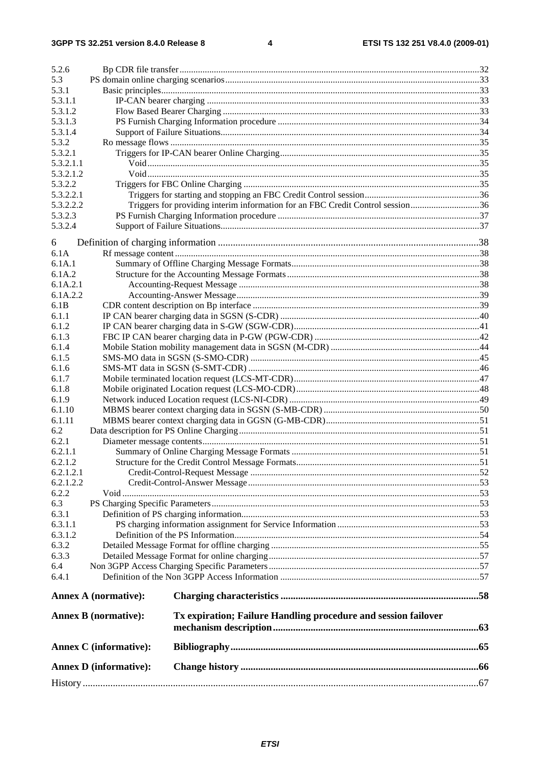5.2.6 Bp CDR file transfer .....32
5.3 PS domain online charging scenarios .....33
5.3.1 Basic principles .....33
5.3.1.1 IP-CAN bearer charging .....33
5.3.1.2 Flow Based Bearer Charging .....33
5.3.1.3 PS Furnish Charging Information procedure .....34
5.3.1.4 Support of Failure Situations .....34
5.3.2 Ro message flows .....35
5.3.2.1 Triggers for IP-CAN bearer Online Charging .....35
5.3.2.1.1 Void .....35
5.3.2.1.2 Void .....35
5.3.2.2 Triggers for FBC Online Charging .....35
5.3.2.2.1 Triggers for starting and stopping an FBC Credit Control session .....36
5.3.2.2.2 Triggers for providing interim information for an FBC Credit Control session .....36
5.3.2.3 PS Furnish Charging Information procedure .....37
5.3.2.4 Support of Failure Situations .....37

6 Definition of charging information .....38
6.1A Rf message content .....38
6.1A.1 Summary of Offline Charging Message Formats .....38
6.1A.2 Structure for the Accounting Message Formats .....38
6.1A.2.1 Accounting-Request Message .....38
6.1A.2.2 Accounting-Answer Message .....39
6.1B CDR content description on Bp interface .....39
6.1.1 IP CAN bearer charging data in SGSN (S-CDR) .....40
6.1.2 IP CAN bearer charging data in S-GW (SGW-CDR) .....41
6.1.3 FBC IP CAN bearer charging data in P-GW (PGW-CDR) .....42
6.1.4 Mobile Station mobility management data in SGSN (M-CDR) .....44
6.1.5 SMS-MO data in SGSN (S-SMO-CDR) .....45
6.1.6 SMS-MT data in SGSN (S-SMT-CDR) .....46
6.1.7 Mobile terminated location request (LCS-MT-CDR) .....47
6.1.8 Mobile originated Location request (LCS-MO-CDR) .....48
6.1.9 Network induced Location request (LCS-NI-CDR) .....49
6.1.10 MBMS bearer context charging data in SGSN (S-MB-CDR) .....50
6.1.11 MBMS bearer context charging data in GGSN (G-MB-CDR) .....51
6.2 Data description for PS Online Charging .....51
6.2.1 Diameter message contents .....51
6.2.1.1 Summary of Online Charging Message Formats .....51
6.2.1.2 Structure for the Credit Control Message Formats .....51
6.2.1.2.1 Credit-Control-Request Message .....52
6.2.1.2.2 Credit-Control-Answer Message .....53
6.2.2 Void .....53
6.3 PS Charging Specific Parameters .....53
6.3.1 Definition of PS charging information .....53
6.3.1.1 PS charging information assignment for Service Information .....53
6.3.1.2 Definition of the PS Information .....54
6.3.2 Detailed Message Format for offline charging .....55
6.3.3 Detailed Message Format for online charging .....57
6.4 Non 3GPP Access Charging Specific Parameters .....57
6.4.1 Definition of the Non 3GPP Access Information .....57

**Annex A (normative): Charging characteristics .....58**

**Annex B (normative): Tx expiration; Failure Handling procedure and session failover mechanism description .....63**

**Annex C (informative): Bibliography .....65**

**Annex D (informative): Change history .....66**

History .....67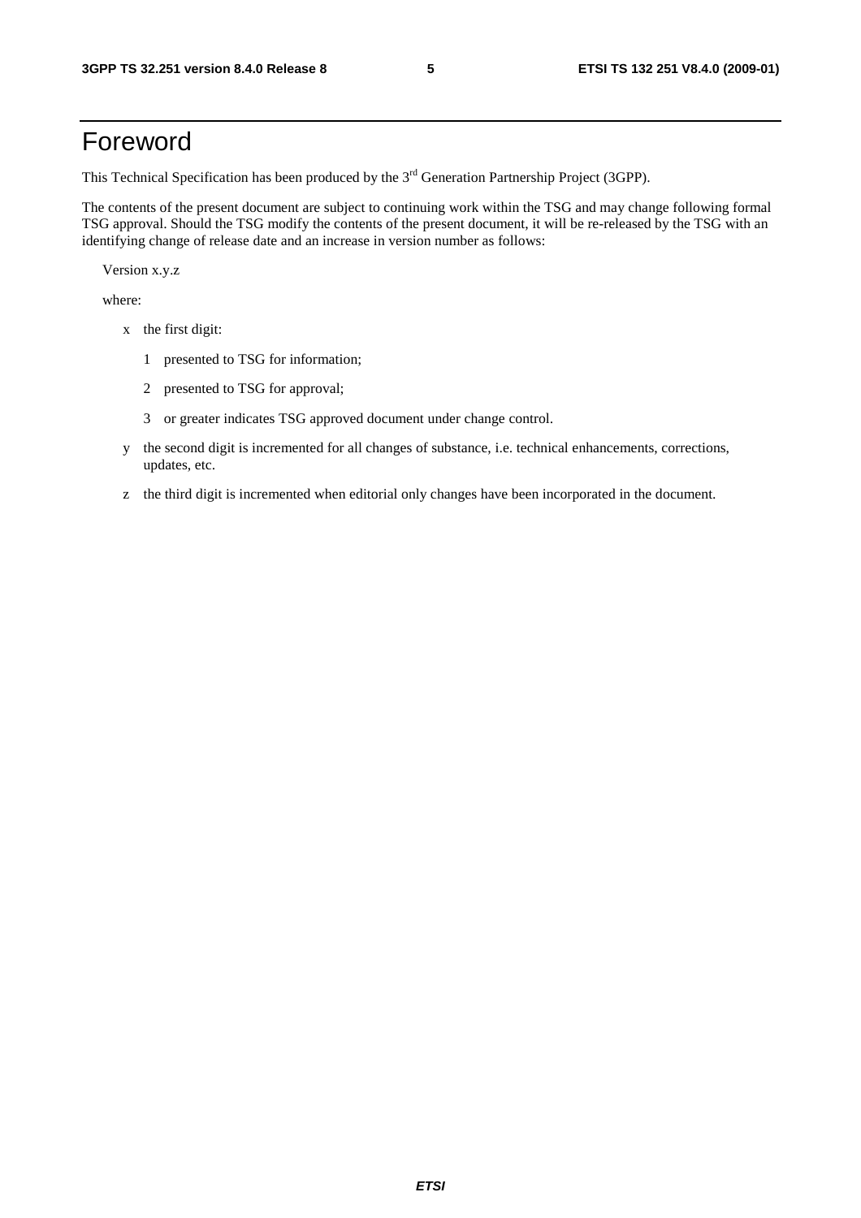# Foreword

This Technical Specification has been produced by the 3rd Generation Partnership Project (3GPP).

The contents of the present document are subject to continuing work within the TSG and may change following formal TSG approval. Should the TSG modify the contents of the present document, it will be re-released by the TSG with an identifying change of release date and an increase in version number as follows:

Version x.y.z

where:

- x the first digit:
  - 1 presented to TSG for information;
  - 2 presented to TSG for approval;
  - 3 or greater indicates TSG approved document under change control.
- y the second digit is incremented for all changes of substance, i.e. technical enhancements, corrections, updates, etc.
- z the third digit is incremented when editorial only changes have been incorporated in the document.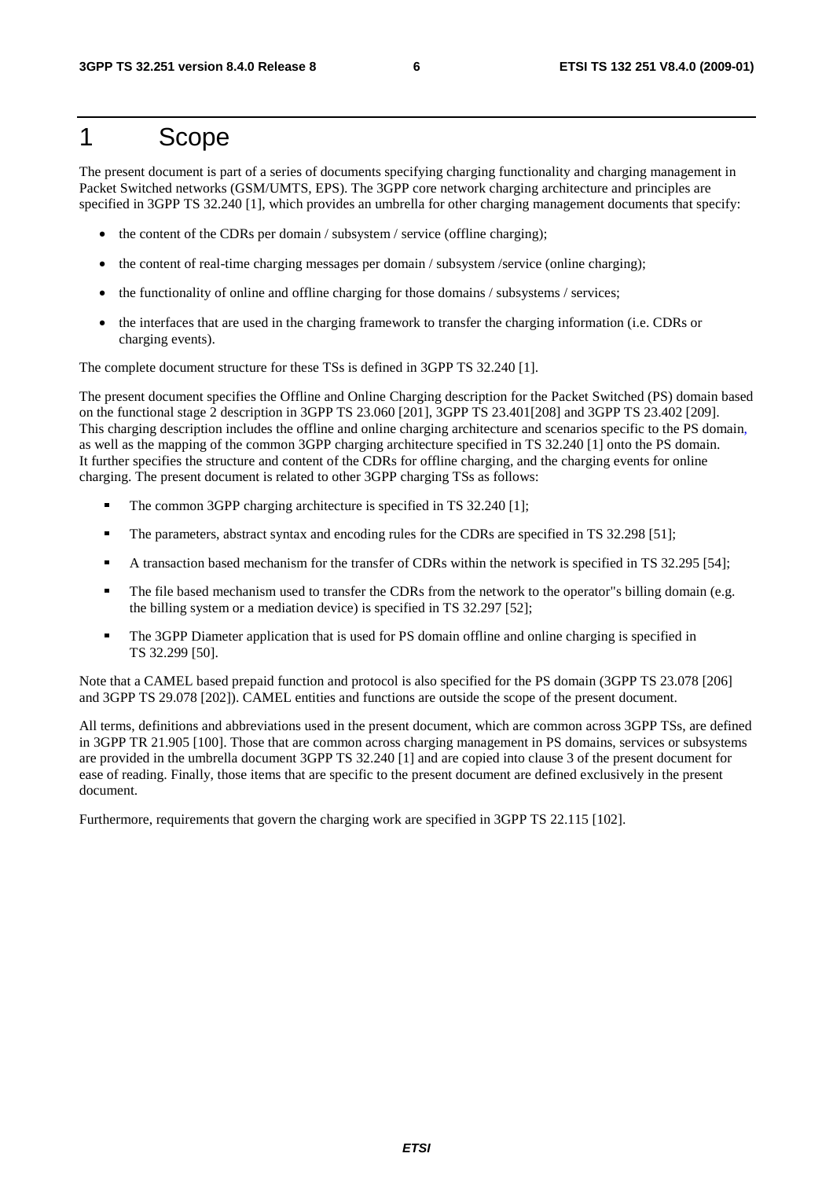# 1 Scope

The present document is part of a series of documents specifying charging functionality and charging management in Packet Switched networks (GSM/UMTS, EPS). The 3GPP core network charging architecture and principles are specified in 3GPP TS 32.240 [1], which provides an umbrella for other charging management documents that specify:

- the content of the CDRs per domain / subsystem / service (offline charging);
- the content of real-time charging messages per domain / subsystem /service (online charging);
- the functionality of online and offline charging for those domains / subsystems / services;
- the interfaces that are used in the charging framework to transfer the charging information (i.e. CDRs or charging events).

The complete document structure for these TSs is defined in 3GPP TS 32.240 [1].

The present document specifies the Offline and Online Charging description for the Packet Switched (PS) domain based on the functional stage 2 description in 3GPP TS 23.060 [201], 3GPP TS 23.401[208] and 3GPP TS 23.402 [209]. This charging description includes the offline and online charging architecture and scenarios specific to the PS domain, as well as the mapping of the common 3GPP charging architecture specified in TS 32.240 [1] onto the PS domain. It further specifies the structure and content of the CDRs for offline charging, and the charging events for online charging. The present document is related to other 3GPP charging TSs as follows:

- The common 3GPP charging architecture is specified in TS 32.240 [1];
- The parameters, abstract syntax and encoding rules for the CDRs are specified in TS 32.298 [51];
- A transaction based mechanism for the transfer of CDRs within the network is specified in TS 32.295 [54];
- The file based mechanism used to transfer the CDRs from the network to the operator"s billing domain (e.g. the billing system or a mediation device) is specified in TS 32.297 [52];
- The 3GPP Diameter application that is used for PS domain offline and online charging is specified in TS 32.299 [50].

Note that a CAMEL based prepaid function and protocol is also specified for the PS domain (3GPP TS 23.078 [206] and 3GPP TS 29.078 [202]). CAMEL entities and functions are outside the scope of the present document.

All terms, definitions and abbreviations used in the present document, which are common across 3GPP TSs, are defined in 3GPP TR 21.905 [100]. Those that are common across charging management in PS domains, services or subsystems are provided in the umbrella document 3GPP TS 32.240 [1] and are copied into clause 3 of the present document for ease of reading. Finally, those items that are specific to the present document are defined exclusively in the present document.

Furthermore, requirements that govern the charging work are specified in 3GPP TS 22.115 [102].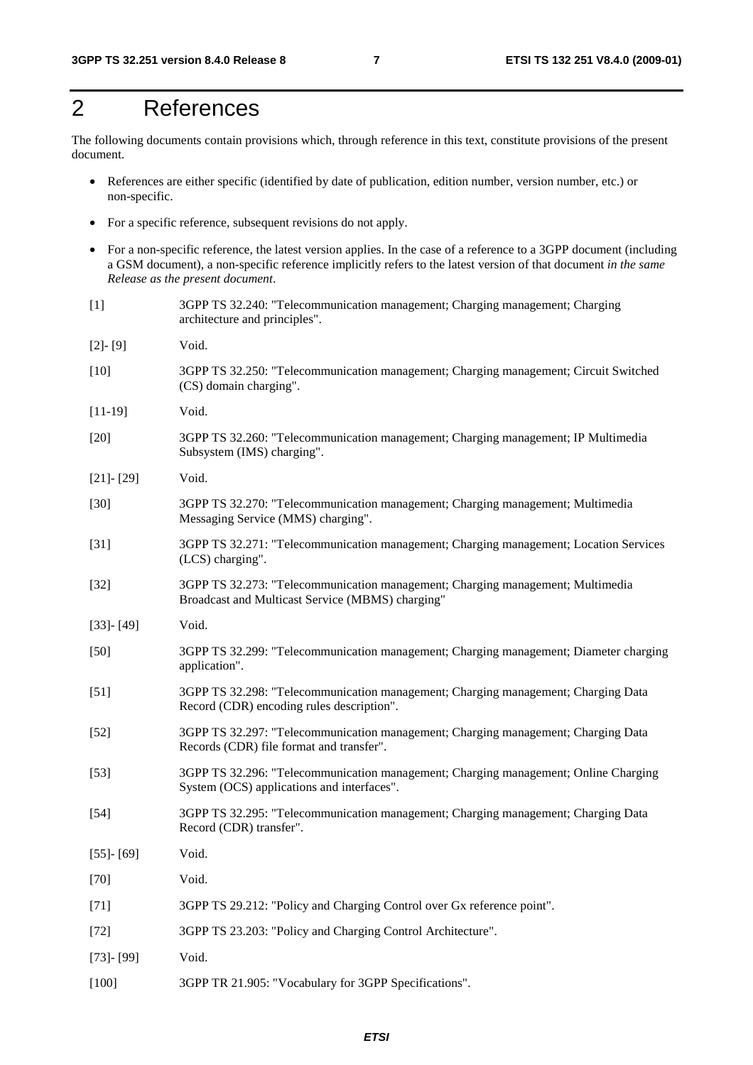# 2 References

The following documents contain provisions which, through reference in this text, constitute provisions of the present document.

- References are either specific (identified by date of publication, edition number, version number, etc.) or non-specific.
- For a specific reference, subsequent revisions do not apply.
- For a non-specific reference, the latest version applies. In the case of a reference to a 3GPP document (including a GSM document), a non-specific reference implicitly refers to the latest version of that document *in the same Release as the present document*.

[1] 3GPP TS 32.240: "Telecommunication management; Charging management; Charging architecture and principles".

[2]- [9] Void.

[10] 3GPP TS 32.250: "Telecommunication management; Charging management; Circuit Switched (CS) domain charging".

[11-19] Void.

[20] 3GPP TS 32.260: "Telecommunication management; Charging management; IP Multimedia Subsystem (IMS) charging".

[21]- [29] Void.

[30] 3GPP TS 32.270: "Telecommunication management; Charging management; Multimedia Messaging Service (MMS) charging".

[31] 3GPP TS 32.271: "Telecommunication management; Charging management; Location Services (LCS) charging".

[32] 3GPP TS 32.273: "Telecommunication management; Charging management; Multimedia Broadcast and Multicast Service (MBMS) charging"

[33]- [49] Void.

[50] 3GPP TS 32.299: "Telecommunication management; Charging management; Diameter charging application".

[51] 3GPP TS 32.298: "Telecommunication management; Charging management; Charging Data Record (CDR) encoding rules description".

[52] 3GPP TS 32.297: "Telecommunication management; Charging management; Charging Data Records (CDR) file format and transfer".

[53] 3GPP TS 32.296: "Telecommunication management; Charging management; Online Charging System (OCS) applications and interfaces".

[54] 3GPP TS 32.295: "Telecommunication management; Charging management; Charging Data Record (CDR) transfer".

[55]- [69] Void.

[70] Void.

[71] 3GPP TS 29.212: "Policy and Charging Control over Gx reference point".

[72] 3GPP TS 23.203: "Policy and Charging Control Architecture".

[73]- [99] Void.

[100] 3GPP TR 21.905: "Vocabulary for 3GPP Specifications".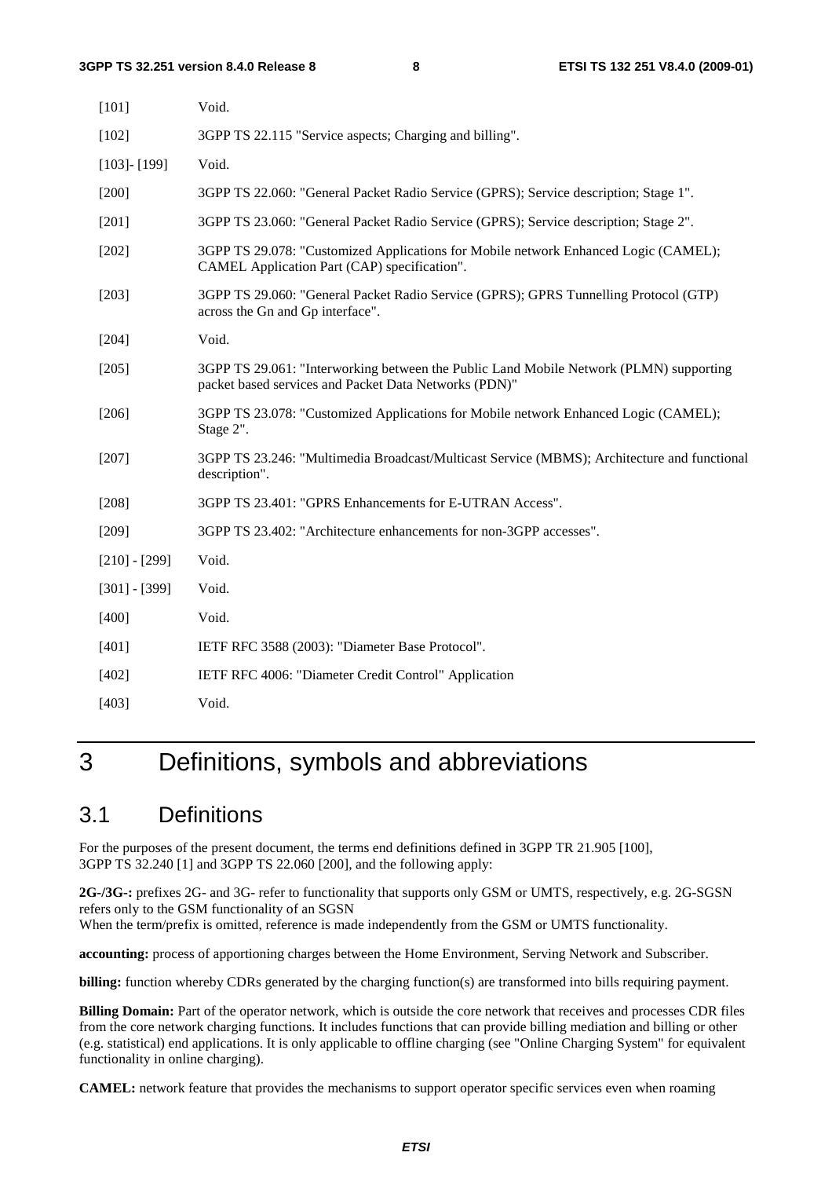[101] Void.

[102] 3GPP TS 22.115 "Service aspects; Charging and billing".

[103]- [199] Void.

[200] 3GPP TS 22.060: "General Packet Radio Service (GPRS); Service description; Stage 1".

[201] 3GPP TS 23.060: "General Packet Radio Service (GPRS); Service description; Stage 2".

[202] 3GPP TS 29.078: "Customized Applications for Mobile network Enhanced Logic (CAMEL); CAMEL Application Part (CAP) specification".

[203] 3GPP TS 29.060: "General Packet Radio Service (GPRS); GPRS Tunnelling Protocol (GTP) across the Gn and Gp interface".

[204] Void.

[205] 3GPP TS 29.061: "Interworking between the Public Land Mobile Network (PLMN) supporting packet based services and Packet Data Networks (PDN)"

[206] 3GPP TS 23.078: "Customized Applications for Mobile network Enhanced Logic (CAMEL); Stage 2".

[207] 3GPP TS 23.246: "Multimedia Broadcast/Multicast Service (MBMS); Architecture and functional description".

[208] 3GPP TS 23.401: "GPRS Enhancements for E-UTRAN Access".

[209] 3GPP TS 23.402: "Architecture enhancements for non-3GPP accesses".

[210] - [299] Void.

[301] - [399] Void.

[400] Void.

[401] IETF RFC 3588 (2003): "Diameter Base Protocol".

[402] IETF RFC 4006: "Diameter Credit Control" Application

[403] Void.

# 3 Definitions, symbols and abbreviations

## 3.1 Definitions

For the purposes of the present document, the terms end definitions defined in 3GPP TR 21.905 [100], 3GPP TS 32.240 [1] and 3GPP TS 22.060 [200], and the following apply:

**2G-/3G-:** prefixes 2G- and 3G- refer to functionality that supports only GSM or UMTS, respectively, e.g. 2G-SGSN refers only to the GSM functionality of an SGSN
When the term/prefix is omitted, reference is made independently from the GSM or UMTS functionality.

**accounting:** process of apportioning charges between the Home Environment, Serving Network and Subscriber.

**billing:** function whereby CDRs generated by the charging function(s) are transformed into bills requiring payment.

**Billing Domain:** Part of the operator network, which is outside the core network that receives and processes CDR files from the core network charging functions. It includes functions that can provide billing mediation and billing or other (e.g. statistical) end applications. It is only applicable to offline charging (see "Online Charging System" for equivalent functionality in online charging).

**CAMEL:** network feature that provides the mechanisms to support operator specific services even when roaming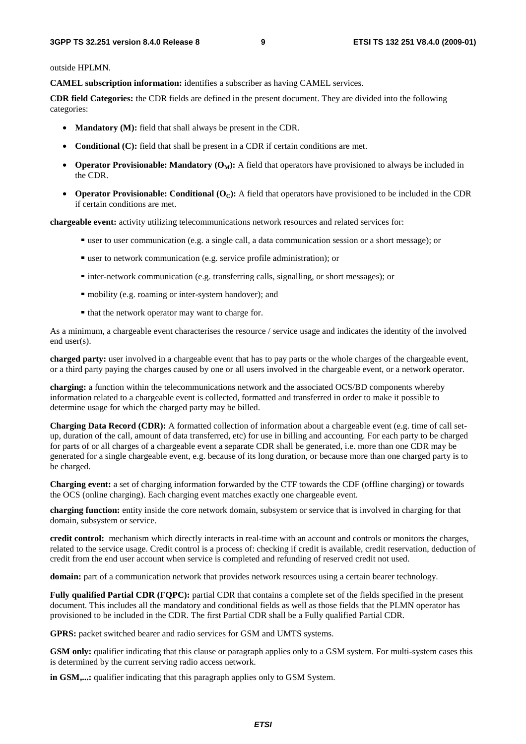outside HPLMN.

**CAMEL subscription information:** identifies a subscriber as having CAMEL services.

**CDR field Categories:** the CDR fields are defined in the present document. They are divided into the following categories:

- **Mandatory (M):** field that shall always be present in the CDR.
- **Conditional (C):** field that shall be present in a CDR if certain conditions are met.
- **Operator Provisionable: Mandatory ($O_M$):** A field that operators have provisioned to always be included in the CDR.
- **Operator Provisionable: Conditional ($O_C$):** A field that operators have provisioned to be included in the CDR if certain conditions are met.

**chargeable event:** activity utilizing telecommunications network resources and related services for:

- user to user communication (e.g. a single call, a data communication session or a short message); or
- user to network communication (e.g. service profile administration); or
- inter-network communication (e.g. transferring calls, signalling, or short messages); or
- mobility (e.g. roaming or inter-system handover); and
- that the network operator may want to charge for.

As a minimum, a chargeable event characterises the resource / service usage and indicates the identity of the involved end user(s).

**charged party:** user involved in a chargeable event that has to pay parts or the whole charges of the chargeable event, or a third party paying the charges caused by one or all users involved in the chargeable event, or a network operator.

**charging:** a function within the telecommunications network and the associated OCS/BD components whereby information related to a chargeable event is collected, formatted and transferred in order to make it possible to determine usage for which the charged party may be billed.

**Charging Data Record (CDR):** A formatted collection of information about a chargeable event (e.g. time of call set-up, duration of the call, amount of data transferred, etc) for use in billing and accounting. For each party to be charged for parts of or all charges of a chargeable event a separate CDR shall be generated, i.e. more than one CDR may be generated for a single chargeable event, e.g. because of its long duration, or because more than one charged party is to be charged.

**Charging event:** a set of charging information forwarded by the CTF towards the CDF (offline charging) or towards the OCS (online charging). Each charging event matches exactly one chargeable event.

**charging function:** entity inside the core network domain, subsystem or service that is involved in charging for that domain, subsystem or service.

**credit control:** mechanism which directly interacts in real-time with an account and controls or monitors the charges, related to the service usage. Credit control is a process of: checking if credit is available, credit reservation, deduction of credit from the end user account when service is completed and refunding of reserved credit not used.

**domain:** part of a communication network that provides network resources using a certain bearer technology.

**Fully qualified Partial CDR (FQPC):** partial CDR that contains a complete set of the fields specified in the present document. This includes all the mandatory and conditional fields as well as those fields that the PLMN operator has provisioned to be included in the CDR. The first Partial CDR shall be a Fully qualified Partial CDR.

**GPRS:** packet switched bearer and radio services for GSM and UMTS systems.

**GSM only:** qualifier indicating that this clause or paragraph applies only to a GSM system. For multi-system cases this is determined by the current serving radio access network.

**in GSM,...:** qualifier indicating that this paragraph applies only to GSM System.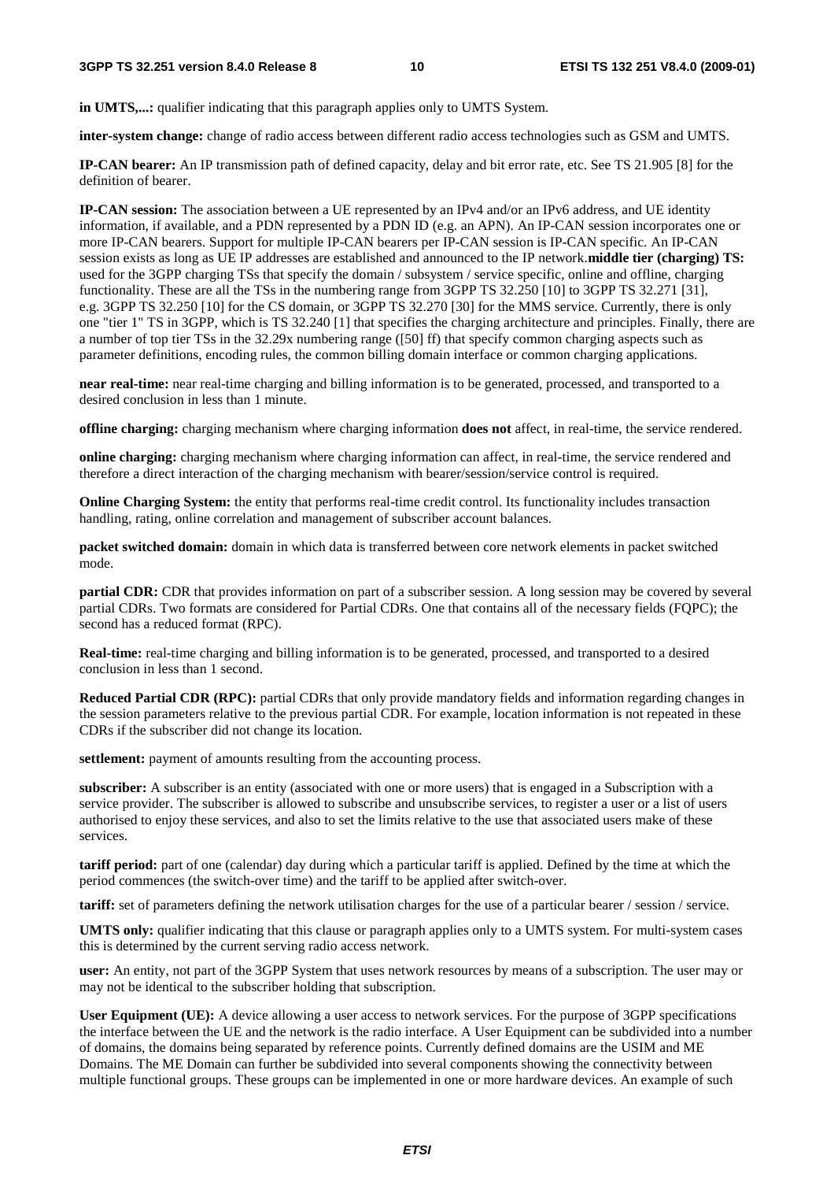**in UMTS,...:** qualifier indicating that this paragraph applies only to UMTS System.

**inter-system change:** change of radio access between different radio access technologies such as GSM and UMTS.

**IP-CAN bearer:** An IP transmission path of defined capacity, delay and bit error rate, etc. See TS 21.905 [8] for the definition of bearer.

**IP-CAN session:** The association between a UE represented by an IPv4 and/or an IPv6 address, and UE identity information, if available, and a PDN represented by a PDN ID (e.g. an APN). An IP-CAN session incorporates one or more IP-CAN bearers. Support for multiple IP-CAN bearers per IP-CAN session is IP-CAN specific. An IP-CAN session exists as long as UE IP addresses are established and announced to the IP network.**middle tier (charging) TS:** used for the 3GPP charging TSs that specify the domain / subsystem / service specific, online and offline, charging functionality. These are all the TSs in the numbering range from 3GPP TS 32.250 [10] to 3GPP TS 32.271 [31], e.g. 3GPP TS 32.250 [10] for the CS domain, or 3GPP TS 32.270 [30] for the MMS service. Currently, there is only one "tier 1" TS in 3GPP, which is TS 32.240 [1] that specifies the charging architecture and principles. Finally, there are a number of top tier TSs in the 32.29x numbering range ([50] ff) that specify common charging aspects such as parameter definitions, encoding rules, the common billing domain interface or common charging applications.

**near real-time:** near real-time charging and billing information is to be generated, processed, and transported to a desired conclusion in less than 1 minute.

**offline charging:** charging mechanism where charging information **does not** affect, in real-time, the service rendered.

**online charging:** charging mechanism where charging information can affect, in real-time, the service rendered and therefore a direct interaction of the charging mechanism with bearer/session/service control is required.

**Online Charging System:** the entity that performs real-time credit control. Its functionality includes transaction handling, rating, online correlation and management of subscriber account balances.

**packet switched domain:** domain in which data is transferred between core network elements in packet switched mode.

**partial CDR:** CDR that provides information on part of a subscriber session. A long session may be covered by several partial CDRs. Two formats are considered for Partial CDRs. One that contains all of the necessary fields (FQPC); the second has a reduced format (RPC).

**Real-time:** real-time charging and billing information is to be generated, processed, and transported to a desired conclusion in less than 1 second.

**Reduced Partial CDR (RPC):** partial CDRs that only provide mandatory fields and information regarding changes in the session parameters relative to the previous partial CDR. For example, location information is not repeated in these CDRs if the subscriber did not change its location.

**settlement:** payment of amounts resulting from the accounting process.

**subscriber:** A subscriber is an entity (associated with one or more users) that is engaged in a Subscription with a service provider. The subscriber is allowed to subscribe and unsubscribe services, to register a user or a list of users authorised to enjoy these services, and also to set the limits relative to the use that associated users make of these services.

**tariff period:** part of one (calendar) day during which a particular tariff is applied. Defined by the time at which the period commences (the switch-over time) and the tariff to be applied after switch-over.

**tariff:** set of parameters defining the network utilisation charges for the use of a particular bearer / session / service.

**UMTS only:** qualifier indicating that this clause or paragraph applies only to a UMTS system. For multi-system cases this is determined by the current serving radio access network.

**user:** An entity, not part of the 3GPP System that uses network resources by means of a subscription. The user may or may not be identical to the subscriber holding that subscription.

**User Equipment (UE):** A device allowing a user access to network services. For the purpose of 3GPP specifications the interface between the UE and the network is the radio interface. A User Equipment can be subdivided into a number of domains, the domains being separated by reference points. Currently defined domains are the USIM and ME Domains. The ME Domain can further be subdivided into several components showing the connectivity between multiple functional groups. These groups can be implemented in one or more hardware devices. An example of such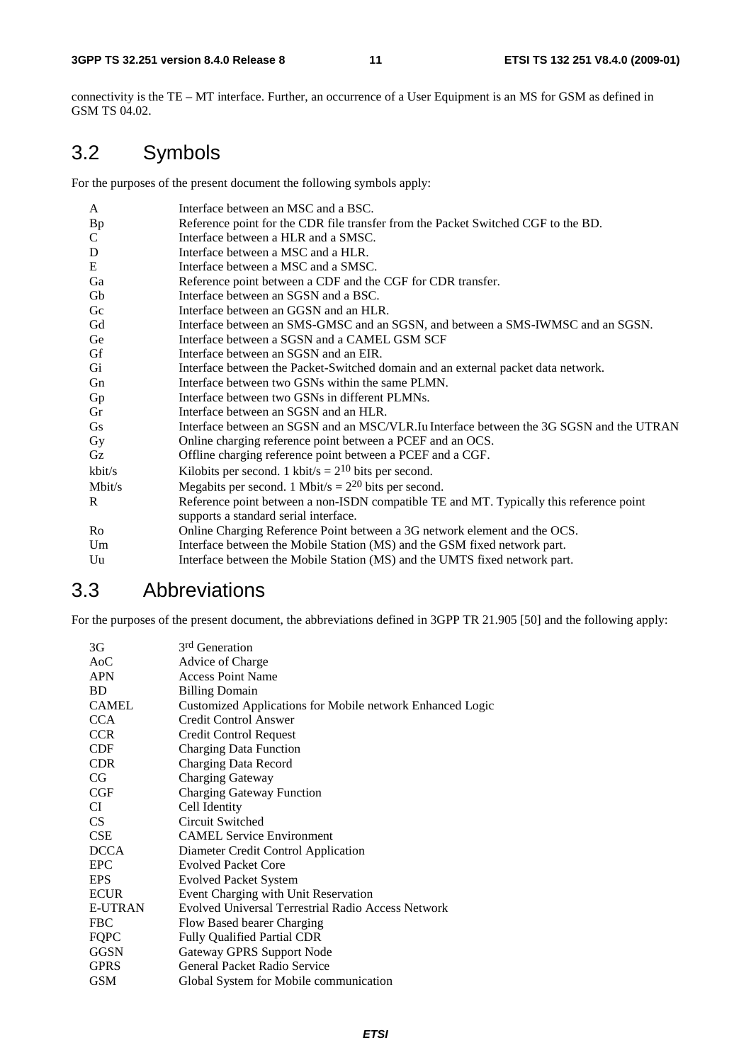connectivity is the TE – MT interface. Further, an occurrence of a User Equipment is an MS for GSM as defined in GSM TS 04.02.

## 3.2 Symbols

For the purposes of the present document the following symbols apply:

| | |
|---|---|
| A | Interface between an MSC and a BSC. |
| Bp | Reference point for the CDR file transfer from the Packet Switched CGF to the BD. |
| C | Interface between a HLR and a SMSC. |
| D | Interface between a MSC and a HLR. |
| E | Interface between a MSC and a SMSC. |
| Ga | Reference point between a CDF and the CGF for CDR transfer. |
| Gb | Interface between an SGSN and a BSC. |
| Gc | Interface between an GGSN and an HLR. |
| Gd | Interface between an SMS-GMSC and an SGSN, and between a SMS-IWMSC and an SGSN. |
| Ge | Interface between a SGSN and a CAMEL GSM SCF |
| Gf | Interface between an SGSN and an EIR. |
| Gi | Interface between the Packet-Switched domain and an external packet data network. |
| Gn | Interface between two GSNs within the same PLMN. |
| Gp | Interface between two GSNs in different PLMNs. |
| Gr | Interface between an SGSN and an HLR. |
| Gs | Interface between an SGSN and an MSC/VLR.Iu Interface between the 3G SGSN and the UTRAN |
| Gy | Online charging reference point between a PCEF and an OCS. |
| Gz | Offline charging reference point between a PCEF and a CGF. |
| kbit/s | Kilobits per second. 1 kbit/s = $2^{10}$ bits per second. |
| Mbit/s | Megabits per second. 1 Mbit/s = $2^{20}$ bits per second. |
| R | Reference point between a non-ISDN compatible TE and MT. Typically this reference point supports a standard serial interface. |
| Ro | Online Charging Reference Point between a 3G network element and the OCS. |
| Um | Interface between the Mobile Station (MS) and the GSM fixed network part. |
| Uu | Interface between the Mobile Station (MS) and the UMTS fixed network part. |

## 3.3 Abbreviations

For the purposes of the present document, the abbreviations defined in 3GPP TR 21.905 [50] and the following apply:

| | |
|---|---|
| 3G | 3rd Generation |
| AoC | Advice of Charge |
| APN | Access Point Name |
| BD | Billing Domain |
| CAMEL | Customized Applications for Mobile network Enhanced Logic |
| CCA | Credit Control Answer |
| CCR | Credit Control Request |
| CDF | Charging Data Function |
| CDR | Charging Data Record |
| CG | Charging Gateway |
| CGF | Charging Gateway Function |
| CI | Cell Identity |
| CS | Circuit Switched |
| CSE | CAMEL Service Environment |
| DCCA | Diameter Credit Control Application |
| EPC | Evolved Packet Core |
| EPS | Evolved Packet System |
| ECUR | Event Charging with Unit Reservation |
| E-UTRAN | Evolved Universal Terrestrial Radio Access Network |
| FBC | Flow Based bearer Charging |
| FQPC | Fully Qualified Partial CDR |
| GGSN | Gateway GPRS Support Node |
| GPRS | General Packet Radio Service |
| GSM | Global System for Mobile communication |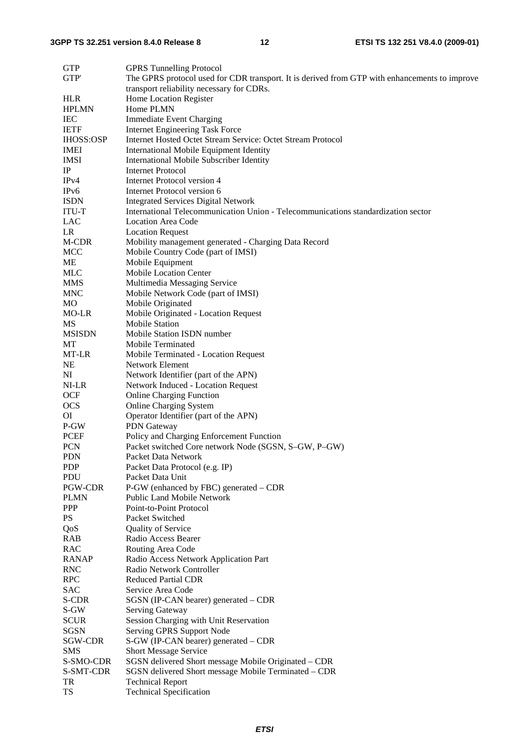| | |
|---|---|
| GTP | GPRS Tunnelling Protocol |
| GTP' | The GPRS protocol used for CDR transport. It is derived from GTP with enhancements to improve transport reliability necessary for CDRs. |
| HLR | Home Location Register |
| HPLMN | Home PLMN |
| IEC | Immediate Event Charging |
| IETF | Internet Engineering Task Force |
| IHOSS:OSP | Internet Hosted Octet Stream Service: Octet Stream Protocol |
| IMEI | International Mobile Equipment Identity |
| IMSI | International Mobile Subscriber Identity |
| IP | Internet Protocol |
| IPv4 | Internet Protocol version 4 |
| IPv6 | Internet Protocol version 6 |
| ISDN | Integrated Services Digital Network |
| ITU-T | International Telecommunication Union - Telecommunications standardization sector |
| LAC | Location Area Code |
| LR | Location Request |
| M-CDR | Mobility management generated - Charging Data Record |
| MCC | Mobile Country Code (part of IMSI) |
| ME | Mobile Equipment |
| MLC | Mobile Location Center |
| MMS | Multimedia Messaging Service |
| MNC | Mobile Network Code (part of IMSI) |
| MO | Mobile Originated |
| MO-LR | Mobile Originated - Location Request |
| MS | Mobile Station |
| MSISDN | Mobile Station ISDN number |
| MT | Mobile Terminated |
| MT-LR | Mobile Terminated - Location Request |
| NE | Network Element |
| NI | Network Identifier (part of the APN) |
| NI-LR | Network Induced - Location Request |
| OCF | Online Charging Function |
| OCS | Online Charging System |
| OI | Operator Identifier (part of the APN) |
| P-GW | PDN Gateway |
| PCEF | Policy and Charging Enforcement Function |
| PCN | Packet switched Core network Node (SGSN, S–GW, P–GW) |
| PDN | Packet Data Network |
| PDP | Packet Data Protocol (e.g. IP) |
| PDU | Packet Data Unit |
| PGW-CDR | P-GW (enhanced by FBC) generated – CDR |
| PLMN | Public Land Mobile Network |
| PPP | Point-to-Point Protocol |
| PS | Packet Switched |
| QoS | Quality of Service |
| RAB | Radio Access Bearer |
| RAC | Routing Area Code |
| RANAP | Radio Access Network Application Part |
| RNC | Radio Network Controller |
| RPC | Reduced Partial CDR |
| SAC | Service Area Code |
| S-CDR | SGSN (IP-CAN bearer) generated – CDR |
| S-GW | Serving Gateway |
| SCUR | Session Charging with Unit Reservation |
| SGSN | Serving GPRS Support Node |
| SGW-CDR | S-GW (IP-CAN bearer) generated – CDR |
| SMS | Short Message Service |
| S-SMO-CDR | SGSN delivered Short message Mobile Originated – CDR |
| S-SMT-CDR | SGSN delivered Short message Mobile Terminated – CDR |
| TR | Technical Report |
| TS | Technical Specification |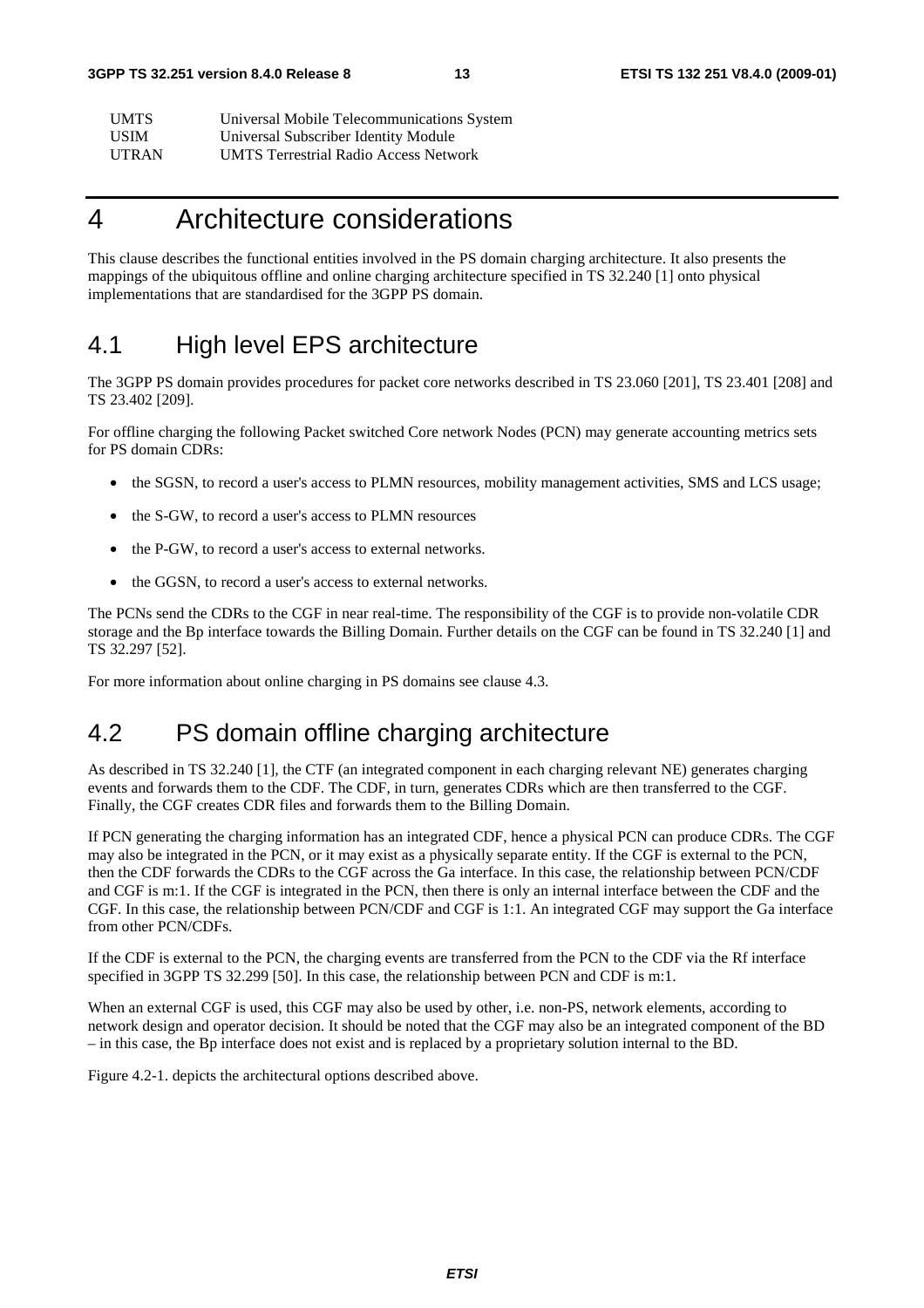| | |
|---|---|
| UMTS | Universal Mobile Telecommunications System |
| USIM | Universal Subscriber Identity Module |
| UTRAN | UMTS Terrestrial Radio Access Network |

# 4 Architecture considerations

This clause describes the functional entities involved in the PS domain charging architecture. It also presents the mappings of the ubiquitous offline and online charging architecture specified in TS 32.240 [1] onto physical implementations that are standardised for the 3GPP PS domain.

## 4.1 High level EPS architecture

The 3GPP PS domain provides procedures for packet core networks described in TS 23.060 [201], TS 23.401 [208] and TS 23.402 [209].

For offline charging the following Packet switched Core network Nodes (PCN) may generate accounting metrics sets for PS domain CDRs:

- the SGSN, to record a user's access to PLMN resources, mobility management activities, SMS and LCS usage;
- the S-GW, to record a user's access to PLMN resources
- the P-GW, to record a user's access to external networks.
- the GGSN, to record a user's access to external networks.

The PCNs send the CDRs to the CGF in near real-time. The responsibility of the CGF is to provide non-volatile CDR storage and the Bp interface towards the Billing Domain. Further details on the CGF can be found in TS 32.240 [1] and TS 32.297 [52].

For more information about online charging in PS domains see clause 4.3.

## 4.2 PS domain offline charging architecture

As described in TS 32.240 [1], the CTF (an integrated component in each charging relevant NE) generates charging events and forwards them to the CDF. The CDF, in turn, generates CDRs which are then transferred to the CGF. Finally, the CGF creates CDR files and forwards them to the Billing Domain.

If PCN generating the charging information has an integrated CDF, hence a physical PCN can produce CDRs. The CGF may also be integrated in the PCN, or it may exist as a physically separate entity. If the CGF is external to the PCN, then the CDF forwards the CDRs to the CGF across the Ga interface. In this case, the relationship between PCN/CDF and CGF is m:1. If the CGF is integrated in the PCN, then there is only an internal interface between the CDF and the CGF. In this case, the relationship between PCN/CDF and CGF is 1:1. An integrated CGF may support the Ga interface from other PCN/CDFs.

If the CDF is external to the PCN, the charging events are transferred from the PCN to the CDF via the Rf interface specified in 3GPP TS 32.299 [50]. In this case, the relationship between PCN and CDF is m:1.

When an external CGF is used, this CGF may also be used by other, i.e. non-PS, network elements, according to network design and operator decision. It should be noted that the CGF may also be an integrated component of the BD – in this case, the Bp interface does not exist and is replaced by a proprietary solution internal to the BD.

Figure 4.2-1. depicts the architectural options described above.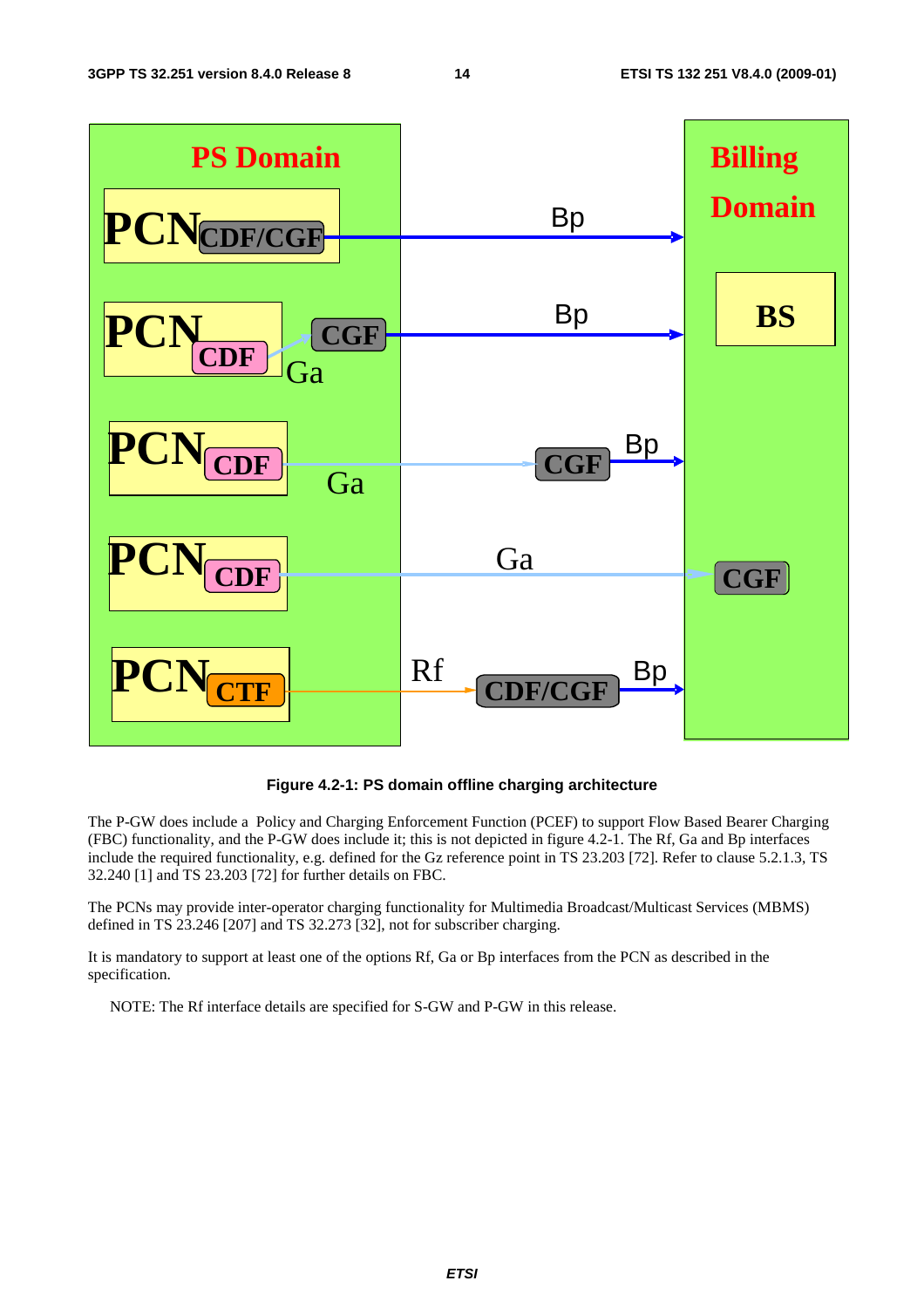**Figure 4.2-1: PS domain offline charging architecture**

The P-GW does include a Policy and Charging Enforcement Function (PCEF) to support Flow Based Bearer Charging (FBC) functionality, and the P-GW does include it; this is not depicted in figure 4.2-1. The Rf, Ga and Bp interfaces include the required functionality, e.g. defined for the Gz reference point in TS 23.203 [72]. Refer to clause 5.2.1.3, TS 32.240 [1] and TS 23.203 [72] for further details on FBC.

The PCNs may provide inter-operator charging functionality for Multimedia Broadcast/Multicast Services (MBMS) defined in TS 23.246 [207] and TS 32.273 [32], not for subscriber charging.

It is mandatory to support at least one of the options Rf, Ga or Bp interfaces from the PCN as described in the specification.

NOTE: The Rf interface details are specified for S-GW and P-GW in this release.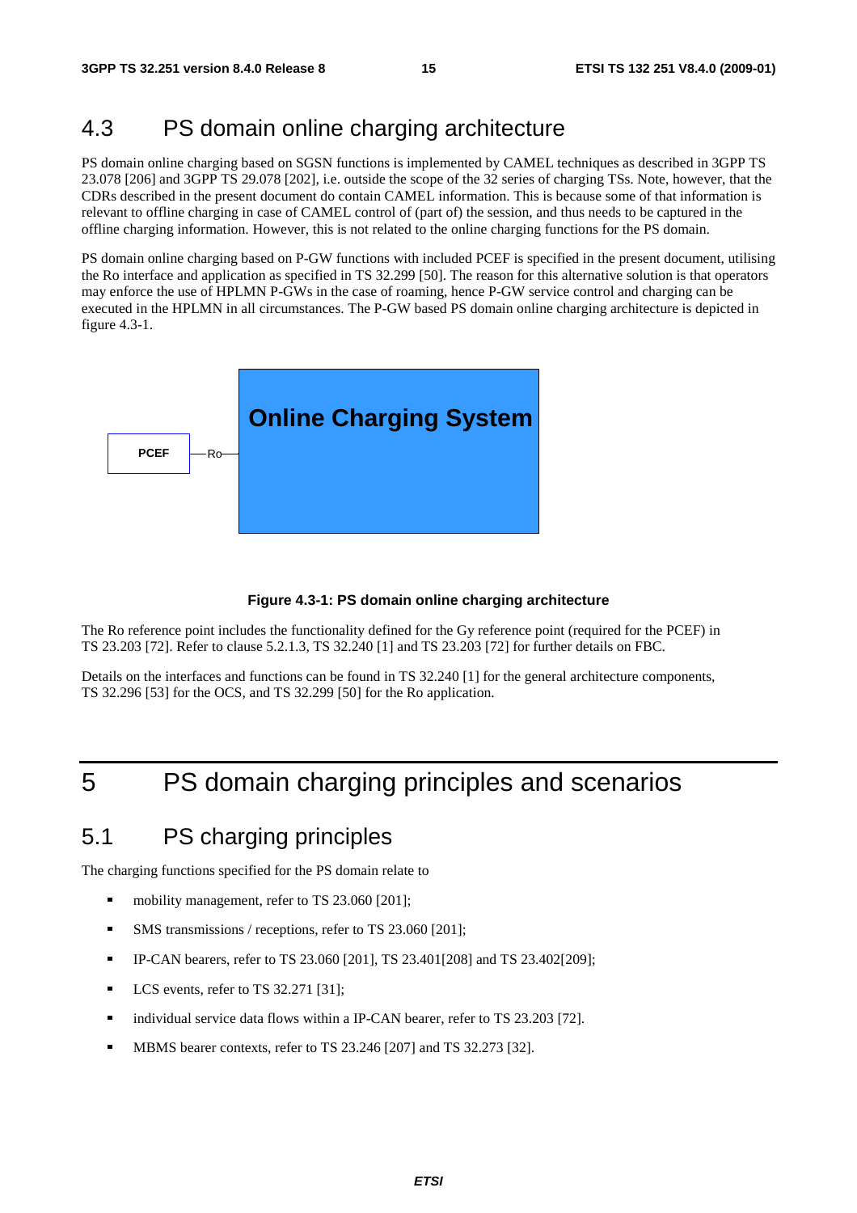## 4.3 PS domain online charging architecture

PS domain online charging based on SGSN functions is implemented by CAMEL techniques as described in 3GPP TS 23.078 [206] and 3GPP TS 29.078 [202], i.e. outside the scope of the 32 series of charging TSs. Note, however, that the CDRs described in the present document do contain CAMEL information. This is because some of that information is relevant to offline charging in case of CAMEL control of (part of) the session, and thus needs to be captured in the offline charging information. However, this is not related to the online charging functions for the PS domain.

PS domain online charging based on P-GW functions with included PCEF is specified in the present document, utilising the Ro interface and application as specified in TS 32.299 [50]. The reason for this alternative solution is that operators may enforce the use of HPLMN P-GWs in the case of roaming, hence P-GW service control and charging can be executed in the HPLMN in all circumstances. The P-GW based PS domain online charging architecture is depicted in figure 4.3-1.

PCEF —Ro— Online Charging System

**Figure 4.3-1: PS domain online charging architecture**

The Ro reference point includes the functionality defined for the Gy reference point (required for the PCEF) in TS 23.203 [72]. Refer to clause 5.2.1.3, TS 32.240 [1] and TS 23.203 [72] for further details on FBC.

Details on the interfaces and functions can be found in TS 32.240 [1] for the general architecture components, TS 32.296 [53] for the OCS, and TS 32.299 [50] for the Ro application.

# 5 PS domain charging principles and scenarios

## 5.1 PS charging principles

The charging functions specified for the PS domain relate to

- mobility management, refer to TS 23.060 [201];
- SMS transmissions / receptions, refer to TS 23.060 [201];
- IP-CAN bearers, refer to TS 23.060 [201], TS 23.401[208] and TS 23.402[209];
- LCS events, refer to TS 32.271 [31];
- individual service data flows within a IP-CAN bearer, refer to TS 23.203 [72].
- MBMS bearer contexts, refer to TS 23.246 [207] and TS 32.273 [32].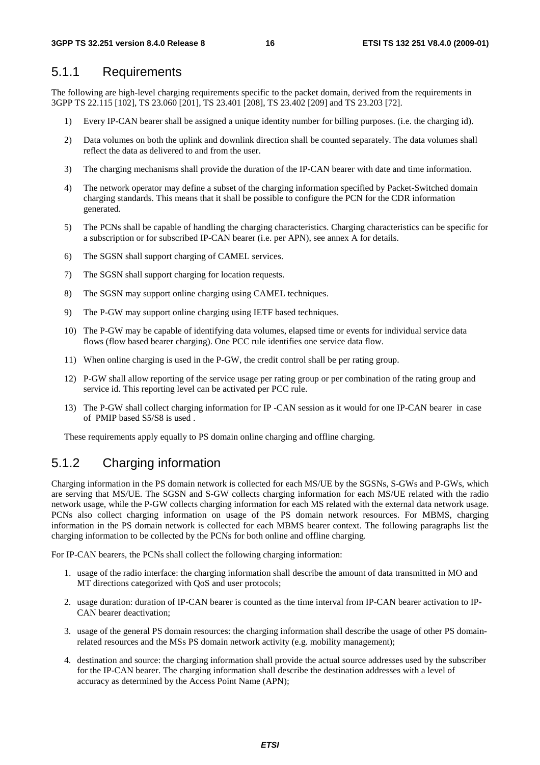### 5.1.1 Requirements

The following are high-level charging requirements specific to the packet domain, derived from the requirements in 3GPP TS 22.115 [102], TS 23.060 [201], TS 23.401 [208], TS 23.402 [209] and TS 23.203 [72].

1) Every IP-CAN bearer shall be assigned a unique identity number for billing purposes. (i.e. the charging id).
2) Data volumes on both the uplink and downlink direction shall be counted separately. The data volumes shall reflect the data as delivered to and from the user.
3) The charging mechanisms shall provide the duration of the IP-CAN bearer with date and time information.
4) The network operator may define a subset of the charging information specified by Packet-Switched domain charging standards. This means that it shall be possible to configure the PCN for the CDR information generated.
5) The PCNs shall be capable of handling the charging characteristics. Charging characteristics can be specific for a subscription or for subscribed IP-CAN bearer (i.e. per APN), see annex A for details.
6) The SGSN shall support charging of CAMEL services.
7) The SGSN shall support charging for location requests.
8) The SGSN may support online charging using CAMEL techniques.
9) The P-GW may support online charging using IETF based techniques.
10) The P-GW may be capable of identifying data volumes, elapsed time or events for individual service data flows (flow based bearer charging). One PCC rule identifies one service data flow.
11) When online charging is used in the P-GW, the credit control shall be per rating group.
12) P-GW shall allow reporting of the service usage per rating group or per combination of the rating group and service id. This reporting level can be activated per PCC rule.
13) The P-GW shall collect charging information for IP -CAN session as it would for one IP-CAN bearer in case of PMIP based S5/S8 is used .

These requirements apply equally to PS domain online charging and offline charging.

### 5.1.2 Charging information

Charging information in the PS domain network is collected for each MS/UE by the SGSNs, S-GWs and P-GWs, which are serving that MS/UE. The SGSN and S-GW collects charging information for each MS/UE related with the radio network usage, while the P-GW collects charging information for each MS related with the external data network usage. PCNs also collect charging information on usage of the PS domain network resources. For MBMS, charging information in the PS domain network is collected for each MBMS bearer context. The following paragraphs list the charging information to be collected by the PCNs for both online and offline charging.

For IP-CAN bearers, the PCNs shall collect the following charging information:

1. usage of the radio interface: the charging information shall describe the amount of data transmitted in MO and MT directions categorized with QoS and user protocols;
2. usage duration: duration of IP-CAN bearer is counted as the time interval from IP-CAN bearer activation to IP-CAN bearer deactivation;
3. usage of the general PS domain resources: the charging information shall describe the usage of other PS domain-related resources and the MSs PS domain network activity (e.g. mobility management);
4. destination and source: the charging information shall provide the actual source addresses used by the subscriber for the IP-CAN bearer. The charging information shall describe the destination addresses with a level of accuracy as determined by the Access Point Name (APN);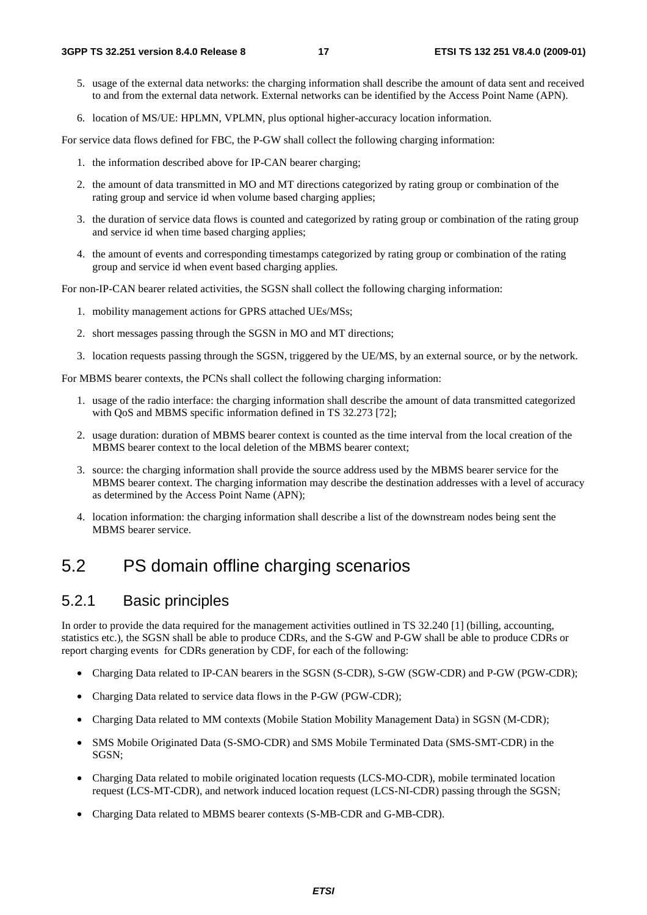5. usage of the external data networks: the charging information shall describe the amount of data sent and received to and from the external data network. External networks can be identified by the Access Point Name (APN).
6. location of MS/UE: HPLMN, VPLMN, plus optional higher-accuracy location information.

For service data flows defined for FBC, the P-GW shall collect the following charging information:

1. the information described above for IP-CAN bearer charging;
2. the amount of data transmitted in MO and MT directions categorized by rating group or combination of the rating group and service id when volume based charging applies;
3. the duration of service data flows is counted and categorized by rating group or combination of the rating group and service id when time based charging applies;
4. the amount of events and corresponding timestamps categorized by rating group or combination of the rating group and service id when event based charging applies.

For non-IP-CAN bearer related activities, the SGSN shall collect the following charging information:

1. mobility management actions for GPRS attached UEs/MSs;
2. short messages passing through the SGSN in MO and MT directions;
3. location requests passing through the SGSN, triggered by the UE/MS, by an external source, or by the network.

For MBMS bearer contexts, the PCNs shall collect the following charging information:

1. usage of the radio interface: the charging information shall describe the amount of data transmitted categorized with QoS and MBMS specific information defined in TS 32.273 [72];
2. usage duration: duration of MBMS bearer context is counted as the time interval from the local creation of the MBMS bearer context to the local deletion of the MBMS bearer context;
3. source: the charging information shall provide the source address used by the MBMS bearer service for the MBMS bearer context. The charging information may describe the destination addresses with a level of accuracy as determined by the Access Point Name (APN);
4. location information: the charging information shall describe a list of the downstream nodes being sent the MBMS bearer service.

# 5.2 PS domain offline charging scenarios

## 5.2.1 Basic principles

In order to provide the data required for the management activities outlined in TS 32.240 [1] (billing, accounting, statistics etc.), the SGSN shall be able to produce CDRs, and the S-GW and P-GW shall be able to produce CDRs or report charging events for CDRs generation by CDF, for each of the following:

- Charging Data related to IP-CAN bearers in the SGSN (S-CDR), S-GW (SGW-CDR) and P-GW (PGW-CDR);
- Charging Data related to service data flows in the P-GW (PGW-CDR);
- Charging Data related to MM contexts (Mobile Station Mobility Management Data) in SGSN (M-CDR);
- SMS Mobile Originated Data (S-SMO-CDR) and SMS Mobile Terminated Data (SMS-SMT-CDR) in the SGSN;
- Charging Data related to mobile originated location requests (LCS-MO-CDR), mobile terminated location request (LCS-MT-CDR), and network induced location request (LCS-NI-CDR) passing through the SGSN;
- Charging Data related to MBMS bearer contexts (S-MB-CDR and G-MB-CDR).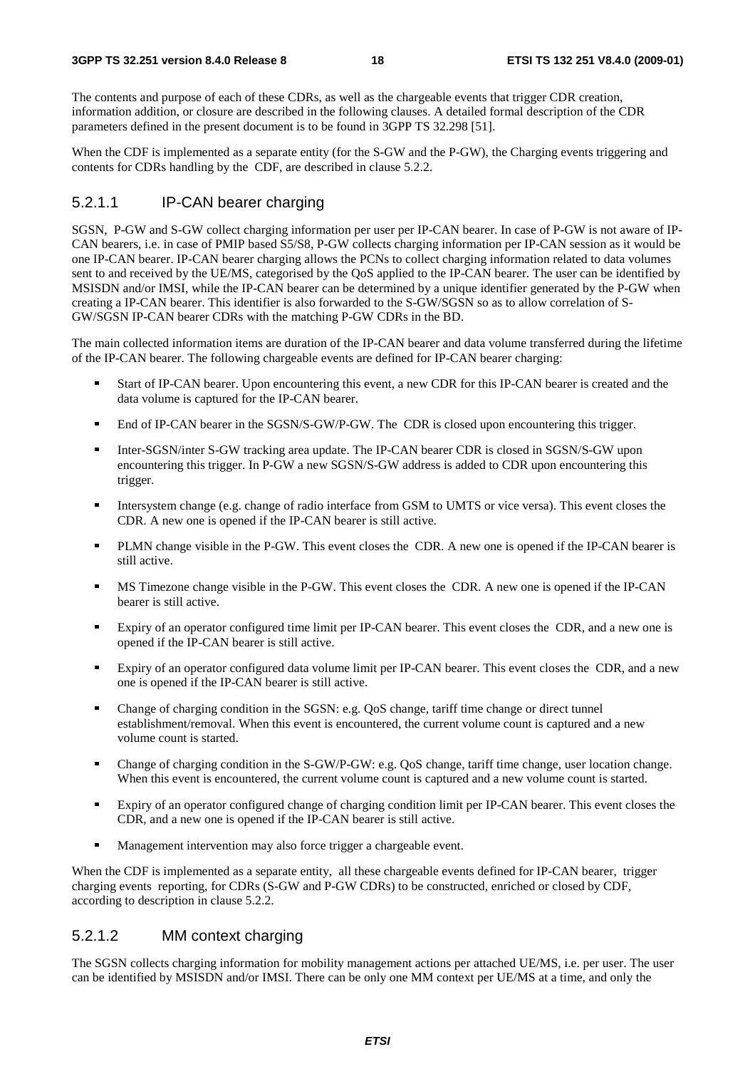The contents and purpose of each of these CDRs, as well as the chargeable events that trigger CDR creation, information addition, or closure are described in the following clauses. A detailed formal description of the CDR parameters defined in the present document is to be found in 3GPP TS 32.298 [51].

When the CDF is implemented as a separate entity (for the S-GW and the P-GW), the Charging events triggering and contents for CDRs handling by the CDF, are described in clause 5.2.2.

### 5.2.1.1 IP-CAN bearer charging

SGSN, P-GW and S-GW collect charging information per user per IP-CAN bearer. In case of P-GW is not aware of IP-CAN bearers, i.e. in case of PMIP based S5/S8, P-GW collects charging information per IP-CAN session as it would be one IP-CAN bearer. IP-CAN bearer charging allows the PCNs to collect charging information related to data volumes sent to and received by the UE/MS, categorised by the QoS applied to the IP-CAN bearer. The user can be identified by MSISDN and/or IMSI, while the IP-CAN bearer can be determined by a unique identifier generated by the P-GW when creating a IP-CAN bearer. This identifier is also forwarded to the S-GW/SGSN so as to allow correlation of S-GW/SGSN IP-CAN bearer CDRs with the matching P-GW CDRs in the BD.

The main collected information items are duration of the IP-CAN bearer and data volume transferred during the lifetime of the IP-CAN bearer. The following chargeable events are defined for IP-CAN bearer charging:

- Start of IP-CAN bearer. Upon encountering this event, a new CDR for this IP-CAN bearer is created and the data volume is captured for the IP-CAN bearer.
- End of IP-CAN bearer in the SGSN/S-GW/P-GW. The CDR is closed upon encountering this trigger.
- Inter-SGSN/inter S-GW tracking area update. The IP-CAN bearer CDR is closed in SGSN/S-GW upon encountering this trigger. In P-GW a new SGSN/S-GW address is added to CDR upon encountering this trigger.
- Intersystem change (e.g. change of radio interface from GSM to UMTS or vice versa). This event closes the CDR. A new one is opened if the IP-CAN bearer is still active.
- PLMN change visible in the P-GW. This event closes the CDR. A new one is opened if the IP-CAN bearer is still active.
- MS Timezone change visible in the P-GW. This event closes the CDR. A new one is opened if the IP-CAN bearer is still active.
- Expiry of an operator configured time limit per IP-CAN bearer. This event closes the CDR, and a new one is opened if the IP-CAN bearer is still active.
- Expiry of an operator configured data volume limit per IP-CAN bearer. This event closes the CDR, and a new one is opened if the IP-CAN bearer is still active.
- Change of charging condition in the SGSN: e.g. QoS change, tariff time change or direct tunnel establishment/removal. When this event is encountered, the current volume count is captured and a new volume count is started.
- Change of charging condition in the S-GW/P-GW: e.g. QoS change, tariff time change, user location change. When this event is encountered, the current volume count is captured and a new volume count is started.
- Expiry of an operator configured change of charging condition limit per IP-CAN bearer. This event closes the CDR, and a new one is opened if the IP-CAN bearer is still active.
- Management intervention may also force trigger a chargeable event.

When the CDF is implemented as a separate entity, all these chargeable events defined for IP-CAN bearer, trigger charging events reporting, for CDRs (S-GW and P-GW CDRs) to be constructed, enriched or closed by CDF, according to description in clause 5.2.2.

### 5.2.1.2 MM context charging

The SGSN collects charging information for mobility management actions per attached UE/MS, i.e. per user. The user can be identified by MSISDN and/or IMSI. There can be only one MM context per UE/MS at a time, and only the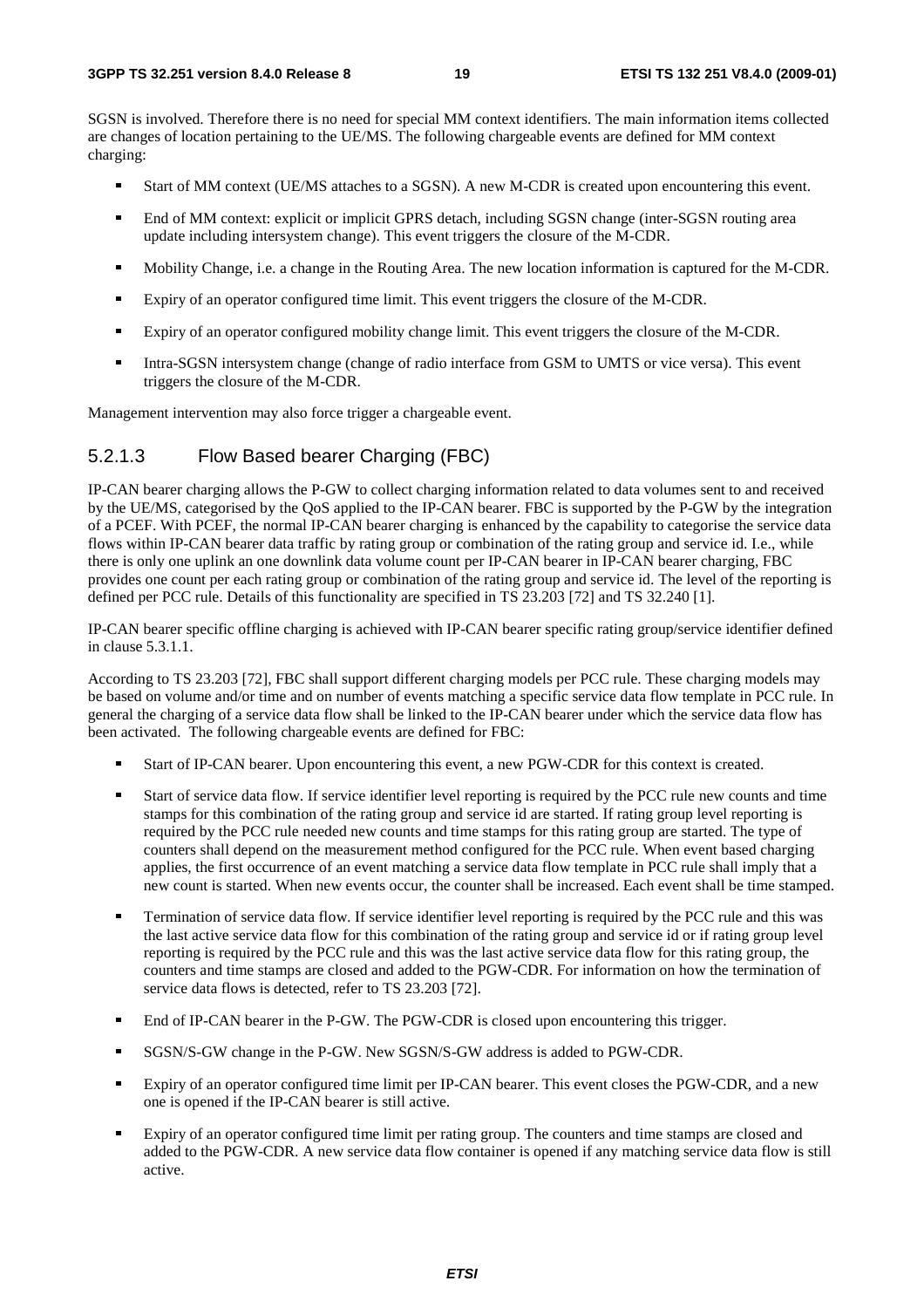SGSN is involved. Therefore there is no need for special MM context identifiers. The main information items collected are changes of location pertaining to the UE/MS. The following chargeable events are defined for MM context charging:

- Start of MM context (UE/MS attaches to a SGSN). A new M-CDR is created upon encountering this event.
- End of MM context: explicit or implicit GPRS detach, including SGSN change (inter-SGSN routing area update including intersystem change). This event triggers the closure of the M-CDR.
- Mobility Change, i.e. a change in the Routing Area. The new location information is captured for the M-CDR.
- Expiry of an operator configured time limit. This event triggers the closure of the M-CDR.
- Expiry of an operator configured mobility change limit. This event triggers the closure of the M-CDR.
- Intra-SGSN intersystem change (change of radio interface from GSM to UMTS or vice versa). This event triggers the closure of the M-CDR.

Management intervention may also force trigger a chargeable event.

### 5.2.1.3 Flow Based bearer Charging (FBC)

IP-CAN bearer charging allows the P-GW to collect charging information related to data volumes sent to and received by the UE/MS, categorised by the QoS applied to the IP-CAN bearer. FBC is supported by the P-GW by the integration of a PCEF. With PCEF, the normal IP-CAN bearer charging is enhanced by the capability to categorise the service data flows within IP-CAN bearer data traffic by rating group or combination of the rating group and service id. I.e., while there is only one uplink an one downlink data volume count per IP-CAN bearer in IP-CAN bearer charging, FBC provides one count per each rating group or combination of the rating group and service id. The level of the reporting is defined per PCC rule. Details of this functionality are specified in TS 23.203 [72] and TS 32.240 [1].

IP-CAN bearer specific offline charging is achieved with IP-CAN bearer specific rating group/service identifier defined in clause 5.3.1.1.

According to TS 23.203 [72], FBC shall support different charging models per PCC rule. These charging models may be based on volume and/or time and on number of events matching a specific service data flow template in PCC rule. In general the charging of a service data flow shall be linked to the IP-CAN bearer under which the service data flow has been activated. The following chargeable events are defined for FBC:

- Start of IP-CAN bearer. Upon encountering this event, a new PGW-CDR for this context is created.
- Start of service data flow. If service identifier level reporting is required by the PCC rule new counts and time stamps for this combination of the rating group and service id are started. If rating group level reporting is required by the PCC rule needed new counts and time stamps for this rating group are started. The type of counters shall depend on the measurement method configured for the PCC rule. When event based charging applies, the first occurrence of an event matching a service data flow template in PCC rule shall imply that a new count is started. When new events occur, the counter shall be increased. Each event shall be time stamped.
- Termination of service data flow. If service identifier level reporting is required by the PCC rule and this was the last active service data flow for this combination of the rating group and service id or if rating group level reporting is required by the PCC rule and this was the last active service data flow for this rating group, the counters and time stamps are closed and added to the PGW-CDR. For information on how the termination of service data flows is detected, refer to TS 23.203 [72].
- End of IP-CAN bearer in the P-GW. The PGW-CDR is closed upon encountering this trigger.
- SGSN/S-GW change in the P-GW. New SGSN/S-GW address is added to PGW-CDR.
- Expiry of an operator configured time limit per IP-CAN bearer. This event closes the PGW-CDR, and a new one is opened if the IP-CAN bearer is still active.
- Expiry of an operator configured time limit per rating group. The counters and time stamps are closed and added to the PGW-CDR. A new service data flow container is opened if any matching service data flow is still active.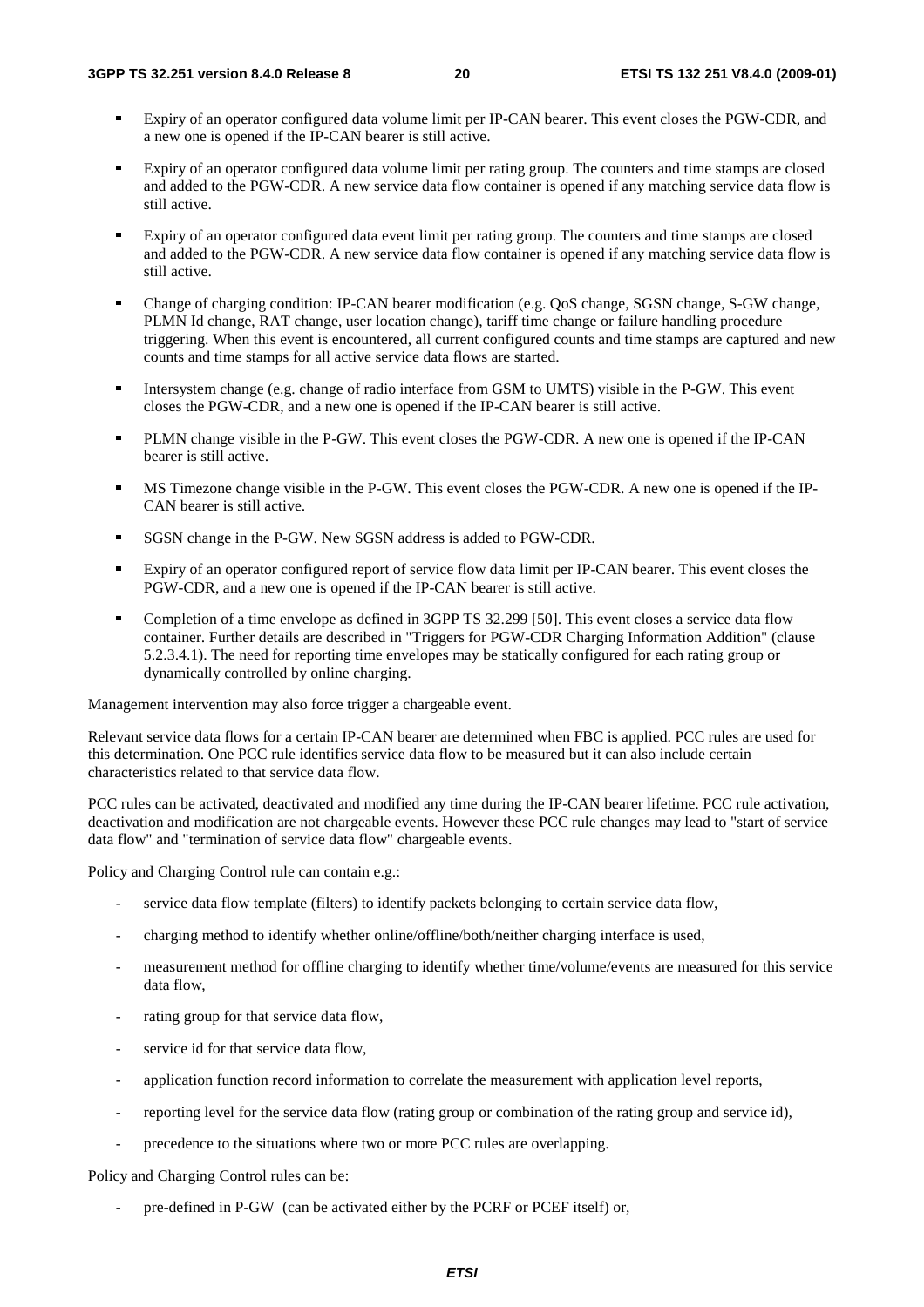- Expiry of an operator configured data volume limit per IP-CAN bearer. This event closes the PGW-CDR, and a new one is opened if the IP-CAN bearer is still active.
- Expiry of an operator configured data volume limit per rating group. The counters and time stamps are closed and added to the PGW-CDR. A new service data flow container is opened if any matching service data flow is still active.
- Expiry of an operator configured data event limit per rating group. The counters and time stamps are closed and added to the PGW-CDR. A new service data flow container is opened if any matching service data flow is still active.
- Change of charging condition: IP-CAN bearer modification (e.g. QoS change, SGSN change, S-GW change, PLMN Id change, RAT change, user location change), tariff time change or failure handling procedure triggering. When this event is encountered, all current configured counts and time stamps are captured and new counts and time stamps for all active service data flows are started.
- Intersystem change (e.g. change of radio interface from GSM to UMTS) visible in the P-GW. This event closes the PGW-CDR, and a new one is opened if the IP-CAN bearer is still active.
- PLMN change visible in the P-GW. This event closes the PGW-CDR. A new one is opened if the IP-CAN bearer is still active.
- MS Timezone change visible in the P-GW. This event closes the PGW-CDR. A new one is opened if the IP-CAN bearer is still active.
- SGSN change in the P-GW. New SGSN address is added to PGW-CDR.
- Expiry of an operator configured report of service flow data limit per IP-CAN bearer. This event closes the PGW-CDR, and a new one is opened if the IP-CAN bearer is still active.
- Completion of a time envelope as defined in 3GPP TS 32.299 [50]. This event closes a service data flow container. Further details are described in "Triggers for PGW-CDR Charging Information Addition" (clause 5.2.3.4.1). The need for reporting time envelopes may be statically configured for each rating group or dynamically controlled by online charging.

Management intervention may also force trigger a chargeable event.

Relevant service data flows for a certain IP-CAN bearer are determined when FBC is applied. PCC rules are used for this determination. One PCC rule identifies service data flow to be measured but it can also include certain characteristics related to that service data flow.

PCC rules can be activated, deactivated and modified any time during the IP-CAN bearer lifetime. PCC rule activation, deactivation and modification are not chargeable events. However these PCC rule changes may lead to "start of service data flow" and "termination of service data flow" chargeable events.

Policy and Charging Control rule can contain e.g.:

- service data flow template (filters) to identify packets belonging to certain service data flow,
- charging method to identify whether online/offline/both/neither charging interface is used,
- measurement method for offline charging to identify whether time/volume/events are measured for this service data flow,
- rating group for that service data flow,
- service id for that service data flow,
- application function record information to correlate the measurement with application level reports,
- reporting level for the service data flow (rating group or combination of the rating group and service id),
- precedence to the situations where two or more PCC rules are overlapping.

Policy and Charging Control rules can be:

- pre-defined in P-GW (can be activated either by the PCRF or PCEF itself) or,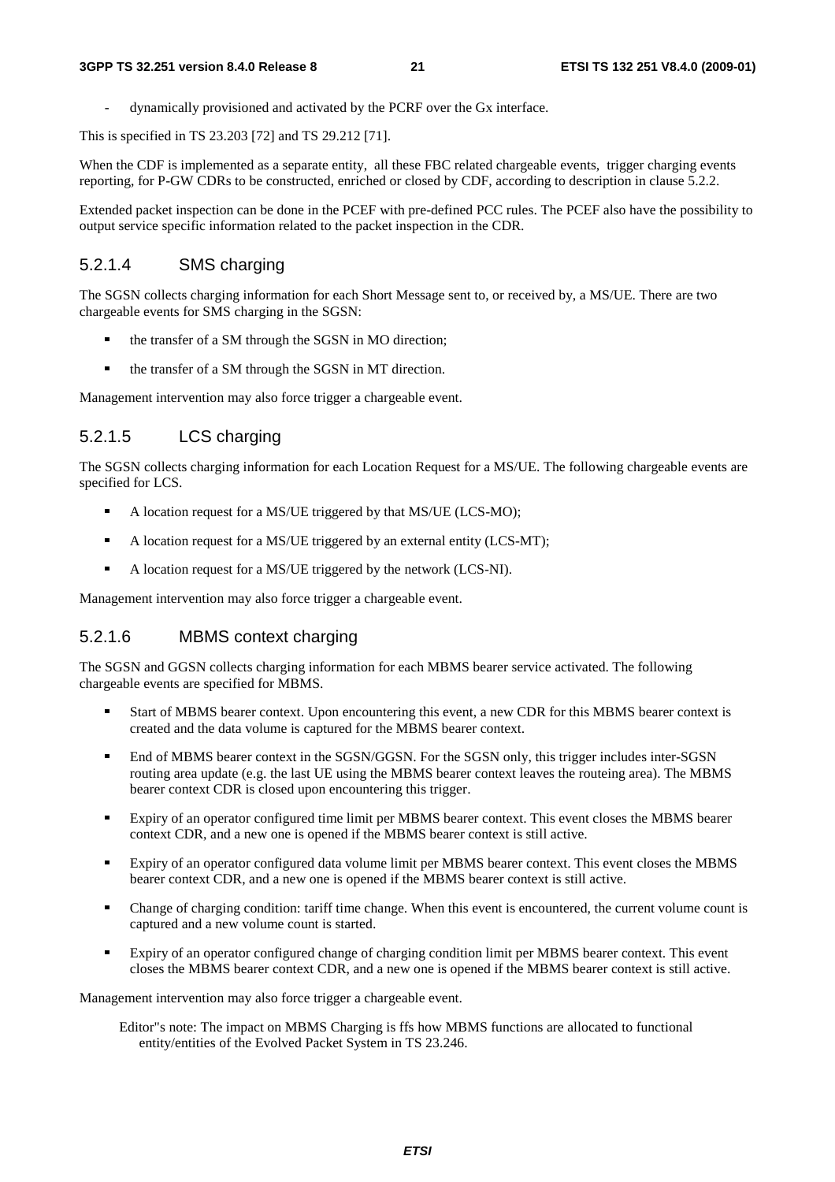- dynamically provisioned and activated by the PCRF over the Gx interface.

This is specified in TS 23.203 [72] and TS 29.212 [71].

When the CDF is implemented as a separate entity, all these FBC related chargeable events, trigger charging events reporting, for P-GW CDRs to be constructed, enriched or closed by CDF, according to description in clause 5.2.2.

Extended packet inspection can be done in the PCEF with pre-defined PCC rules. The PCEF also have the possibility to output service specific information related to the packet inspection in the CDR.

#### 5.2.1.4 SMS charging

The SGSN collects charging information for each Short Message sent to, or received by, a MS/UE. There are two chargeable events for SMS charging in the SGSN:

- the transfer of a SM through the SGSN in MO direction;
- the transfer of a SM through the SGSN in MT direction.

Management intervention may also force trigger a chargeable event.

#### 5.2.1.5 LCS charging

The SGSN collects charging information for each Location Request for a MS/UE. The following chargeable events are specified for LCS.

- A location request for a MS/UE triggered by that MS/UE (LCS-MO);
- A location request for a MS/UE triggered by an external entity (LCS-MT);
- A location request for a MS/UE triggered by the network (LCS-NI).

Management intervention may also force trigger a chargeable event.

#### 5.2.1.6 MBMS context charging

The SGSN and GGSN collects charging information for each MBMS bearer service activated. The following chargeable events are specified for MBMS.

- Start of MBMS bearer context. Upon encountering this event, a new CDR for this MBMS bearer context is created and the data volume is captured for the MBMS bearer context.
- End of MBMS bearer context in the SGSN/GGSN. For the SGSN only, this trigger includes inter-SGSN routing area update (e.g. the last UE using the MBMS bearer context leaves the routeing area). The MBMS bearer context CDR is closed upon encountering this trigger.
- Expiry of an operator configured time limit per MBMS bearer context. This event closes the MBMS bearer context CDR, and a new one is opened if the MBMS bearer context is still active.
- Expiry of an operator configured data volume limit per MBMS bearer context. This event closes the MBMS bearer context CDR, and a new one is opened if the MBMS bearer context is still active.
- Change of charging condition: tariff time change. When this event is encountered, the current volume count is captured and a new volume count is started.
- Expiry of an operator configured change of charging condition limit per MBMS bearer context. This event closes the MBMS bearer context CDR, and a new one is opened if the MBMS bearer context is still active.

Management intervention may also force trigger a chargeable event.

Editor"s note: The impact on MBMS Charging is ffs how MBMS functions are allocated to functional entity/entities of the Evolved Packet System in TS 23.246.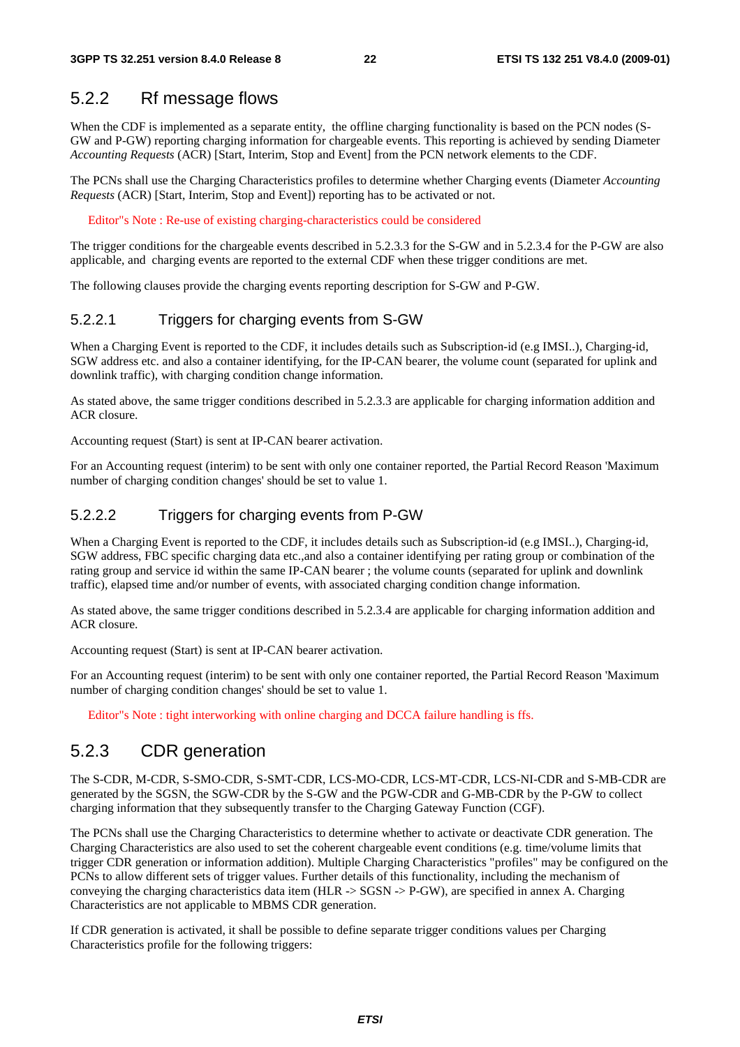## 5.2.2 Rf message flows

When the CDF is implemented as a separate entity, the offline charging functionality is based on the PCN nodes (S-GW and P-GW) reporting charging information for chargeable events. This reporting is achieved by sending Diameter *Accounting Requests* (ACR) [Start, Interim, Stop and Event] from the PCN network elements to the CDF.

The PCNs shall use the Charging Characteristics profiles to determine whether Charging events (Diameter *Accounting Requests* (ACR) [Start, Interim, Stop and Event]) reporting has to be activated or not.

Editor"s Note : Re-use of existing charging-characteristics could be considered

The trigger conditions for the chargeable events described in 5.2.3.3 for the S-GW and in 5.2.3.4 for the P-GW are also applicable, and charging events are reported to the external CDF when these trigger conditions are met.

The following clauses provide the charging events reporting description for S-GW and P-GW.

### 5.2.2.1 Triggers for charging events from S-GW

When a Charging Event is reported to the CDF, it includes details such as Subscription-id (e.g IMSI..), Charging-id, SGW address etc. and also a container identifying, for the IP-CAN bearer, the volume count (separated for uplink and downlink traffic), with charging condition change information.

As stated above, the same trigger conditions described in 5.2.3.3 are applicable for charging information addition and ACR closure.

Accounting request (Start) is sent at IP-CAN bearer activation.

For an Accounting request (interim) to be sent with only one container reported, the Partial Record Reason 'Maximum number of charging condition changes' should be set to value 1.

### 5.2.2.2 Triggers for charging events from P-GW

When a Charging Event is reported to the CDF, it includes details such as Subscription-id (e.g IMSI..), Charging-id, SGW address, FBC specific charging data etc.,and also a container identifying per rating group or combination of the rating group and service id within the same IP-CAN bearer ; the volume counts (separated for uplink and downlink traffic), elapsed time and/or number of events, with associated charging condition change information.

As stated above, the same trigger conditions described in 5.2.3.4 are applicable for charging information addition and ACR closure.

Accounting request (Start) is sent at IP-CAN bearer activation.

For an Accounting request (interim) to be sent with only one container reported, the Partial Record Reason 'Maximum number of charging condition changes' should be set to value 1.

Editor"s Note : tight interworking with online charging and DCCA failure handling is ffs.

## 5.2.3 CDR generation

The S-CDR, M-CDR, S-SMO-CDR, S-SMT-CDR, LCS-MO-CDR, LCS-MT-CDR, LCS-NI-CDR and S-MB-CDR are generated by the SGSN, the SGW-CDR by the S-GW and the PGW-CDR and G-MB-CDR by the P-GW to collect charging information that they subsequently transfer to the Charging Gateway Function (CGF).

The PCNs shall use the Charging Characteristics to determine whether to activate or deactivate CDR generation. The Charging Characteristics are also used to set the coherent chargeable event conditions (e.g. time/volume limits that trigger CDR generation or information addition). Multiple Charging Characteristics "profiles" may be configured on the PCNs to allow different sets of trigger values. Further details of this functionality, including the mechanism of conveying the charging characteristics data item (HLR -> SGSN -> P-GW), are specified in annex A. Charging Characteristics are not applicable to MBMS CDR generation.

If CDR generation is activated, it shall be possible to define separate trigger conditions values per Charging Characteristics profile for the following triggers: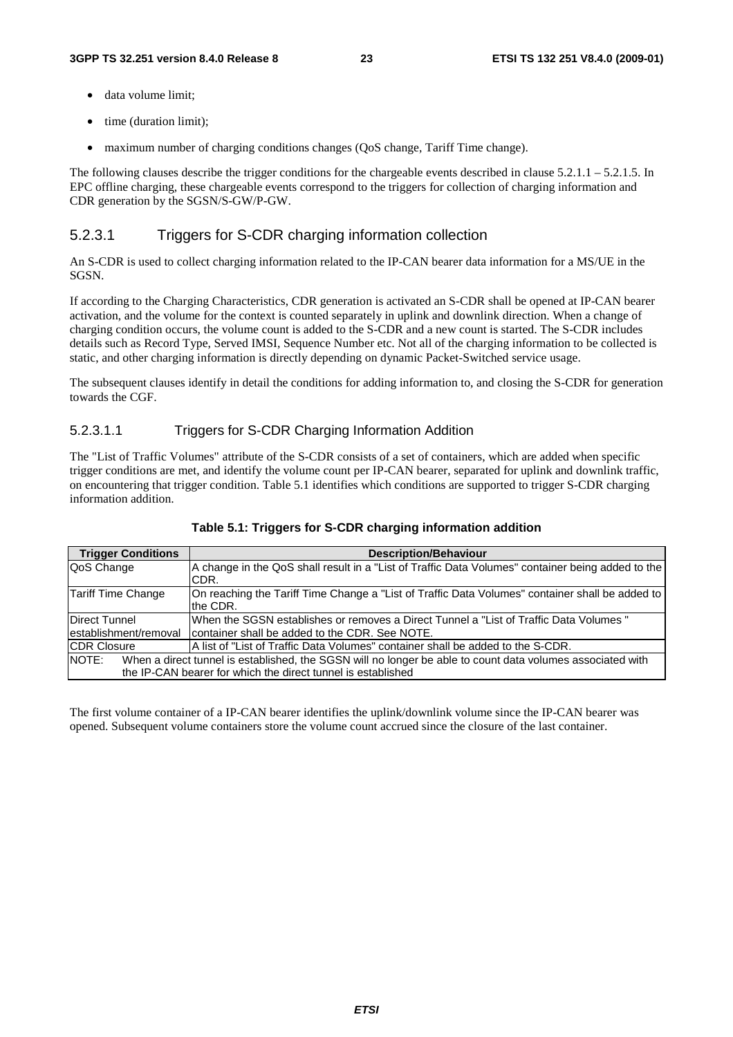- data volume limit;
- time (duration limit);
- maximum number of charging conditions changes (QoS change, Tariff Time change).

The following clauses describe the trigger conditions for the chargeable events described in clause 5.2.1.1 – 5.2.1.5. In EPC offline charging, these chargeable events correspond to the triggers for collection of charging information and CDR generation by the SGSN/S-GW/P-GW.

### 5.2.3.1 Triggers for S-CDR charging information collection

An S-CDR is used to collect charging information related to the IP-CAN bearer data information for a MS/UE in the SGSN.

If according to the Charging Characteristics, CDR generation is activated an S-CDR shall be opened at IP-CAN bearer activation, and the volume for the context is counted separately in uplink and downlink direction. When a change of charging condition occurs, the volume count is added to the S-CDR and a new count is started. The S-CDR includes details such as Record Type, Served IMSI, Sequence Number etc. Not all of the charging information to be collected is static, and other charging information is directly depending on dynamic Packet-Switched service usage.

The subsequent clauses identify in detail the conditions for adding information to, and closing the S-CDR for generation towards the CGF.

#### 5.2.3.1.1 Triggers for S-CDR Charging Information Addition

The "List of Traffic Volumes" attribute of the S-CDR consists of a set of containers, which are added when specific trigger conditions are met, and identify the volume count per IP-CAN bearer, separated for uplink and downlink traffic, on encountering that trigger condition. Table 5.1 identifies which conditions are supported to trigger S-CDR charging information addition.

**Table 5.1: Triggers for S-CDR charging information addition**

| Trigger Conditions | Description/Behaviour |
|---|---|
| QoS Change | A change in the QoS shall result in a "List of Traffic Data Volumes" container being added to the CDR. |
| Tariff Time Change | On reaching the Tariff Time Change a "List of Traffic Data Volumes" container shall be added to the CDR. |
| Direct Tunnel establishment/removal | When the SGSN establishes or removes a Direct Tunnel a "List of Traffic Data Volumes " container shall be added to the CDR. See NOTE. |
| CDR Closure | A list of "List of Traffic Data Volumes" container shall be added to the S-CDR. |
| NOTE: When a direct tunnel is established, the SGSN will no longer be able to count data volumes associated with the IP-CAN bearer for which the direct tunnel is established | |

The first volume container of a IP-CAN bearer identifies the uplink/downlink volume since the IP-CAN bearer was opened. Subsequent volume containers store the volume count accrued since the closure of the last container.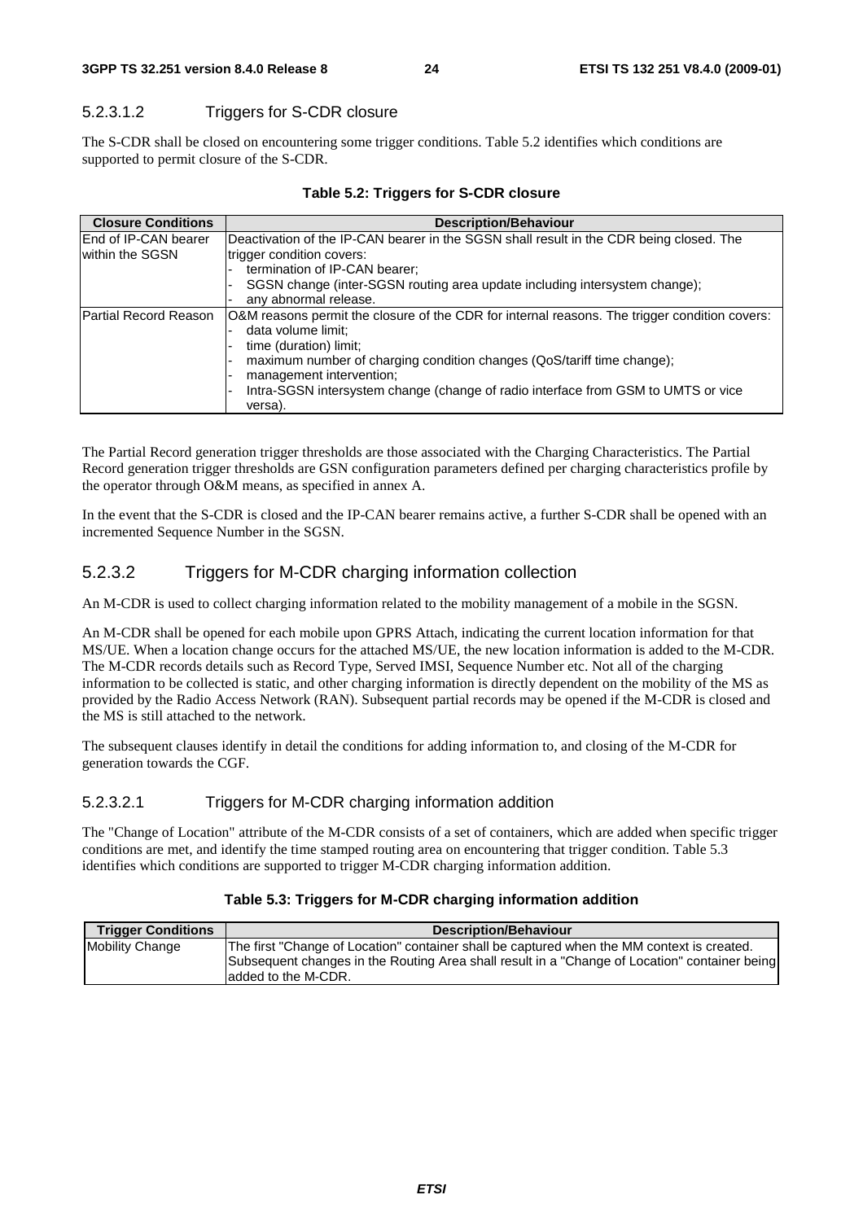#### 5.2.3.1.2 Triggers for S-CDR closure

The S-CDR shall be closed on encountering some trigger conditions. Table 5.2 identifies which conditions are supported to permit closure of the S-CDR.

**Table 5.2: Triggers for S-CDR closure**

| Closure Conditions | Description/Behaviour |
|---|---|
| End of IP-CAN bearer within the SGSN | Deactivation of the IP-CAN bearer in the SGSN shall result in the CDR being closed. The trigger condition covers:<br>- termination of IP-CAN bearer;<br>- SGSN change (inter-SGSN routing area update including intersystem change);<br>- any abnormal release. |
| Partial Record Reason | O&M reasons permit the closure of the CDR for internal reasons. The trigger condition covers:<br>- data volume limit;<br>- time (duration) limit;<br>- maximum number of charging condition changes (QoS/tariff time change);<br>- management intervention;<br>- Intra-SGSN intersystem change (change of radio interface from GSM to UMTS or vice versa). |

The Partial Record generation trigger thresholds are those associated with the Charging Characteristics. The Partial Record generation trigger thresholds are GSN configuration parameters defined per charging characteristics profile by the operator through O&M means, as specified in annex A.

In the event that the S-CDR is closed and the IP-CAN bearer remains active, a further S-CDR shall be opened with an incremented Sequence Number in the SGSN.

### 5.2.3.2 Triggers for M-CDR charging information collection

An M-CDR is used to collect charging information related to the mobility management of a mobile in the SGSN.

An M-CDR shall be opened for each mobile upon GPRS Attach, indicating the current location information for that MS/UE. When a location change occurs for the attached MS/UE, the new location information is added to the M-CDR. The M-CDR records details such as Record Type, Served IMSI, Sequence Number etc. Not all of the charging information to be collected is static, and other charging information is directly dependent on the mobility of the MS as provided by the Radio Access Network (RAN). Subsequent partial records may be opened if the M-CDR is closed and the MS is still attached to the network.

The subsequent clauses identify in detail the conditions for adding information to, and closing of the M-CDR for generation towards the CGF.

#### 5.2.3.2.1 Triggers for M-CDR charging information addition

The "Change of Location" attribute of the M-CDR consists of a set of containers, which are added when specific trigger conditions are met, and identify the time stamped routing area on encountering that trigger condition. Table 5.3 identifies which conditions are supported to trigger M-CDR charging information addition.

**Table 5.3: Triggers for M-CDR charging information addition**

| Trigger Conditions | Description/Behaviour |
|---|---|
| Mobility Change | The first "Change of Location" container shall be captured when the MM context is created. Subsequent changes in the Routing Area shall result in a "Change of Location" container being added to the M-CDR. |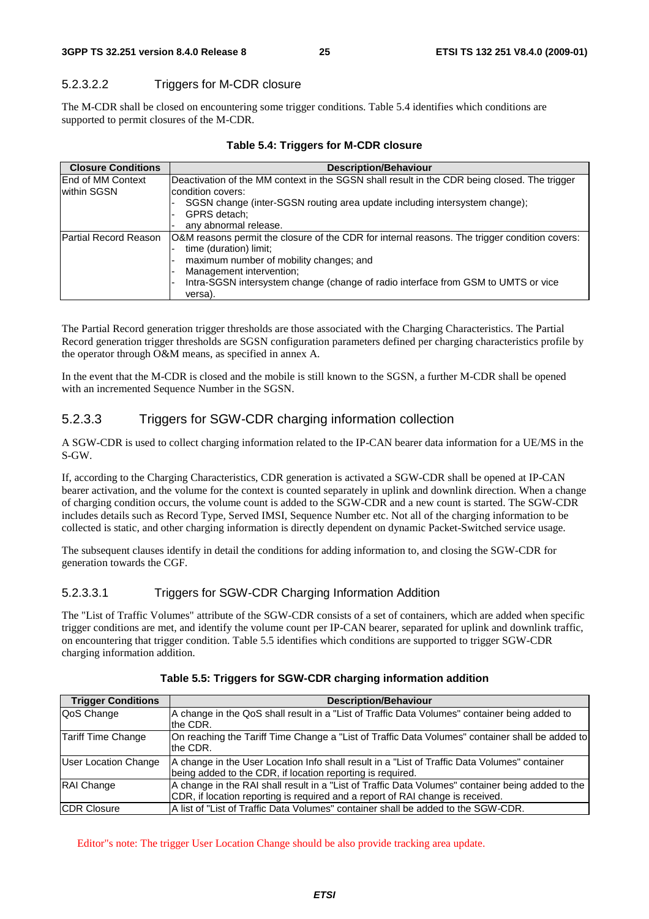#### 5.2.3.2.2 Triggers for M-CDR closure

The M-CDR shall be closed on encountering some trigger conditions. Table 5.4 identifies which conditions are supported to permit closures of the M-CDR.

**Table 5.4: Triggers for M-CDR closure**

| Closure Conditions | Description/Behaviour |
|---|---|
| End of MM Context within SGSN | Deactivation of the MM context in the SGSN shall result in the CDR being closed. The trigger condition covers:<br>- SGSN change (inter-SGSN routing area update including intersystem change);<br>- GPRS detach;<br>- any abnormal release. |
| Partial Record Reason | O&M reasons permit the closure of the CDR for internal reasons. The trigger condition covers:<br>- time (duration) limit;<br>- maximum number of mobility changes; and<br>- Management intervention;<br>- Intra-SGSN intersystem change (change of radio interface from GSM to UMTS or vice versa). |

The Partial Record generation trigger thresholds are those associated with the Charging Characteristics. The Partial Record generation trigger thresholds are SGSN configuration parameters defined per charging characteristics profile by the operator through O&M means, as specified in annex A.

In the event that the M-CDR is closed and the mobile is still known to the SGSN, a further M-CDR shall be opened with an incremented Sequence Number in the SGSN.

### 5.2.3.3 Triggers for SGW-CDR charging information collection

A SGW-CDR is used to collect charging information related to the IP-CAN bearer data information for a UE/MS in the S-GW.

If, according to the Charging Characteristics, CDR generation is activated a SGW-CDR shall be opened at IP-CAN bearer activation, and the volume for the context is counted separately in uplink and downlink direction. When a change of charging condition occurs, the volume count is added to the SGW-CDR and a new count is started. The SGW-CDR includes details such as Record Type, Served IMSI, Sequence Number etc. Not all of the charging information to be collected is static, and other charging information is directly dependent on dynamic Packet-Switched service usage.

The subsequent clauses identify in detail the conditions for adding information to, and closing the SGW-CDR for generation towards the CGF.

#### 5.2.3.3.1 Triggers for SGW-CDR Charging Information Addition

The "List of Traffic Volumes" attribute of the SGW-CDR consists of a set of containers, which are added when specific trigger conditions are met, and identify the volume count per IP-CAN bearer, separated for uplink and downlink traffic, on encountering that trigger condition. Table 5.5 identifies which conditions are supported to trigger SGW-CDR charging information addition.

**Table 5.5: Triggers for SGW-CDR charging information addition**

| Trigger Conditions | Description/Behaviour |
|---|---|
| QoS Change | A change in the QoS shall result in a "List of Traffic Data Volumes" container being added to the CDR. |
| Tariff Time Change | On reaching the Tariff Time Change a "List of Traffic Data Volumes" container shall be added to the CDR. |
| User Location Change | A change in the User Location Info shall result in a "List of Traffic Data Volumes" container being added to the CDR, if location reporting is required. |
| RAI Change | A change in the RAI shall result in a "List of Traffic Data Volumes" container being added to the CDR, if location reporting is required and a report of RAI change is received. |
| CDR Closure | A list of "List of Traffic Data Volumes" container shall be added to the SGW-CDR. |

Editor"s note: The trigger User Location Change should be also provide tracking area update.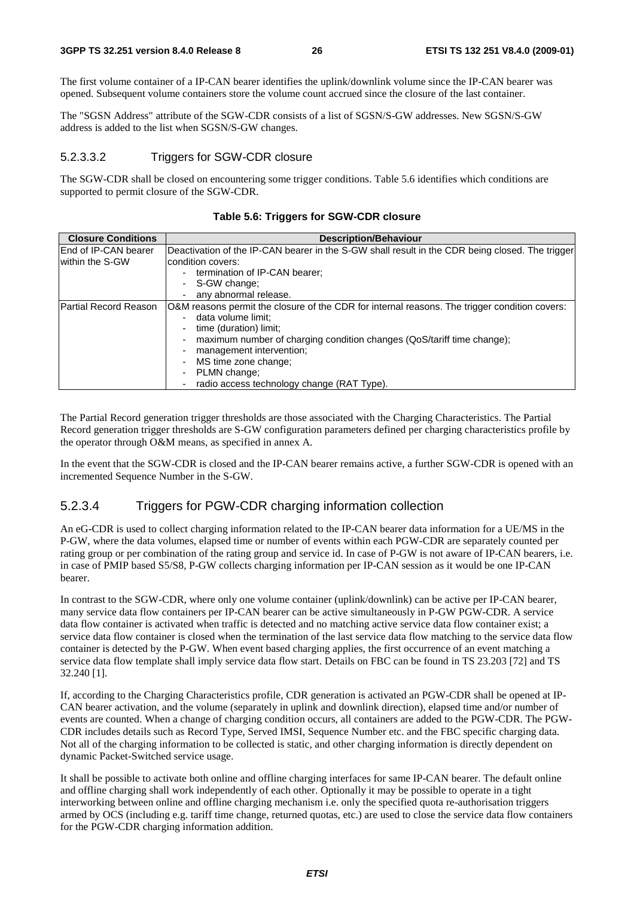The first volume container of a IP-CAN bearer identifies the uplink/downlink volume since the IP-CAN bearer was opened. Subsequent volume containers store the volume count accrued since the closure of the last container.

The "SGSN Address" attribute of the SGW-CDR consists of a list of SGSN/S-GW addresses. New SGSN/S-GW address is added to the list when SGSN/S-GW changes.

#### 5.2.3.3.2 Triggers for SGW-CDR closure

The SGW-CDR shall be closed on encountering some trigger conditions. Table 5.6 identifies which conditions are supported to permit closure of the SGW-CDR.

**Table 5.6: Triggers for SGW-CDR closure**

| Closure Conditions | Description/Behaviour |
|---|---|
| End of IP-CAN bearer within the S-GW | Deactivation of the IP-CAN bearer in the S-GW shall result in the CDR being closed. The trigger condition covers:<br>- termination of IP-CAN bearer;<br>- S-GW change;<br>- any abnormal release. |
| Partial Record Reason | O&M reasons permit the closure of the CDR for internal reasons. The trigger condition covers:<br>- data volume limit;<br>- time (duration) limit;<br>- maximum number of charging condition changes (QoS/tariff time change);<br>- management intervention;<br>- MS time zone change;<br>- PLMN change;<br>- radio access technology change (RAT Type). |

The Partial Record generation trigger thresholds are those associated with the Charging Characteristics. The Partial Record generation trigger thresholds are S-GW configuration parameters defined per charging characteristics profile by the operator through O&M means, as specified in annex A.

In the event that the SGW-CDR is closed and the IP-CAN bearer remains active, a further SGW-CDR is opened with an incremented Sequence Number in the S-GW.

### 5.2.3.4 Triggers for PGW-CDR charging information collection

An eG-CDR is used to collect charging information related to the IP-CAN bearer data information for a UE/MS in the P-GW, where the data volumes, elapsed time or number of events within each PGW-CDR are separately counted per rating group or per combination of the rating group and service id. In case of P-GW is not aware of IP-CAN bearers, i.e. in case of PMIP based S5/S8, P-GW collects charging information per IP-CAN session as it would be one IP-CAN bearer.

In contrast to the SGW-CDR, where only one volume container (uplink/downlink) can be active per IP-CAN bearer, many service data flow containers per IP-CAN bearer can be active simultaneously in P-GW PGW-CDR. A service data flow container is activated when traffic is detected and no matching active service data flow container exist; a service data flow container is closed when the termination of the last service data flow matching to the service data flow container is detected by the P-GW. When event based charging applies, the first occurrence of an event matching a service data flow template shall imply service data flow start. Details on FBC can be found in TS 23.203 [72] and TS 32.240 [1].

If, according to the Charging Characteristics profile, CDR generation is activated an PGW-CDR shall be opened at IP-CAN bearer activation, and the volume (separately in uplink and downlink direction), elapsed time and/or number of events are counted. When a change of charging condition occurs, all containers are added to the PGW-CDR. The PGW-CDR includes details such as Record Type, Served IMSI, Sequence Number etc. and the FBC specific charging data. Not all of the charging information to be collected is static, and other charging information is directly dependent on dynamic Packet-Switched service usage.

It shall be possible to activate both online and offline charging interfaces for same IP-CAN bearer. The default online and offline charging shall work independently of each other. Optionally it may be possible to operate in a tight interworking between online and offline charging mechanism i.e. only the specified quota re-authorisation triggers armed by OCS (including e.g. tariff time change, returned quotas, etc.) are used to close the service data flow containers for the PGW-CDR charging information addition.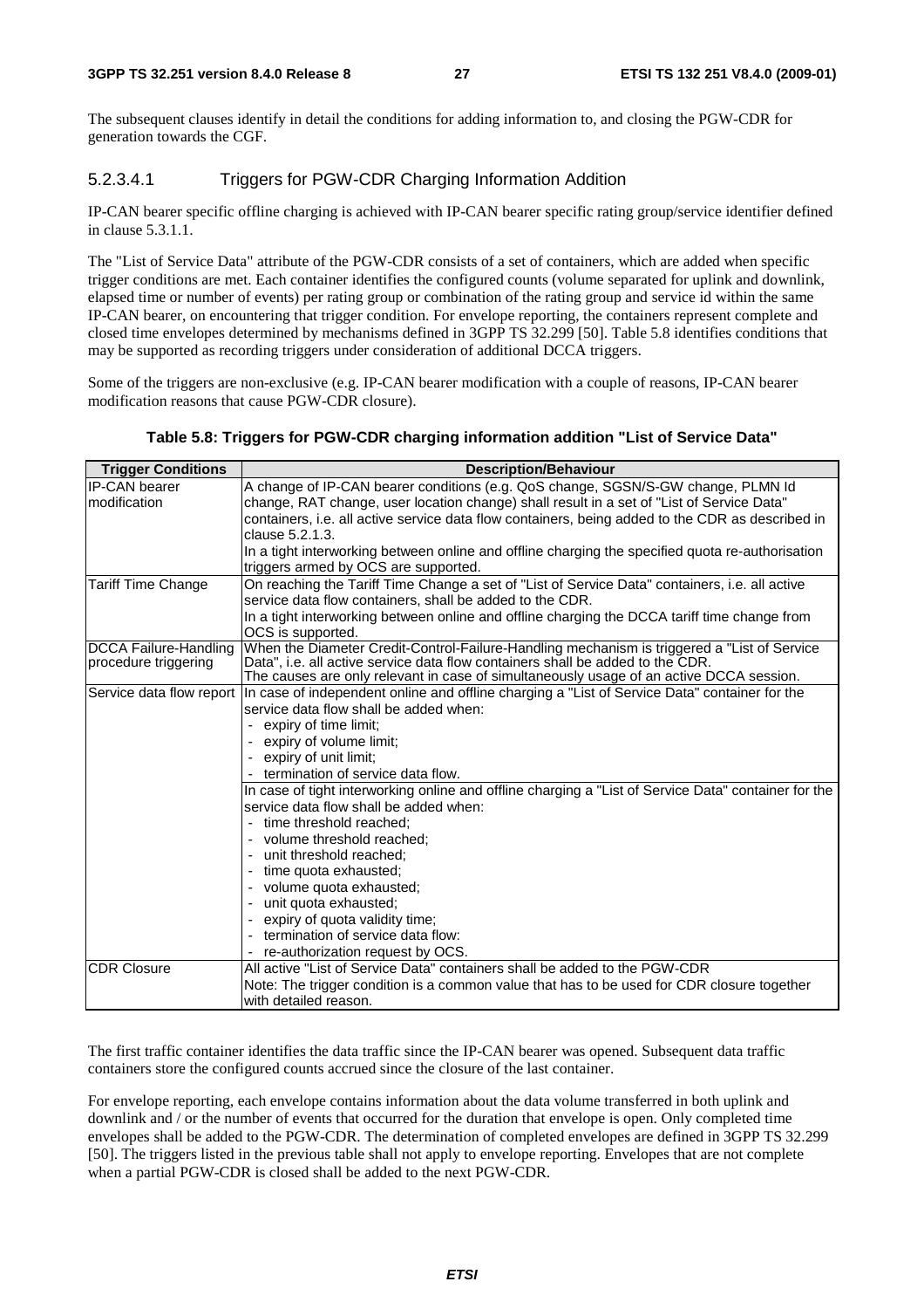The subsequent clauses identify in detail the conditions for adding information to, and closing the PGW-CDR for generation towards the CGF.

#### 5.2.3.4.1 Triggers for PGW-CDR Charging Information Addition

IP-CAN bearer specific offline charging is achieved with IP-CAN bearer specific rating group/service identifier defined in clause 5.3.1.1.

The "List of Service Data" attribute of the PGW-CDR consists of a set of containers, which are added when specific trigger conditions are met. Each container identifies the configured counts (volume separated for uplink and downlink, elapsed time or number of events) per rating group or combination of the rating group and service id within the same IP-CAN bearer, on encountering that trigger condition. For envelope reporting, the containers represent complete and closed time envelopes determined by mechanisms defined in 3GPP TS 32.299 [50]. Table 5.8 identifies conditions that may be supported as recording triggers under consideration of additional DCCA triggers.

Some of the triggers are non-exclusive (e.g. IP-CAN bearer modification with a couple of reasons, IP-CAN bearer modification reasons that cause PGW-CDR closure).

**Table 5.8: Triggers for PGW-CDR charging information addition "List of Service Data"**

| Trigger Conditions | Description/Behaviour |
|---|---|
| IP-CAN bearer modification | A change of IP-CAN bearer conditions (e.g. QoS change, SGSN/S-GW change, PLMN Id change, RAT change, user location change) shall result in a set of "List of Service Data" containers, i.e. all active service data flow containers, being added to the CDR as described in clause 5.2.1.3.<br>In a tight interworking between online and offline charging the specified quota re-authorisation triggers armed by OCS are supported. |
| Tariff Time Change | On reaching the Tariff Time Change a set of "List of Service Data" containers, i.e. all active service data flow containers, shall be added to the CDR.<br>In a tight interworking between online and offline charging the DCCA tariff time change from OCS is supported. |
| DCCA Failure-Handling procedure triggering | When the Diameter Credit-Control-Failure-Handling mechanism is triggered a "List of Service Data", i.e. all active service data flow containers shall be added to the CDR.<br>The causes are only relevant in case of simultaneously usage of an active DCCA session. |
| Service data flow report | In case of independent online and offline charging a "List of Service Data" container for the service data flow shall be added when:<br>- expiry of time limit;<br>- expiry of volume limit;<br>- expiry of unit limit;<br>- termination of service data flow.<br>In case of tight interworking online and offline charging a "List of Service Data" container for the service data flow shall be added when:<br>- time threshold reached;<br>- volume threshold reached;<br>- unit threshold reached;<br>- time quota exhausted;<br>- volume quota exhausted;<br>- unit quota exhausted;<br>- expiry of quota validity time;<br>- termination of service data flow:<br>- re-authorization request by OCS. |
| CDR Closure | All active "List of Service Data" containers shall be added to the PGW-CDR<br>Note: The trigger condition is a common value that has to be used for CDR closure together with detailed reason. |

The first traffic container identifies the data traffic since the IP-CAN bearer was opened. Subsequent data traffic containers store the configured counts accrued since the closure of the last container.

For envelope reporting, each envelope contains information about the data volume transferred in both uplink and downlink and / or the number of events that occurred for the duration that envelope is open. Only completed time envelopes shall be added to the PGW-CDR. The determination of completed envelopes are defined in 3GPP TS 32.299 [50]. The triggers listed in the previous table shall not apply to envelope reporting. Envelopes that are not complete when a partial PGW-CDR is closed shall be added to the next PGW-CDR.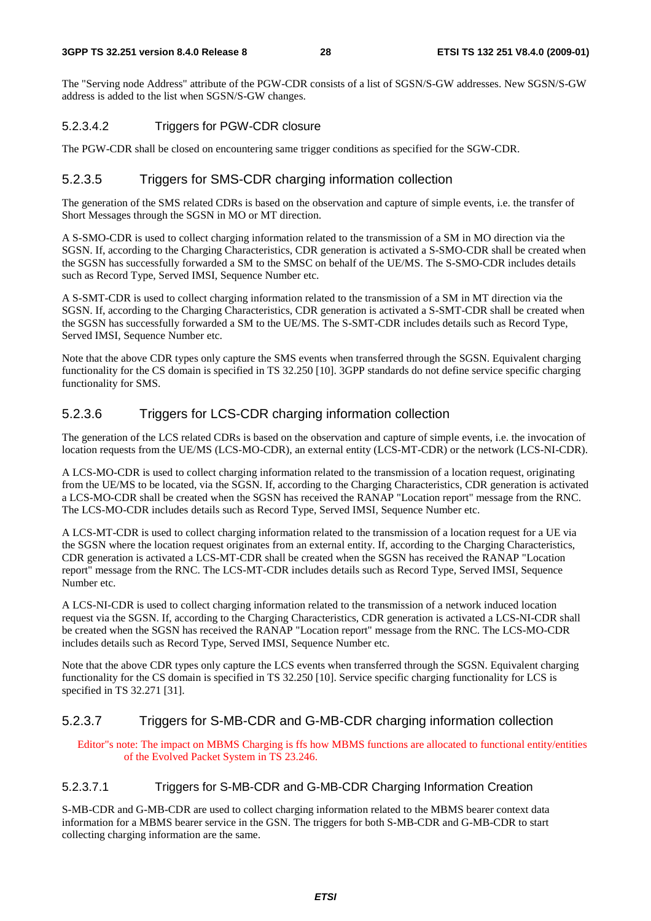The "Serving node Address" attribute of the PGW-CDR consists of a list of SGSN/S-GW addresses. New SGSN/S-GW address is added to the list when SGSN/S-GW changes.

##### 5.2.3.4.2 Triggers for PGW-CDR closure

The PGW-CDR shall be closed on encountering same trigger conditions as specified for the SGW-CDR.

#### 5.2.3.5 Triggers for SMS-CDR charging information collection

The generation of the SMS related CDRs is based on the observation and capture of simple events, i.e. the transfer of Short Messages through the SGSN in MO or MT direction.

A S-SMO-CDR is used to collect charging information related to the transmission of a SM in MO direction via the SGSN. If, according to the Charging Characteristics, CDR generation is activated a S-SMO-CDR shall be created when the SGSN has successfully forwarded a SM to the SMSC on behalf of the UE/MS. The S-SMO-CDR includes details such as Record Type, Served IMSI, Sequence Number etc.

A S-SMT-CDR is used to collect charging information related to the transmission of a SM in MT direction via the SGSN. If, according to the Charging Characteristics, CDR generation is activated a S-SMT-CDR shall be created when the SGSN has successfully forwarded a SM to the UE/MS. The S-SMT-CDR includes details such as Record Type, Served IMSI, Sequence Number etc.

Note that the above CDR types only capture the SMS events when transferred through the SGSN. Equivalent charging functionality for the CS domain is specified in TS 32.250 [10]. 3GPP standards do not define service specific charging functionality for SMS.

#### 5.2.3.6 Triggers for LCS-CDR charging information collection

The generation of the LCS related CDRs is based on the observation and capture of simple events, i.e. the invocation of location requests from the UE/MS (LCS-MO-CDR), an external entity (LCS-MT-CDR) or the network (LCS-NI-CDR).

A LCS-MO-CDR is used to collect charging information related to the transmission of a location request, originating from the UE/MS to be located, via the SGSN. If, according to the Charging Characteristics, CDR generation is activated a LCS-MO-CDR shall be created when the SGSN has received the RANAP "Location report" message from the RNC. The LCS-MO-CDR includes details such as Record Type, Served IMSI, Sequence Number etc.

A LCS-MT-CDR is used to collect charging information related to the transmission of a location request for a UE via the SGSN where the location request originates from an external entity. If, according to the Charging Characteristics, CDR generation is activated a LCS-MT-CDR shall be created when the SGSN has received the RANAP "Location report" message from the RNC. The LCS-MT-CDR includes details such as Record Type, Served IMSI, Sequence Number etc.

A LCS-NI-CDR is used to collect charging information related to the transmission of a network induced location request via the SGSN. If, according to the Charging Characteristics, CDR generation is activated a LCS-NI-CDR shall be created when the SGSN has received the RANAP "Location report" message from the RNC. The LCS-MO-CDR includes details such as Record Type, Served IMSI, Sequence Number etc.

Note that the above CDR types only capture the LCS events when transferred through the SGSN. Equivalent charging functionality for the CS domain is specified in TS 32.250 [10]. Service specific charging functionality for LCS is specified in TS 32.271 [31].

#### 5.2.3.7 Triggers for S-MB-CDR and G-MB-CDR charging information collection

Editor"s note: The impact on MBMS Charging is ffs how MBMS functions are allocated to functional entity/entities of the Evolved Packet System in TS 23.246.

##### 5.2.3.7.1 Triggers for S-MB-CDR and G-MB-CDR Charging Information Creation

S-MB-CDR and G-MB-CDR are used to collect charging information related to the MBMS bearer context data information for a MBMS bearer service in the GSN. The triggers for both S-MB-CDR and G-MB-CDR to start collecting charging information are the same.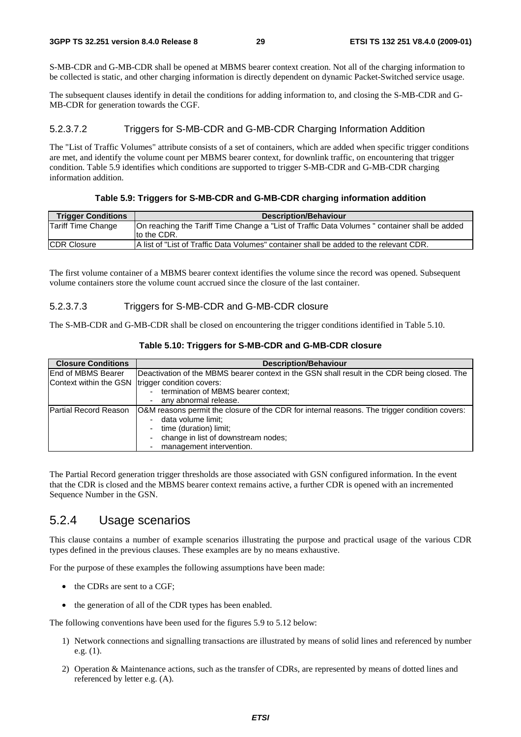S-MB-CDR and G-MB-CDR shall be opened at MBMS bearer context creation. Not all of the charging information to be collected is static, and other charging information is directly dependent on dynamic Packet-Switched service usage.

The subsequent clauses identify in detail the conditions for adding information to, and closing the S-MB-CDR and G-MB-CDR for generation towards the CGF.

#### 5.2.3.7.2 Triggers for S-MB-CDR and G-MB-CDR Charging Information Addition

The "List of Traffic Volumes" attribute consists of a set of containers, which are added when specific trigger conditions are met, and identify the volume count per MBMS bearer context, for downlink traffic, on encountering that trigger condition. Table 5.9 identifies which conditions are supported to trigger S-MB-CDR and G-MB-CDR charging information addition.

**Table 5.9: Triggers for S-MB-CDR and G-MB-CDR charging information addition**

| Trigger Conditions | Description/Behaviour |
|---|---|
| Tariff Time Change | On reaching the Tariff Time Change a "List of Traffic Data Volumes " container shall be added to the CDR. |
| CDR Closure | A list of "List of Traffic Data Volumes" container shall be added to the relevant CDR. |

The first volume container of a MBMS bearer context identifies the volume since the record was opened. Subsequent volume containers store the volume count accrued since the closure of the last container.

#### 5.2.3.7.3 Triggers for S-MB-CDR and G-MB-CDR closure

The S-MB-CDR and G-MB-CDR shall be closed on encountering the trigger conditions identified in Table 5.10.

**Table 5.10: Triggers for S-MB-CDR and G-MB-CDR closure**

| Closure Conditions | Description/Behaviour |
|---|---|
| End of MBMS Bearer Context within the GSN | Deactivation of the MBMS bearer context in the GSN shall result in the CDR being closed. The trigger condition covers:<br>- termination of MBMS bearer context;<br>- any abnormal release. |
| Partial Record Reason | O&M reasons permit the closure of the CDR for internal reasons. The trigger condition covers:<br>- data volume limit;<br>- time (duration) limit;<br>- change in list of downstream nodes;<br>- management intervention. |

The Partial Record generation trigger thresholds are those associated with GSN configured information. In the event that the CDR is closed and the MBMS bearer context remains active, a further CDR is opened with an incremented Sequence Number in the GSN.

### 5.2.4 Usage scenarios

This clause contains a number of example scenarios illustrating the purpose and practical usage of the various CDR types defined in the previous clauses. These examples are by no means exhaustive.

For the purpose of these examples the following assumptions have been made:

- the CDRs are sent to a CGF;
- the generation of all of the CDR types has been enabled.

The following conventions have been used for the figures 5.9 to 5.12 below:

1) Network connections and signalling transactions are illustrated by means of solid lines and referenced by number e.g. (1).

2) Operation & Maintenance actions, such as the transfer of CDRs, are represented by means of dotted lines and referenced by letter e.g. (A).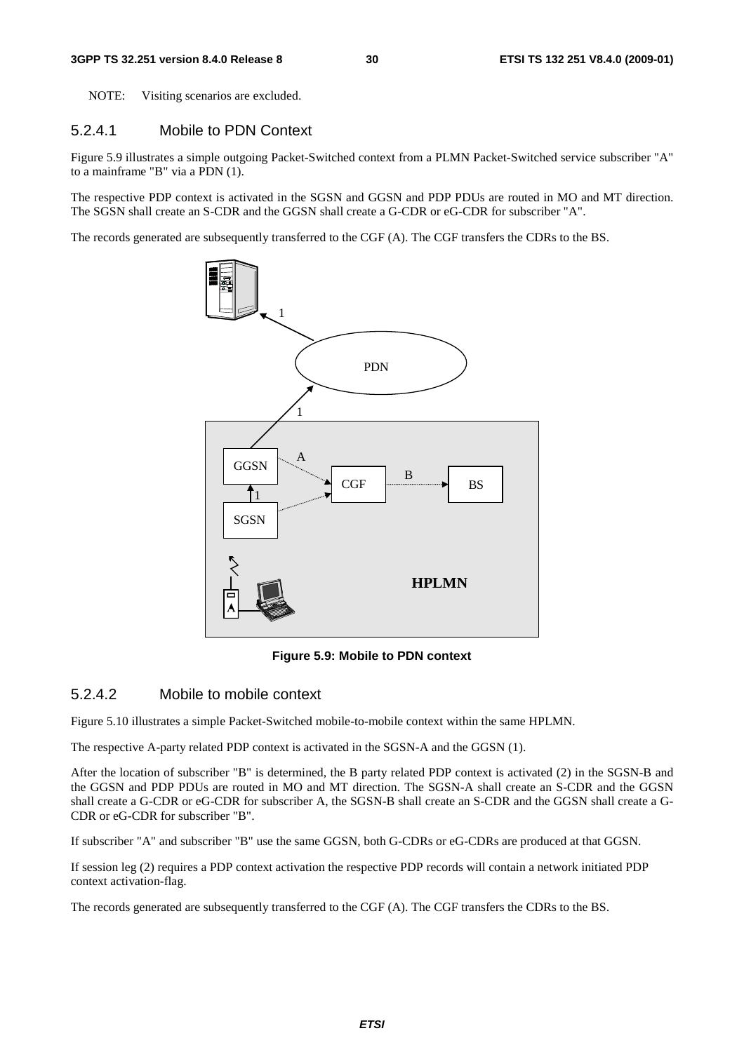NOTE: Visiting scenarios are excluded.

#### 5.2.4.1 Mobile to PDN Context

Figure 5.9 illustrates a simple outgoing Packet-Switched context from a PLMN Packet-Switched service subscriber "A" to a mainframe "B" via a PDN (1).

The respective PDP context is activated in the SGSN and GGSN and PDP PDUs are routed in MO and MT direction. The SGSN shall create an S-CDR and the GGSN shall create a G-CDR or eG-CDR for subscriber "A".

The records generated are subsequently transferred to the CGF (A). The CGF transfers the CDRs to the BS.

**Figure 5.9: Mobile to PDN context**

#### 5.2.4.2 Mobile to mobile context

Figure 5.10 illustrates a simple Packet-Switched mobile-to-mobile context within the same HPLMN.

The respective A-party related PDP context is activated in the SGSN-A and the GGSN (1).

After the location of subscriber "B" is determined, the B party related PDP context is activated (2) in the SGSN-B and the GGSN and PDP PDUs are routed in MO and MT direction. The SGSN-A shall create an S-CDR and the GGSN shall create a G-CDR or eG-CDR for subscriber A, the SGSN-B shall create an S-CDR and the GGSN shall create a G-CDR or eG-CDR for subscriber "B".

If subscriber "A" and subscriber "B" use the same GGSN, both G-CDRs or eG-CDRs are produced at that GGSN.

If session leg (2) requires a PDP context activation the respective PDP records will contain a network initiated PDP context activation-flag.

The records generated are subsequently transferred to the CGF (A). The CGF transfers the CDRs to the BS.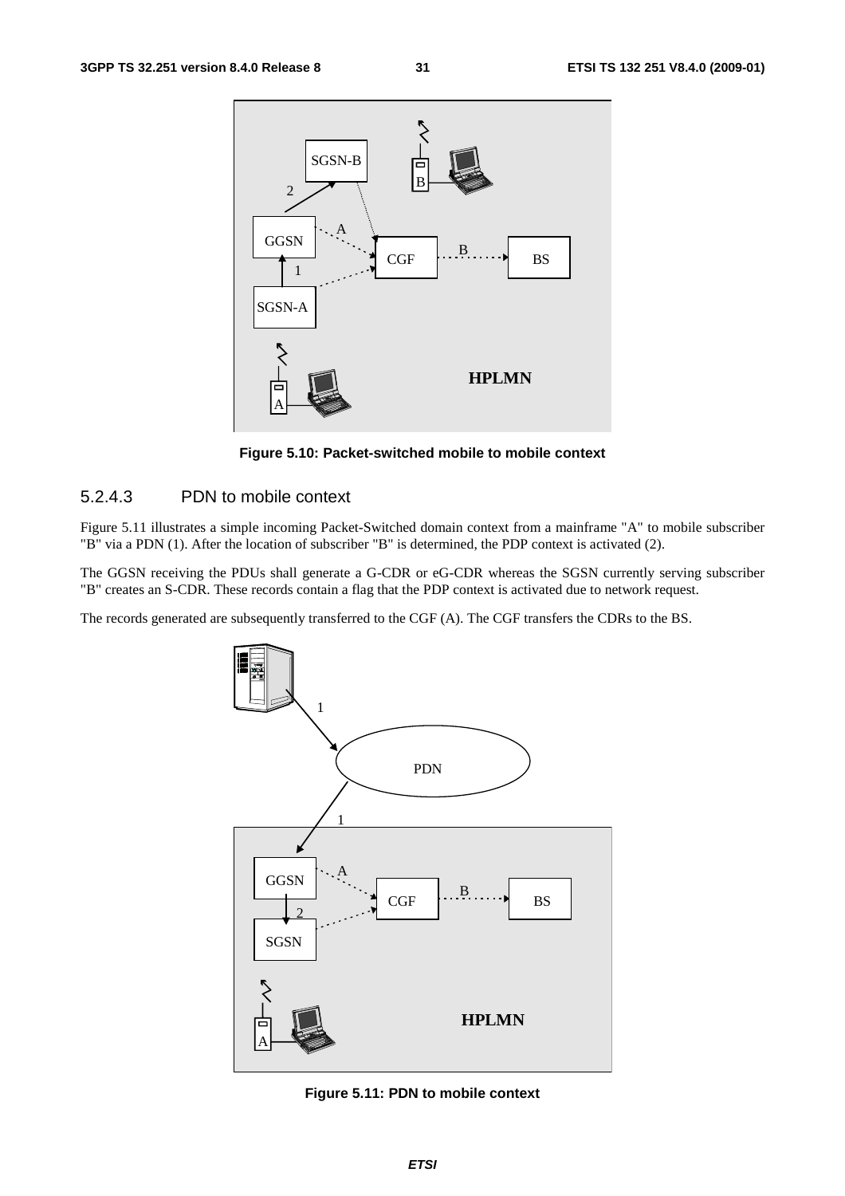Figure 5.10: Packet-switched mobile to mobile context

#### 5.2.4.3 PDN to mobile context

Figure 5.11 illustrates a simple incoming Packet-Switched domain context from a mainframe "A" to mobile subscriber "B" via a PDN (1). After the location of subscriber "B" is determined, the PDP context is activated (2).

The GGSN receiving the PDUs shall generate a G-CDR or eG-CDR whereas the SGSN currently serving subscriber "B" creates an S-CDR. These records contain a flag that the PDP context is activated due to network request.

The records generated are subsequently transferred to the CGF (A). The CGF transfers the CDRs to the BS.

Figure 5.11: PDN to mobile context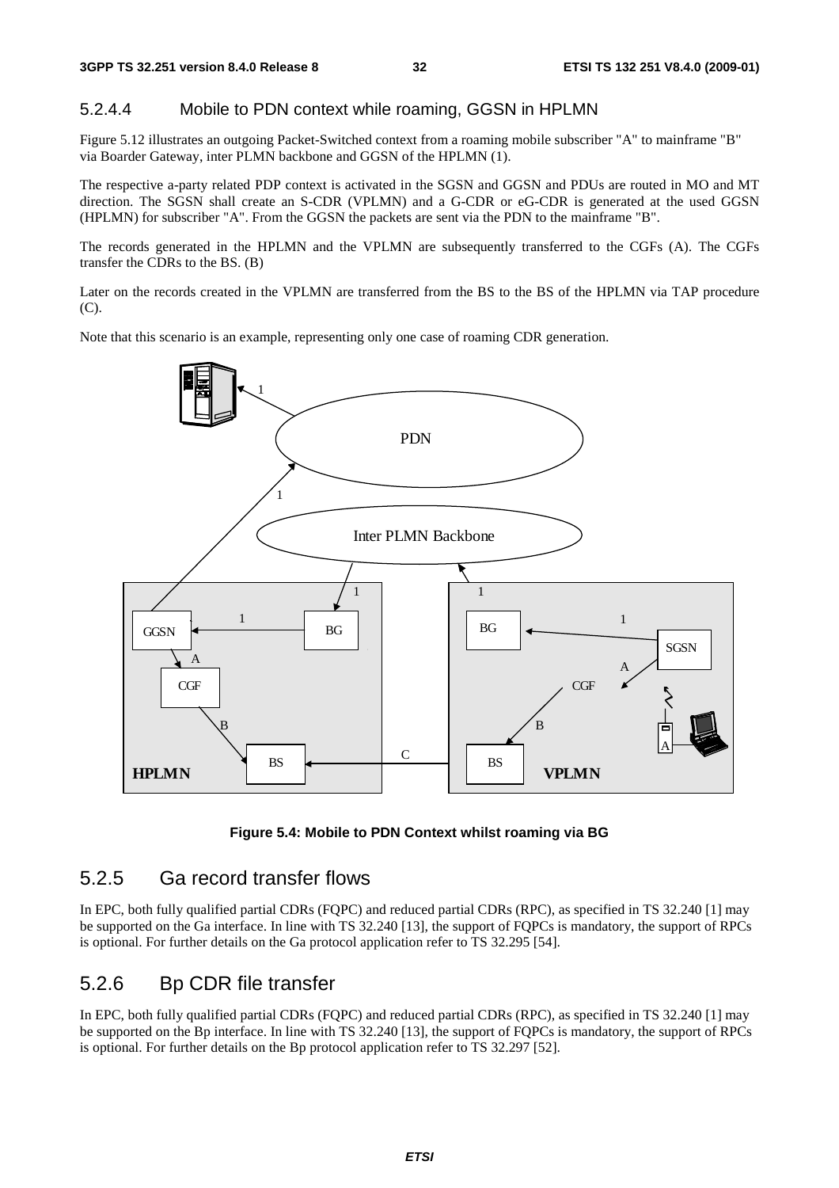### 5.2.4.4 Mobile to PDN context while roaming, GGSN in HPLMN

Figure 5.12 illustrates an outgoing Packet-Switched context from a roaming mobile subscriber "A" to mainframe "B" via Boarder Gateway, inter PLMN backbone and GGSN of the HPLMN (1).

The respective a-party related PDP context is activated in the SGSN and GGSN and PDUs are routed in MO and MT direction. The SGSN shall create an S-CDR (VPLMN) and a G-CDR or eG-CDR is generated at the used GGSN (HPLMN) for subscriber "A". From the GGSN the packets are sent via the PDN to the mainframe "B".

The records generated in the HPLMN and the VPLMN are subsequently transferred to the CGFs (A). The CGFs transfer the CDRs to the BS. (B)

Later on the records created in the VPLMN are transferred from the BS to the BS of the HPLMN via TAP procedure (C).

Note that this scenario is an example, representing only one case of roaming CDR generation.

**Figure 5.4: Mobile to PDN Context whilst roaming via BG**

## 5.2.5 Ga record transfer flows

In EPC, both fully qualified partial CDRs (FQPC) and reduced partial CDRs (RPC), as specified in TS 32.240 [1] may be supported on the Ga interface. In line with TS 32.240 [13], the support of FQPCs is mandatory, the support of RPCs is optional. For further details on the Ga protocol application refer to TS 32.295 [54].

## 5.2.6 Bp CDR file transfer

In EPC, both fully qualified partial CDRs (FQPC) and reduced partial CDRs (RPC), as specified in TS 32.240 [1] may be supported on the Bp interface. In line with TS 32.240 [13], the support of FQPCs is mandatory, the support of RPCs is optional. For further details on the Bp protocol application refer to TS 32.297 [52].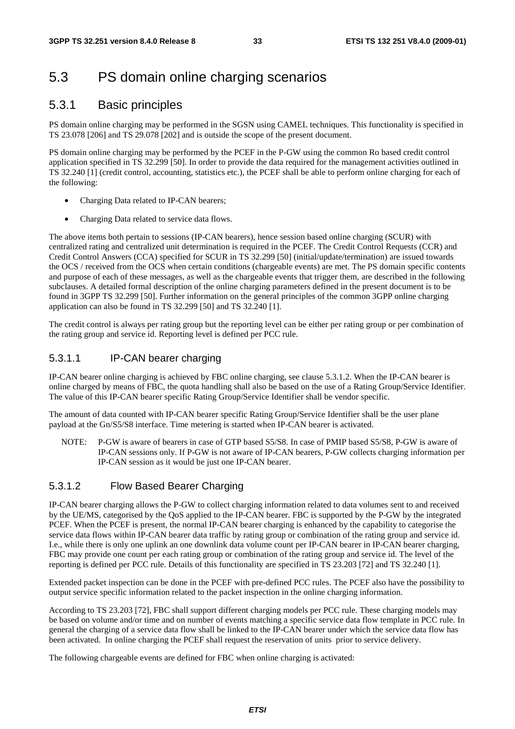# 5.3 PS domain online charging scenarios

## 5.3.1 Basic principles

PS domain online charging may be performed in the SGSN using CAMEL techniques. This functionality is specified in TS 23.078 [206] and TS 29.078 [202] and is outside the scope of the present document.

PS domain online charging may be performed by the PCEF in the P-GW using the common Ro based credit control application specified in TS 32.299 [50]. In order to provide the data required for the management activities outlined in TS 32.240 [1] (credit control, accounting, statistics etc.), the PCEF shall be able to perform online charging for each of the following:

- Charging Data related to IP-CAN bearers;
- Charging Data related to service data flows.

The above items both pertain to sessions (IP-CAN bearers), hence session based online charging (SCUR) with centralized rating and centralized unit determination is required in the PCEF. The Credit Control Requests (CCR) and Credit Control Answers (CCA) specified for SCUR in TS 32.299 [50] (initial/update/termination) are issued towards the OCS / received from the OCS when certain conditions (chargeable events) are met. The PS domain specific contents and purpose of each of these messages, as well as the chargeable events that trigger them, are described in the following subclauses. A detailed formal description of the online charging parameters defined in the present document is to be found in 3GPP TS 32.299 [50]. Further information on the general principles of the common 3GPP online charging application can also be found in TS 32.299 [50] and TS 32.240 [1].

The credit control is always per rating group but the reporting level can be either per rating group or per combination of the rating group and service id. Reporting level is defined per PCC rule.

### 5.3.1.1 IP-CAN bearer charging

IP-CAN bearer online charging is achieved by FBC online charging, see clause 5.3.1.2. When the IP-CAN bearer is online charged by means of FBC, the quota handling shall also be based on the use of a Rating Group/Service Identifier. The value of this IP-CAN bearer specific Rating Group/Service Identifier shall be vendor specific.

The amount of data counted with IP-CAN bearer specific Rating Group/Service Identifier shall be the user plane payload at the Gn/S5/S8 interface. Time metering is started when IP-CAN bearer is activated.

NOTE: P-GW is aware of bearers in case of GTP based S5/S8. In case of PMIP based S5/S8, P-GW is aware of IP-CAN sessions only. If P-GW is not aware of IP-CAN bearers, P-GW collects charging information per IP-CAN session as it would be just one IP-CAN bearer.

### 5.3.1.2 Flow Based Bearer Charging

IP-CAN bearer charging allows the P-GW to collect charging information related to data volumes sent to and received by the UE/MS, categorised by the QoS applied to the IP-CAN bearer. FBC is supported by the P-GW by the integrated PCEF. When the PCEF is present, the normal IP-CAN bearer charging is enhanced by the capability to categorise the service data flows within IP-CAN bearer data traffic by rating group or combination of the rating group and service id. I.e., while there is only one uplink an one downlink data volume count per IP-CAN bearer in IP-CAN bearer charging, FBC may provide one count per each rating group or combination of the rating group and service id. The level of the reporting is defined per PCC rule. Details of this functionality are specified in TS 23.203 [72] and TS 32.240 [1].

Extended packet inspection can be done in the PCEF with pre-defined PCC rules. The PCEF also have the possibility to output service specific information related to the packet inspection in the online charging information.

According to TS 23.203 [72], FBC shall support different charging models per PCC rule. These charging models may be based on volume and/or time and on number of events matching a specific service data flow template in PCC rule. In general the charging of a service data flow shall be linked to the IP-CAN bearer under which the service data flow has been activated. In online charging the PCEF shall request the reservation of units prior to service delivery.

The following chargeable events are defined for FBC when online charging is activated: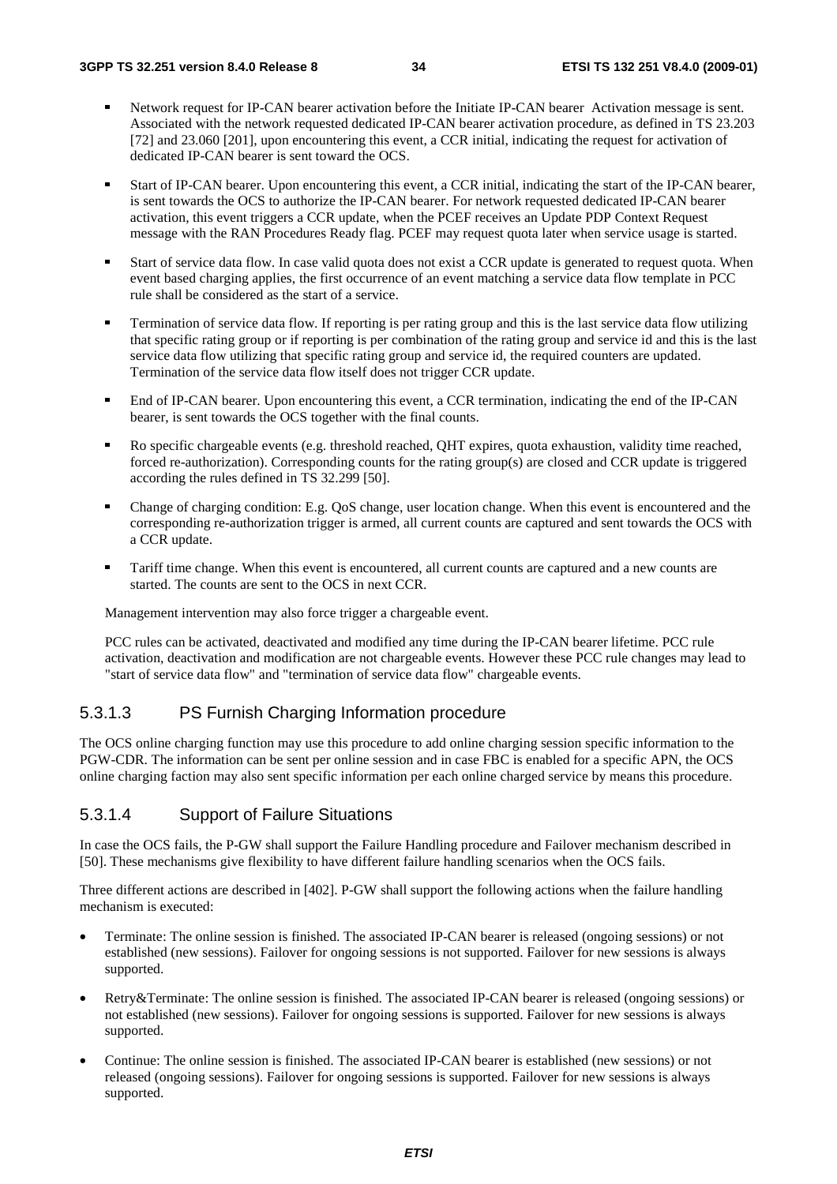- Network request for IP-CAN bearer activation before the Initiate IP-CAN bearer Activation message is sent. Associated with the network requested dedicated IP-CAN bearer activation procedure, as defined in TS 23.203 [72] and 23.060 [201], upon encountering this event, a CCR initial, indicating the request for activation of dedicated IP-CAN bearer is sent toward the OCS.

- Start of IP-CAN bearer. Upon encountering this event, a CCR initial, indicating the start of the IP-CAN bearer, is sent towards the OCS to authorize the IP-CAN bearer. For network requested dedicated IP-CAN bearer activation, this event triggers a CCR update, when the PCEF receives an Update PDP Context Request message with the RAN Procedures Ready flag. PCEF may request quota later when service usage is started.

- Start of service data flow. In case valid quota does not exist a CCR update is generated to request quota. When event based charging applies, the first occurrence of an event matching a service data flow template in PCC rule shall be considered as the start of a service.

- Termination of service data flow. If reporting is per rating group and this is the last service data flow utilizing that specific rating group or if reporting is per combination of the rating group and service id and this is the last service data flow utilizing that specific rating group and service id, the required counters are updated. Termination of the service data flow itself does not trigger CCR update.

- End of IP-CAN bearer. Upon encountering this event, a CCR termination, indicating the end of the IP-CAN bearer, is sent towards the OCS together with the final counts.

- Ro specific chargeable events (e.g. threshold reached, QHT expires, quota exhaustion, validity time reached, forced re-authorization). Corresponding counts for the rating group(s) are closed and CCR update is triggered according the rules defined in TS 32.299 [50].

- Change of charging condition: E.g. QoS change, user location change. When this event is encountered and the corresponding re-authorization trigger is armed, all current counts are captured and sent towards the OCS with a CCR update.

- Tariff time change. When this event is encountered, all current counts are captured and a new counts are started. The counts are sent to the OCS in next CCR.

Management intervention may also force trigger a chargeable event.

PCC rules can be activated, deactivated and modified any time during the IP-CAN bearer lifetime. PCC rule activation, deactivation and modification are not chargeable events. However these PCC rule changes may lead to "start of service data flow" and "termination of service data flow" chargeable events.

#### 5.3.1.3 PS Furnish Charging Information procedure

The OCS online charging function may use this procedure to add online charging session specific information to the PGW-CDR. The information can be sent per online session and in case FBC is enabled for a specific APN, the OCS online charging faction may also sent specific information per each online charged service by means this procedure.

#### 5.3.1.4 Support of Failure Situations

In case the OCS fails, the P-GW shall support the Failure Handling procedure and Failover mechanism described in [50]. These mechanisms give flexibility to have different failure handling scenarios when the OCS fails.

Three different actions are described in [402]. P-GW shall support the following actions when the failure handling mechanism is executed:

- Terminate: The online session is finished. The associated IP-CAN bearer is released (ongoing sessions) or not established (new sessions). Failover for ongoing sessions is not supported. Failover for new sessions is always supported.

- Retry&Terminate: The online session is finished. The associated IP-CAN bearer is released (ongoing sessions) or not established (new sessions). Failover for ongoing sessions is supported. Failover for new sessions is always supported.

- Continue: The online session is finished. The associated IP-CAN bearer is established (new sessions) or not released (ongoing sessions). Failover for ongoing sessions is supported. Failover for new sessions is always supported.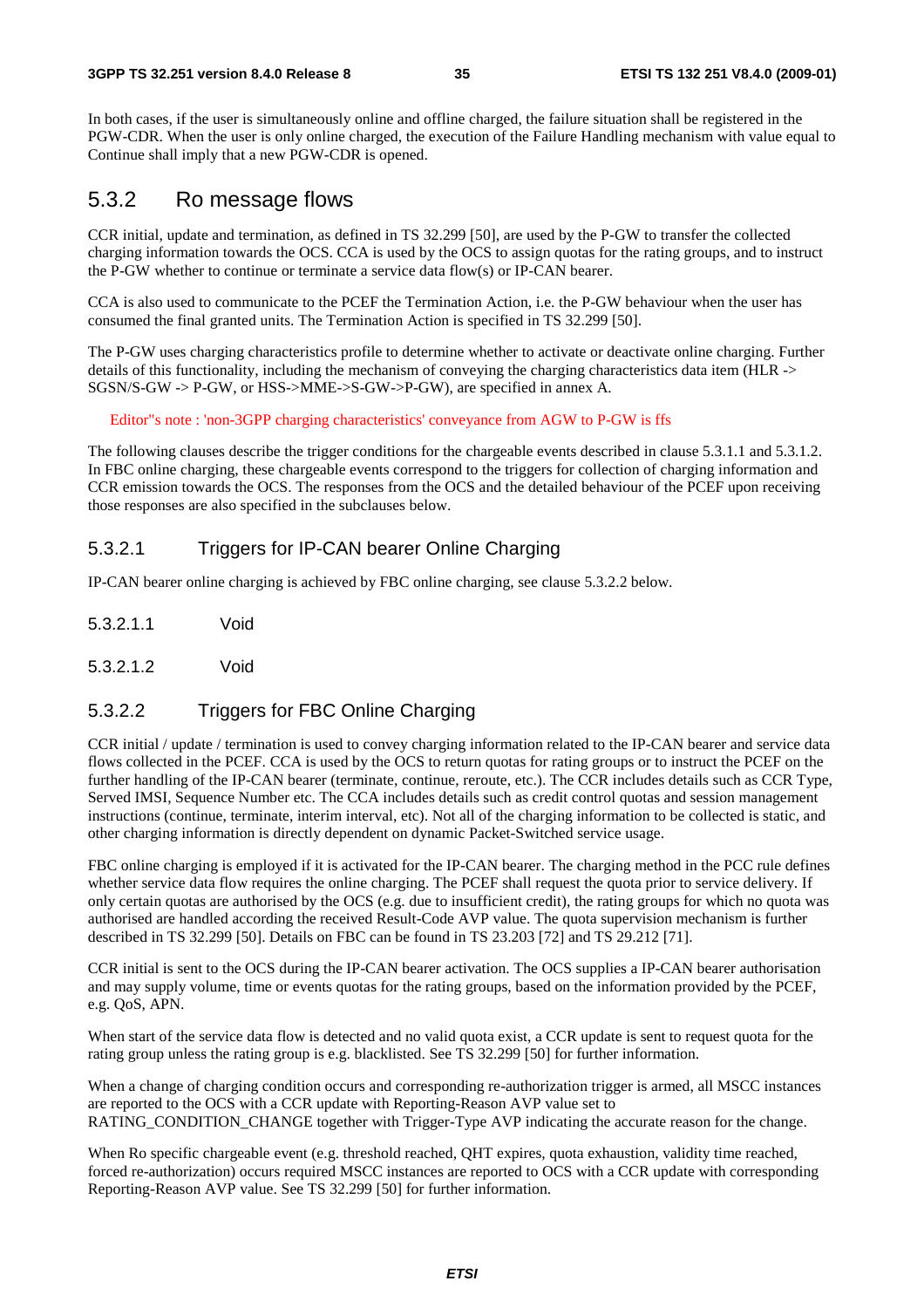In both cases, if the user is simultaneously online and offline charged, the failure situation shall be registered in the PGW-CDR. When the user is only online charged, the execution of the Failure Handling mechanism with value equal to Continue shall imply that a new PGW-CDR is opened.

## 5.3.2 Ro message flows

CCR initial, update and termination, as defined in TS 32.299 [50], are used by the P-GW to transfer the collected charging information towards the OCS. CCA is used by the OCS to assign quotas for the rating groups, and to instruct the P-GW whether to continue or terminate a service data flow(s) or IP-CAN bearer.

CCA is also used to communicate to the PCEF the Termination Action, i.e. the P-GW behaviour when the user has consumed the final granted units. The Termination Action is specified in TS 32.299 [50].

The P-GW uses charging characteristics profile to determine whether to activate or deactivate online charging. Further details of this functionality, including the mechanism of conveying the charging characteristics data item (HLR -> SGSN/S-GW -> P-GW, or HSS->MME->S-GW->P-GW), are specified in annex A.

Editor"s note : 'non-3GPP charging characteristics' conveyance from AGW to P-GW is ffs

The following clauses describe the trigger conditions for the chargeable events described in clause 5.3.1.1 and 5.3.1.2. In FBC online charging, these chargeable events correspond to the triggers for collection of charging information and CCR emission towards the OCS. The responses from the OCS and the detailed behaviour of the PCEF upon receiving those responses are also specified in the subclauses below.

### 5.3.2.1 Triggers for IP-CAN bearer Online Charging

IP-CAN bearer online charging is achieved by FBC online charging, see clause 5.3.2.2 below.

#### 5.3.2.1.1 Void

#### 5.3.2.1.2 Void

### 5.3.2.2 Triggers for FBC Online Charging

CCR initial / update / termination is used to convey charging information related to the IP-CAN bearer and service data flows collected in the PCEF. CCA is used by the OCS to return quotas for rating groups or to instruct the PCEF on the further handling of the IP-CAN bearer (terminate, continue, reroute, etc.). The CCR includes details such as CCR Type, Served IMSI, Sequence Number etc. The CCA includes details such as credit control quotas and session management instructions (continue, terminate, interim interval, etc). Not all of the charging information to be collected is static, and other charging information is directly dependent on dynamic Packet-Switched service usage.

FBC online charging is employed if it is activated for the IP-CAN bearer. The charging method in the PCC rule defines whether service data flow requires the online charging. The PCEF shall request the quota prior to service delivery. If only certain quotas are authorised by the OCS (e.g. due to insufficient credit), the rating groups for which no quota was authorised are handled according the received Result-Code AVP value. The quota supervision mechanism is further described in TS 32.299 [50]. Details on FBC can be found in TS 23.203 [72] and TS 29.212 [71].

CCR initial is sent to the OCS during the IP-CAN bearer activation. The OCS supplies a IP-CAN bearer authorisation and may supply volume, time or events quotas for the rating groups, based on the information provided by the PCEF, e.g. QoS, APN.

When start of the service data flow is detected and no valid quota exist, a CCR update is sent to request quota for the rating group unless the rating group is e.g. blacklisted. See TS 32.299 [50] for further information.

When a change of charging condition occurs and corresponding re-authorization trigger is armed, all MSCC instances are reported to the OCS with a CCR update with Reporting-Reason AVP value set to RATING_CONDITION_CHANGE together with Trigger-Type AVP indicating the accurate reason for the change.

When Ro specific chargeable event (e.g. threshold reached, QHT expires, quota exhaustion, validity time reached, forced re-authorization) occurs required MSCC instances are reported to OCS with a CCR update with corresponding Reporting-Reason AVP value. See TS 32.299 [50] for further information.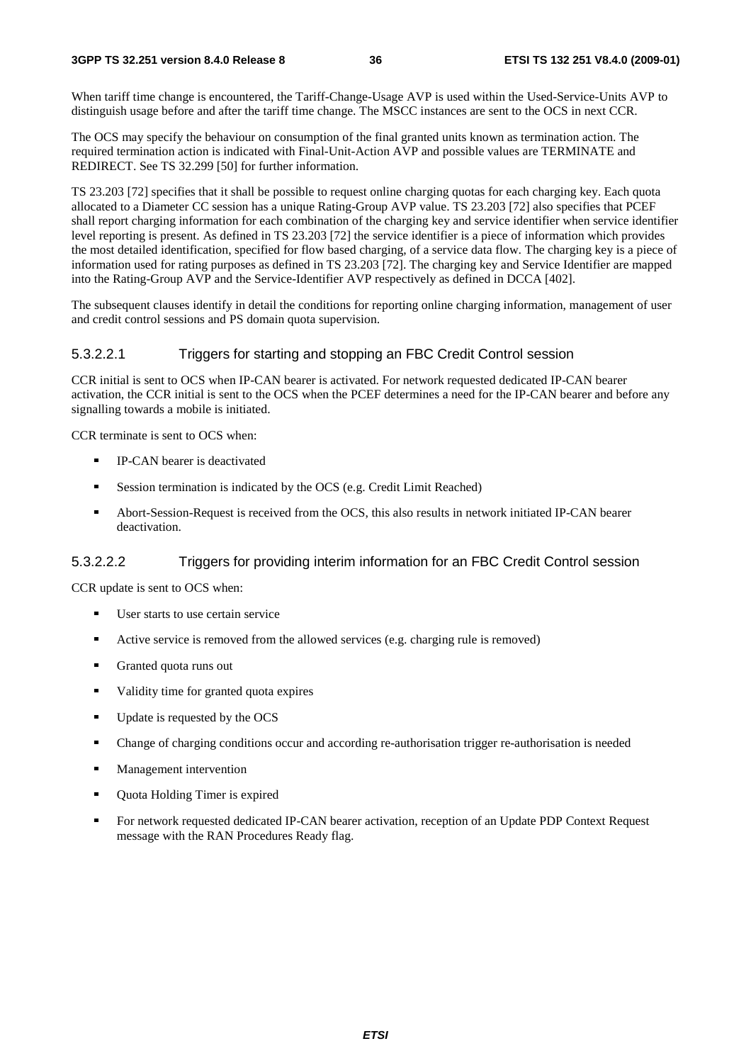When tariff time change is encountered, the Tariff-Change-Usage AVP is used within the Used-Service-Units AVP to distinguish usage before and after the tariff time change. The MSCC instances are sent to the OCS in next CCR.

The OCS may specify the behaviour on consumption of the final granted units known as termination action. The required termination action is indicated with Final-Unit-Action AVP and possible values are TERMINATE and REDIRECT. See TS 32.299 [50] for further information.

TS 23.203 [72] specifies that it shall be possible to request online charging quotas for each charging key. Each quota allocated to a Diameter CC session has a unique Rating-Group AVP value. TS 23.203 [72] also specifies that PCEF shall report charging information for each combination of the charging key and service identifier when service identifier level reporting is present. As defined in TS 23.203 [72] the service identifier is a piece of information which provides the most detailed identification, specified for flow based charging, of a service data flow. The charging key is a piece of information used for rating purposes as defined in TS 23.203 [72]. The charging key and Service Identifier are mapped into the Rating-Group AVP and the Service-Identifier AVP respectively as defined in DCCA [402].

The subsequent clauses identify in detail the conditions for reporting online charging information, management of user and credit control sessions and PS domain quota supervision.

#### 5.3.2.2.1 Triggers for starting and stopping an FBC Credit Control session

CCR initial is sent to OCS when IP-CAN bearer is activated. For network requested dedicated IP-CAN bearer activation, the CCR initial is sent to the OCS when the PCEF determines a need for the IP-CAN bearer and before any signalling towards a mobile is initiated.

CCR terminate is sent to OCS when:

- IP-CAN bearer is deactivated
- Session termination is indicated by the OCS (e.g. Credit Limit Reached)
- Abort-Session-Request is received from the OCS, this also results in network initiated IP-CAN bearer deactivation.

#### 5.3.2.2.2 Triggers for providing interim information for an FBC Credit Control session

CCR update is sent to OCS when:

- User starts to use certain service
- Active service is removed from the allowed services (e.g. charging rule is removed)
- Granted quota runs out
- Validity time for granted quota expires
- Update is requested by the OCS
- Change of charging conditions occur and according re-authorisation trigger re-authorisation is needed
- Management intervention
- Quota Holding Timer is expired
- For network requested dedicated IP-CAN bearer activation, reception of an Update PDP Context Request message with the RAN Procedures Ready flag.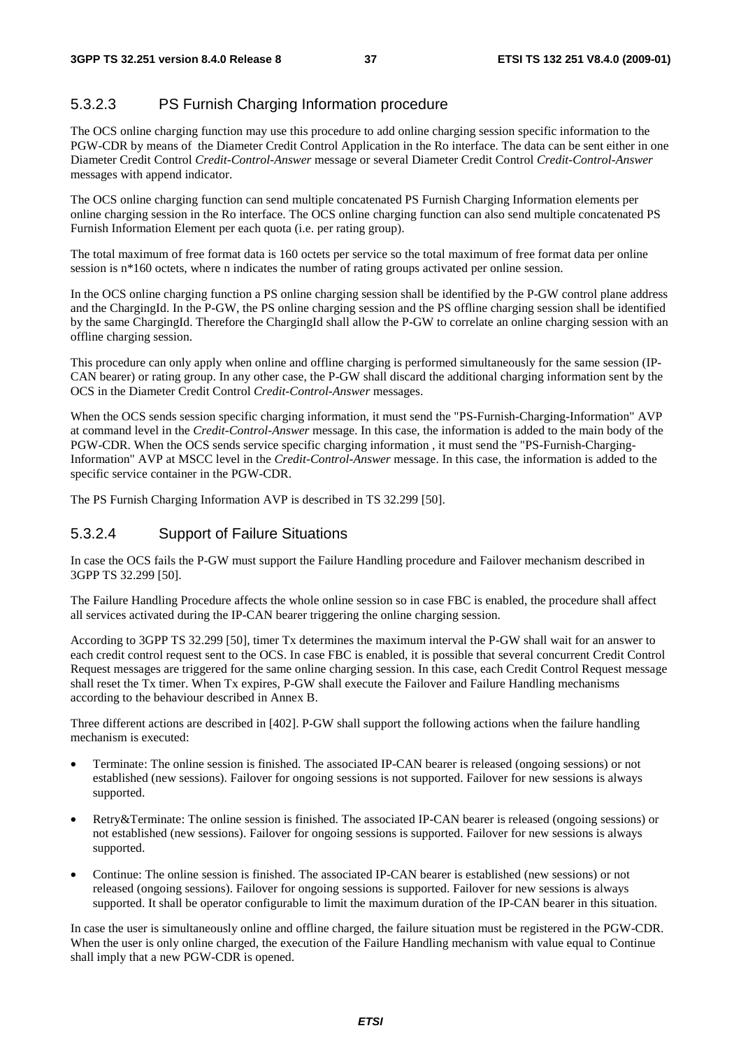### 5.3.2.3 PS Furnish Charging Information procedure

The OCS online charging function may use this procedure to add online charging session specific information to the PGW-CDR by means of the Diameter Credit Control Application in the Ro interface. The data can be sent either in one Diameter Credit Control *Credit-Control-Answer* message or several Diameter Credit Control *Credit-Control-Answer* messages with append indicator.

The OCS online charging function can send multiple concatenated PS Furnish Charging Information elements per online charging session in the Ro interface. The OCS online charging function can also send multiple concatenated PS Furnish Information Element per each quota (i.e. per rating group).

The total maximum of free format data is 160 octets per service so the total maximum of free format data per online session is n*160 octets, where n indicates the number of rating groups activated per online session.

In the OCS online charging function a PS online charging session shall be identified by the P-GW control plane address and the ChargingId. In the P-GW, the PS online charging session and the PS offline charging session shall be identified by the same ChargingId. Therefore the ChargingId shall allow the P-GW to correlate an online charging session with an offline charging session.

This procedure can only apply when online and offline charging is performed simultaneously for the same session (IP-CAN bearer) or rating group. In any other case, the P-GW shall discard the additional charging information sent by the OCS in the Diameter Credit Control *Credit-Control-Answer* messages.

When the OCS sends session specific charging information, it must send the "PS-Furnish-Charging-Information" AVP at command level in the *Credit-Control-Answer* message. In this case, the information is added to the main body of the PGW-CDR. When the OCS sends service specific charging information , it must send the "PS-Furnish-Charging-Information" AVP at MSCC level in the *Credit-Control-Answer* message. In this case, the information is added to the specific service container in the PGW-CDR.

The PS Furnish Charging Information AVP is described in TS 32.299 [50].

### 5.3.2.4 Support of Failure Situations

In case the OCS fails the P-GW must support the Failure Handling procedure and Failover mechanism described in 3GPP TS 32.299 [50].

The Failure Handling Procedure affects the whole online session so in case FBC is enabled, the procedure shall affect all services activated during the IP-CAN bearer triggering the online charging session.

According to 3GPP TS 32.299 [50], timer Tx determines the maximum interval the P-GW shall wait for an answer to each credit control request sent to the OCS. In case FBC is enabled, it is possible that several concurrent Credit Control Request messages are triggered for the same online charging session. In this case, each Credit Control Request message shall reset the Tx timer. When Tx expires, P-GW shall execute the Failover and Failure Handling mechanisms according to the behaviour described in Annex B.

Three different actions are described in [402]. P-GW shall support the following actions when the failure handling mechanism is executed:

- Terminate: The online session is finished. The associated IP-CAN bearer is released (ongoing sessions) or not established (new sessions). Failover for ongoing sessions is not supported. Failover for new sessions is always supported.
- Retry&Terminate: The online session is finished. The associated IP-CAN bearer is released (ongoing sessions) or not established (new sessions). Failover for ongoing sessions is supported. Failover for new sessions is always supported.
- Continue: The online session is finished. The associated IP-CAN bearer is established (new sessions) or not released (ongoing sessions). Failover for ongoing sessions is supported. Failover for new sessions is always supported. It shall be operator configurable to limit the maximum duration of the IP-CAN bearer in this situation.

In case the user is simultaneously online and offline charged, the failure situation must be registered in the PGW-CDR. When the user is only online charged, the execution of the Failure Handling mechanism with value equal to Continue shall imply that a new PGW-CDR is opened.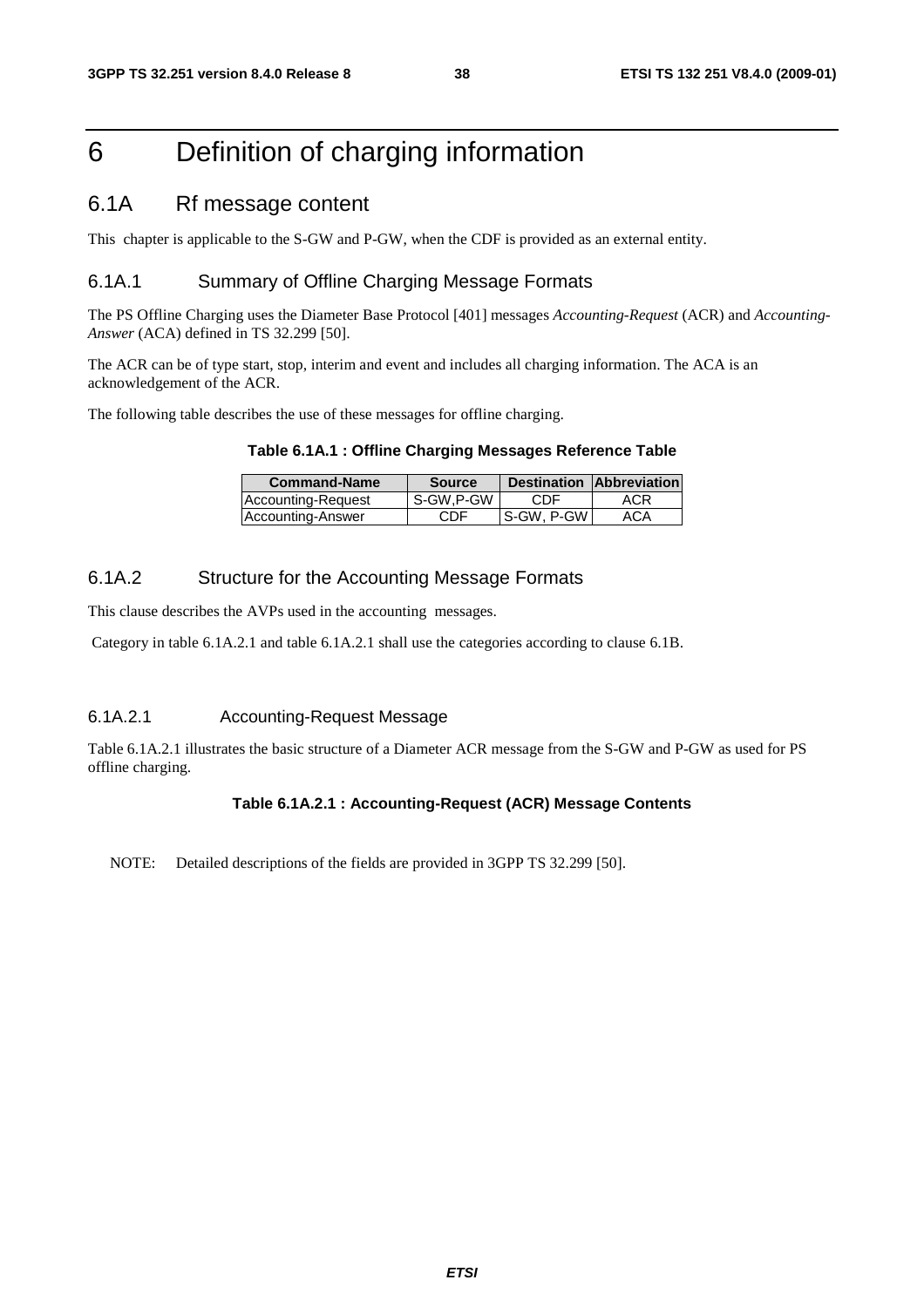# 6 Definition of charging information

## 6.1A Rf message content

This chapter is applicable to the S-GW and P-GW, when the CDF is provided as an external entity.

### 6.1A.1 Summary of Offline Charging Message Formats

The PS Offline Charging uses the Diameter Base Protocol [401] messages *Accounting-Request* (ACR) and *Accounting-Answer* (ACA) defined in TS 32.299 [50].

The ACR can be of type start, stop, interim and event and includes all charging information. The ACA is an acknowledgement of the ACR.

The following table describes the use of these messages for offline charging.

**Table 6.1A.1 : Offline Charging Messages Reference Table**

| Command-Name | Source | Destination | Abbreviation |
|---|---|---|---|
| Accounting-Request | S-GW,P-GW | CDF | ACR |
| Accounting-Answer | CDF | S-GW, P-GW | ACA |

### 6.1A.2 Structure for the Accounting Message Formats

This clause describes the AVPs used in the accounting messages.

Category in table 6.1A.2.1 and table 6.1A.2.1 shall use the categories according to clause 6.1B.

#### 6.1A.2.1 Accounting-Request Message

Table 6.1A.2.1 illustrates the basic structure of a Diameter ACR message from the S-GW and P-GW as used for PS offline charging.

**Table 6.1A.2.1 : Accounting-Request (ACR) Message Contents**

NOTE: Detailed descriptions of the fields are provided in 3GPP TS 32.299 [50].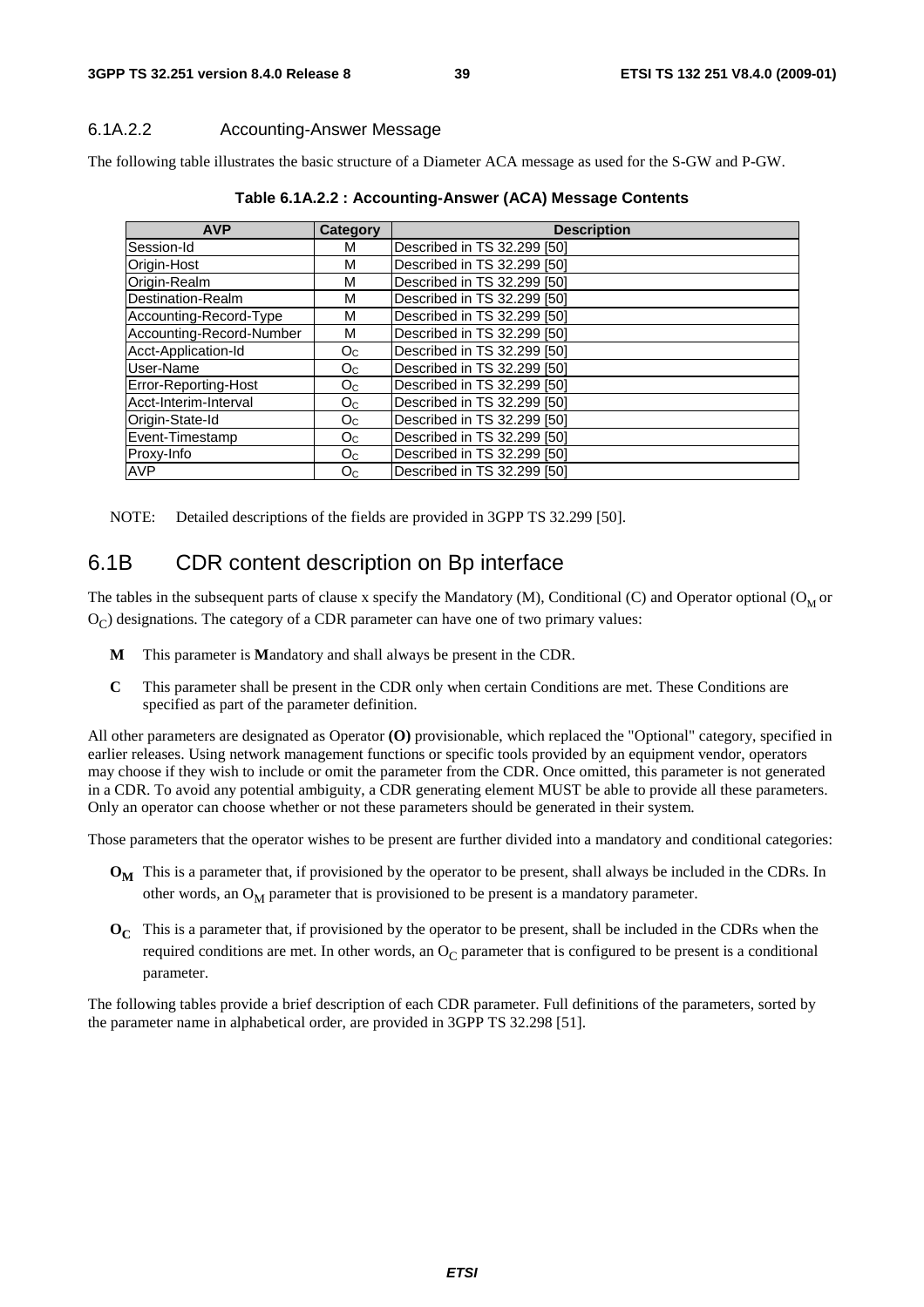#### 6.1A.2.2 Accounting-Answer Message

The following table illustrates the basic structure of a Diameter ACA message as used for the S-GW and P-GW.

**Table 6.1A.2.2 : Accounting-Answer (ACA) Message Contents**

| AVP | Category | Description |
|---|---|---|
| Session-Id | M | Described in TS 32.299 [50] |
| Origin-Host | M | Described in TS 32.299 [50] |
| Origin-Realm | M | Described in TS 32.299 [50] |
| Destination-Realm | M | Described in TS 32.299 [50] |
| Accounting-Record-Type | M | Described in TS 32.299 [50] |
| Accounting-Record-Number | M | Described in TS 32.299 [50] |
| Acct-Application-Id | $O_C$ | Described in TS 32.299 [50] |
| User-Name | $O_C$ | Described in TS 32.299 [50] |
| Error-Reporting-Host | $O_C$ | Described in TS 32.299 [50] |
| Acct-Interim-Interval | $O_C$ | Described in TS 32.299 [50] |
| Origin-State-Id | $O_C$ | Described in TS 32.299 [50] |
| Event-Timestamp | $O_C$ | Described in TS 32.299 [50] |
| Proxy-Info | $O_C$ | Described in TS 32.299 [50] |
| AVP | $O_C$ | Described in TS 32.299 [50] |

NOTE: Detailed descriptions of the fields are provided in 3GPP TS 32.299 [50].

## 6.1B CDR content description on Bp interface

The tables in the subsequent parts of clause x specify the Mandatory (M), Conditional (C) and Operator optional ($O_M$ or $O_C$) designations. The category of a CDR parameter can have one of two primary values:

- **M** This parameter is **M**andatory and shall always be present in the CDR.
- **C** This parameter shall be present in the CDR only when certain Conditions are met. These Conditions are specified as part of the parameter definition.

All other parameters are designated as Operator **(O)** provisionable, which replaced the "Optional" category, specified in earlier releases. Using network management functions or specific tools provided by an equipment vendor, operators may choose if they wish to include or omit the parameter from the CDR. Once omitted, this parameter is not generated in a CDR. To avoid any potential ambiguity, a CDR generating element MUST be able to provide all these parameters. Only an operator can choose whether or not these parameters should be generated in their system.

Those parameters that the operator wishes to be present are further divided into a mandatory and conditional categories:

- **$O_M$** This is a parameter that, if provisioned by the operator to be present, shall always be included in the CDRs. In other words, an $O_M$ parameter that is provisioned to be present is a mandatory parameter.
- **$O_C$** This is a parameter that, if provisioned by the operator to be present, shall be included in the CDRs when the required conditions are met. In other words, an $O_C$ parameter that is configured to be present is a conditional parameter.

The following tables provide a brief description of each CDR parameter. Full definitions of the parameters, sorted by the parameter name in alphabetical order, are provided in 3GPP TS 32.298 [51].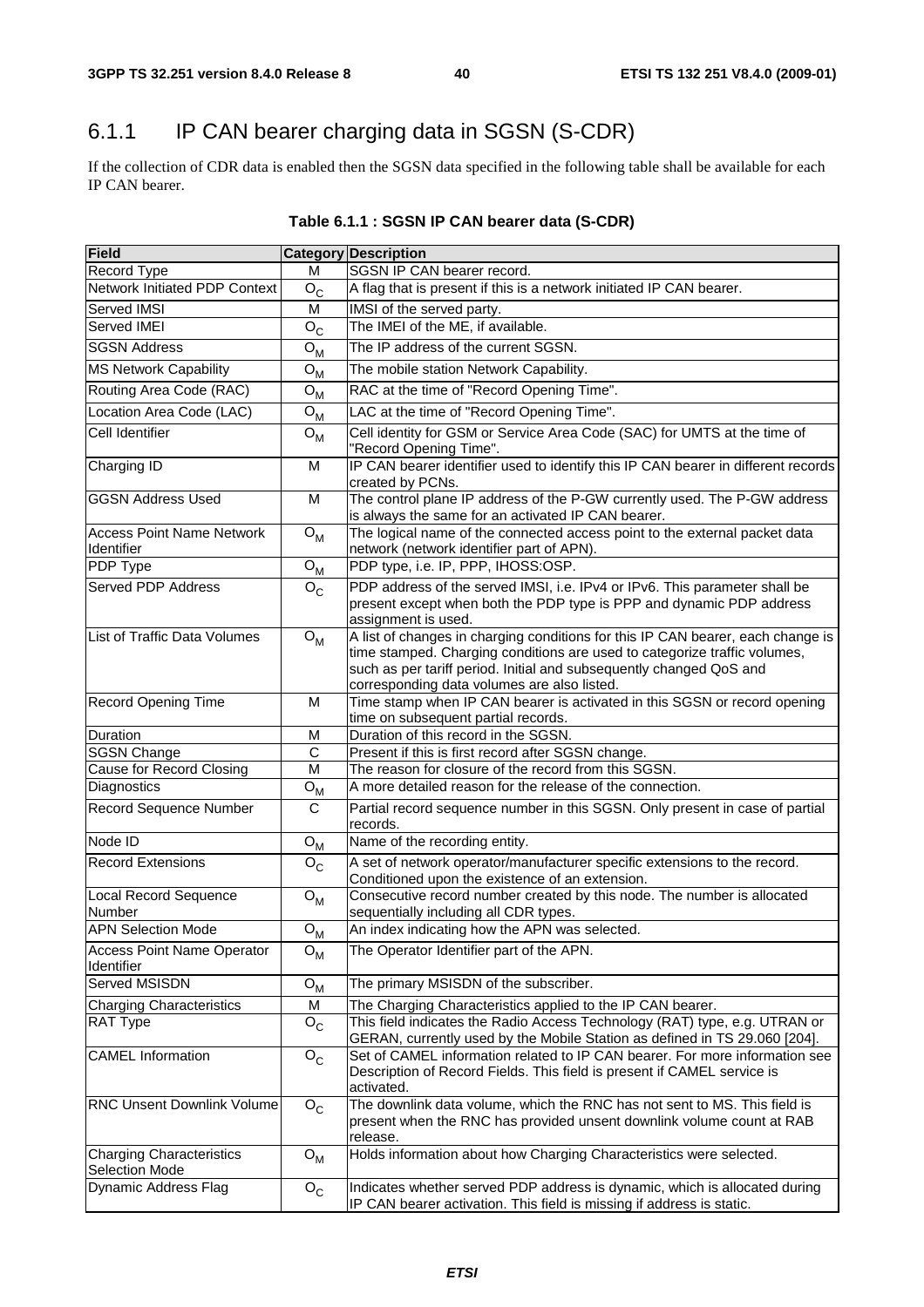## 6.1.1 IP CAN bearer charging data in SGSN (S-CDR)

If the collection of CDR data is enabled then the SGSN data specified in the following table shall be available for each IP CAN bearer.

**Table 6.1.1 : SGSN IP CAN bearer data (S-CDR)**

| Field | Category | Description |
|---|---|---|
| Record Type | M | SGSN IP CAN bearer record. |
| Network Initiated PDP Context | $O_C$ | A flag that is present if this is a network initiated IP CAN bearer. |
| Served IMSI | M | IMSI of the served party. |
| Served IMEI | $O_C$ | The IMEI of the ME, if available. |
| SGSN Address | $O_M$ | The IP address of the current SGSN. |
| MS Network Capability | $O_M$ | The mobile station Network Capability. |
| Routing Area Code (RAC) | $O_M$ | RAC at the time of "Record Opening Time". |
| Location Area Code (LAC) | $O_M$ | LAC at the time of "Record Opening Time". |
| Cell Identifier | $O_M$ | Cell identity for GSM or Service Area Code (SAC) for UMTS at the time of "Record Opening Time". |
| Charging ID | M | IP CAN bearer identifier used to identify this IP CAN bearer in different records created by PCNs. |
| GGSN Address Used | M | The control plane IP address of the P-GW currently used. The P-GW address is always the same for an activated IP CAN bearer. |
| Access Point Name Network Identifier | $O_M$ | The logical name of the connected access point to the external packet data network (network identifier part of APN). |
| PDP Type | $O_M$ | PDP type, i.e. IP, PPP, IHOSS:OSP. |
| Served PDP Address | $O_C$ | PDP address of the served IMSI, i.e. IPv4 or IPv6. This parameter shall be present except when both the PDP type is PPP and dynamic PDP address assignment is used. |
| List of Traffic Data Volumes | $O_M$ | A list of changes in charging conditions for this IP CAN bearer, each change is time stamped. Charging conditions are used to categorize traffic volumes, such as per tariff period. Initial and subsequently changed QoS and corresponding data volumes are also listed. |
| Record Opening Time | M | Time stamp when IP CAN bearer is activated in this SGSN or record opening time on subsequent partial records. |
| Duration | M | Duration of this record in the SGSN. |
| SGSN Change | C | Present if this is first record after SGSN change. |
| Cause for Record Closing | M | The reason for closure of the record from this SGSN. |
| Diagnostics | $O_M$ | A more detailed reason for the release of the connection. |
| Record Sequence Number | C | Partial record sequence number in this SGSN. Only present in case of partial records. |
| Node ID | $O_M$ | Name of the recording entity. |
| Record Extensions | $O_C$ | A set of network operator/manufacturer specific extensions to the record. Conditioned upon the existence of an extension. |
| Local Record Sequence Number | $O_M$ | Consecutive record number created by this node. The number is allocated sequentially including all CDR types. |
| APN Selection Mode | $O_M$ | An index indicating how the APN was selected. |
| Access Point Name Operator Identifier | $O_M$ | The Operator Identifier part of the APN. |
| Served MSISDN | $O_M$ | The primary MSISDN of the subscriber. |
| Charging Characteristics | M | The Charging Characteristics applied to the IP CAN bearer. |
| RAT Type | $O_C$ | This field indicates the Radio Access Technology (RAT) type, e.g. UTRAN or GERAN, currently used by the Mobile Station as defined in TS 29.060 [204]. |
| CAMEL Information | $O_C$ | Set of CAMEL information related to IP CAN bearer. For more information see Description of Record Fields. This field is present if CAMEL service is activated. |
| RNC Unsent Downlink Volume | $O_C$ | The downlink data volume, which the RNC has not sent to MS. This field is present when the RNC has provided unsent downlink volume count at RAB release. |
| Charging Characteristics Selection Mode | $O_M$ | Holds information about how Charging Characteristics were selected. |
| Dynamic Address Flag | $O_C$ | Indicates whether served PDP address is dynamic, which is allocated during IP CAN bearer activation. This field is missing if address is static. |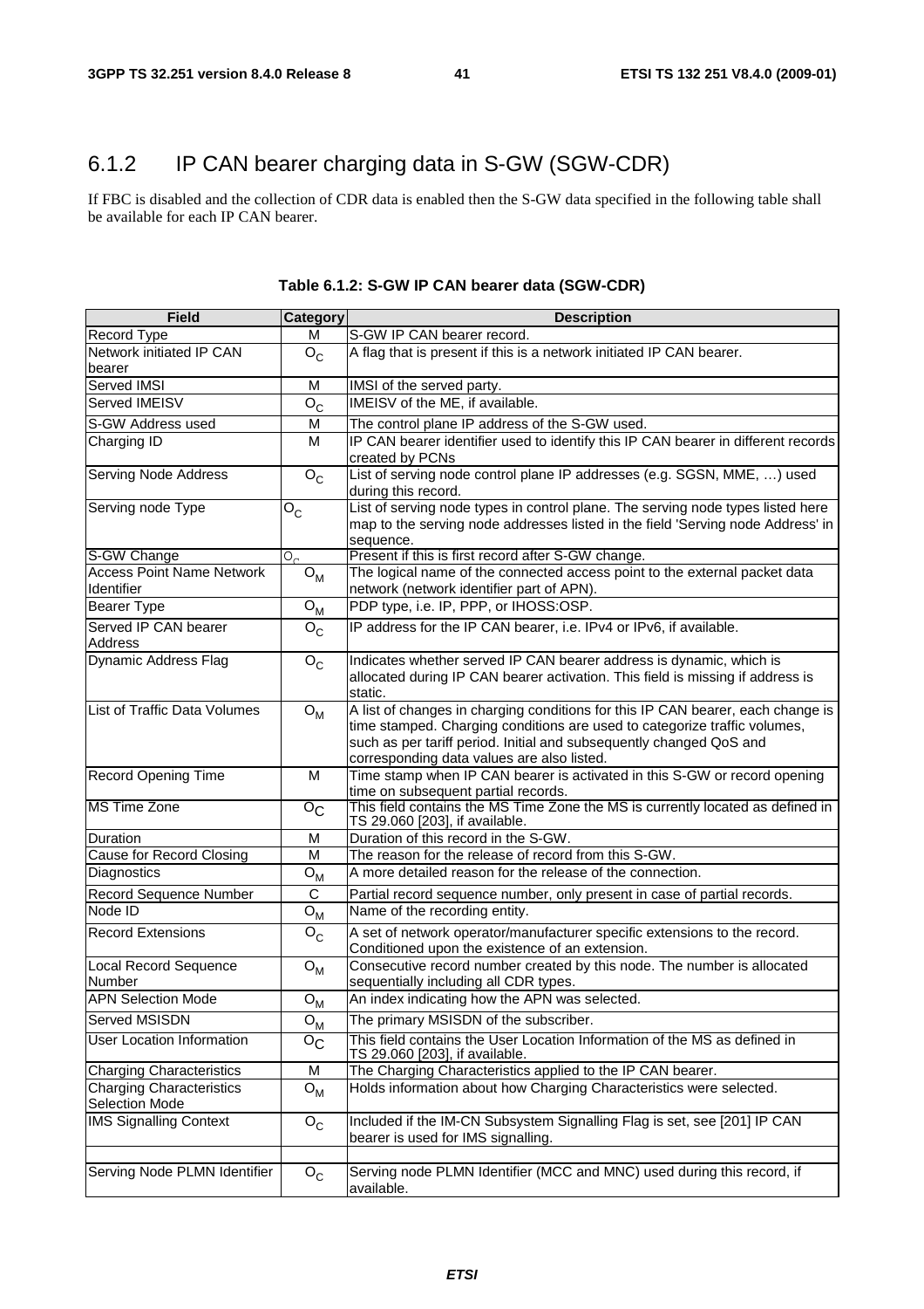## 6.1.2 IP CAN bearer charging data in S-GW (SGW-CDR)

If FBC is disabled and the collection of CDR data is enabled then the S-GW data specified in the following table shall be available for each IP CAN bearer.

**Table 6.1.2: S-GW IP CAN bearer data (SGW-CDR)**

| Field | Category | Description |
|---|---|---|
| Record Type | M | S-GW IP CAN bearer record. |
| Network initiated IP CAN bearer | $O_C$ | A flag that is present if this is a network initiated IP CAN bearer. |
| Served IMSI | M | IMSI of the served party. |
| Served IMEISV | $O_C$ | IMEISV of the ME, if available. |
| S-GW Address used | M | The control plane IP address of the S-GW used. |
| Charging ID | M | IP CAN bearer identifier used to identify this IP CAN bearer in different records created by PCNs |
| Serving Node Address | $O_C$ | List of serving node control plane IP addresses (e.g. SGSN, MME, …) used during this record. |
| Serving node Type | $O_C$ | List of serving node types in control plane. The serving node types listed here map to the serving node addresses listed in the field 'Serving node Address' in sequence. |
| S-GW Change | $O_C$ | Present if this is first record after S-GW change. |
| Access Point Name Network Identifier | $O_M$ | The logical name of the connected access point to the external packet data network (network identifier part of APN). |
| Bearer Type | $O_M$ | PDP type, i.e. IP, PPP, or IHOSS:OSP. |
| Served IP CAN bearer Address | $O_C$ | IP address for the IP CAN bearer, i.e. IPv4 or IPv6, if available. |
| Dynamic Address Flag | $O_C$ | Indicates whether served IP CAN bearer address is dynamic, which is allocated during IP CAN bearer activation. This field is missing if address is static. |
| List of Traffic Data Volumes | $O_M$ | A list of changes in charging conditions for this IP CAN bearer, each change is time stamped. Charging conditions are used to categorize traffic volumes, such as per tariff period. Initial and subsequently changed QoS and corresponding data values are also listed. |
| Record Opening Time | M | Time stamp when IP CAN bearer is activated in this S-GW or record opening time on subsequent partial records. |
| MS Time Zone | $O_C$ | This field contains the MS Time Zone the MS is currently located as defined in TS 29.060 [203], if available. |
| Duration | M | Duration of this record in the S-GW. |
| Cause for Record Closing | M | The reason for the release of record from this S-GW. |
| Diagnostics | $O_M$ | A more detailed reason for the release of the connection. |
| Record Sequence Number | C | Partial record sequence number, only present in case of partial records. |
| Node ID | $O_M$ | Name of the recording entity. |
| Record Extensions | $O_C$ | A set of network operator/manufacturer specific extensions to the record. Conditioned upon the existence of an extension. |
| Local Record Sequence Number | $O_M$ | Consecutive record number created by this node. The number is allocated sequentially including all CDR types. |
| APN Selection Mode | $O_M$ | An index indicating how the APN was selected. |
| Served MSISDN | $O_M$ | The primary MSISDN of the subscriber. |
| User Location Information | $O_C$ | This field contains the User Location Information of the MS as defined in TS 29.060 [203], if available. |
| Charging Characteristics | M | The Charging Characteristics applied to the IP CAN bearer. |
| Charging Characteristics Selection Mode | $O_M$ | Holds information about how Charging Characteristics were selected. |
| IMS Signalling Context | $O_C$ | Included if the IM-CN Subsystem Signalling Flag is set, see [201] IP CAN bearer is used for IMS signalling. |
| | | |
| Serving Node PLMN Identifier | $O_C$ | Serving node PLMN Identifier (MCC and MNC) used during this record, if available. |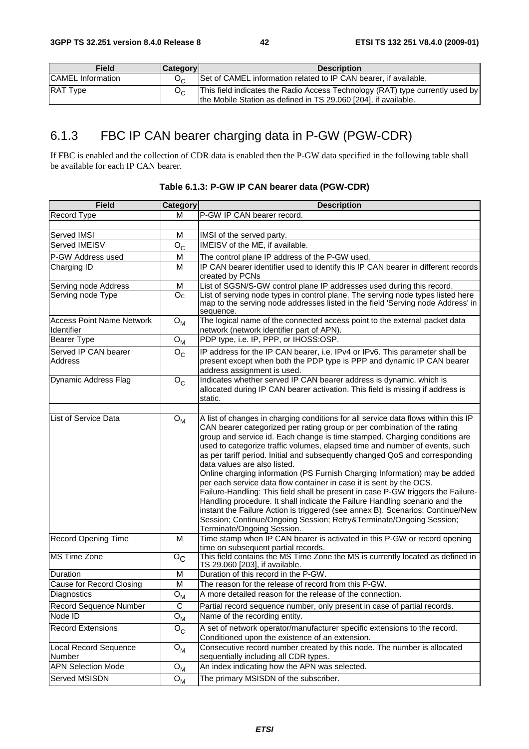| Field | Category | Description |
|---|---|---|
| CAMEL Information | $O_C$ | Set of CAMEL information related to IP CAN bearer, if available. |
| RAT Type | $O_C$ | This field indicates the Radio Access Technology (RAT) type currently used by the Mobile Station as defined in TS 29.060 [204], if available. |

## 6.1.3 FBC IP CAN bearer charging data in P-GW (PGW-CDR)

If FBC is enabled and the collection of CDR data is enabled then the P-GW data specified in the following table shall be available for each IP CAN bearer.

**Table 6.1.3: P-GW IP CAN bearer data (PGW-CDR)**

| Field | Category | Description |
|---|---|---|
| Record Type | M | P-GW IP CAN bearer record. |
| | | |
| Served IMSI | M | IMSI of the served party. |
| Served IMEISV | $O_C$ | IMEISV of the ME, if available. |
| P-GW Address used | M | The control plane IP address of the P-GW used. |
| Charging ID | M | IP CAN bearer identifier used to identify this IP CAN bearer in different records created by PCNs |
| Serving node Address | M | List of SGSN/S-GW control plane IP addresses used during this record. |
| Serving node Type | $O_C$ | List of serving node types in control plane. The serving node types listed here map to the serving node addresses listed in the field 'Serving node Address' in sequence. |
| Access Point Name Network Identifier | $O_M$ | The logical name of the connected access point to the external packet data network (network identifier part of APN). |
| Bearer Type | $O_M$ | PDP type, i.e. IP, PPP, or IHOSS:OSP. |
| Served IP CAN bearer Address | $O_C$ | IP address for the IP CAN bearer, i.e. IPv4 or IPv6. This parameter shall be present except when both the PDP type is PPP and dynamic IP CAN bearer address assignment is used. |
| Dynamic Address Flag | $O_C$ | Indicates whether served IP CAN bearer address is dynamic, which is allocated during IP CAN bearer activation. This field is missing if address is static. |
| | | |
| List of Service Data | $O_M$ | A list of changes in charging conditions for all service data flows within this IP CAN bearer categorized per rating group or per combination of the rating group and service id. Each change is time stamped. Charging conditions are used to categorize traffic volumes, elapsed time and number of events, such as per tariff period. Initial and subsequently changed QoS and corresponding data values are also listed.<br>Online charging information (PS Furnish Charging Information) may be added per each service data flow container in case it is sent by the OCS.<br>Failure-Handling: This field shall be present in case P-GW triggers the Failure-Handling procedure. It shall indicate the Failure Handling scenario and the instant the Failure Action is triggered (see annex B). Scenarios: Continue/New Session; Continue/Ongoing Session; Retry&Terminate/Ongoing Session; Terminate/Ongoing Session. |
| Record Opening Time | M | Time stamp when IP CAN bearer is activated in this P-GW or record opening time on subsequent partial records. |
| MS Time Zone | $O_C$ | This field contains the MS Time Zone the MS is currently located as defined in TS 29.060 [203], if available. |
| Duration | M | Duration of this record in the P-GW. |
| Cause for Record Closing | M | The reason for the release of record from this P-GW. |
| Diagnostics | $O_M$ | A more detailed reason for the release of the connection. |
| Record Sequence Number | C | Partial record sequence number, only present in case of partial records. |
| Node ID | $O_M$ | Name of the recording entity. |
| Record Extensions | $O_C$ | A set of network operator/manufacturer specific extensions to the record. Conditioned upon the existence of an extension. |
| Local Record Sequence Number | $O_M$ | Consecutive record number created by this node. The number is allocated sequentially including all CDR types. |
| APN Selection Mode | $O_M$ | An index indicating how the APN was selected. |
| Served MSISDN | $O_M$ | The primary MSISDN of the subscriber. |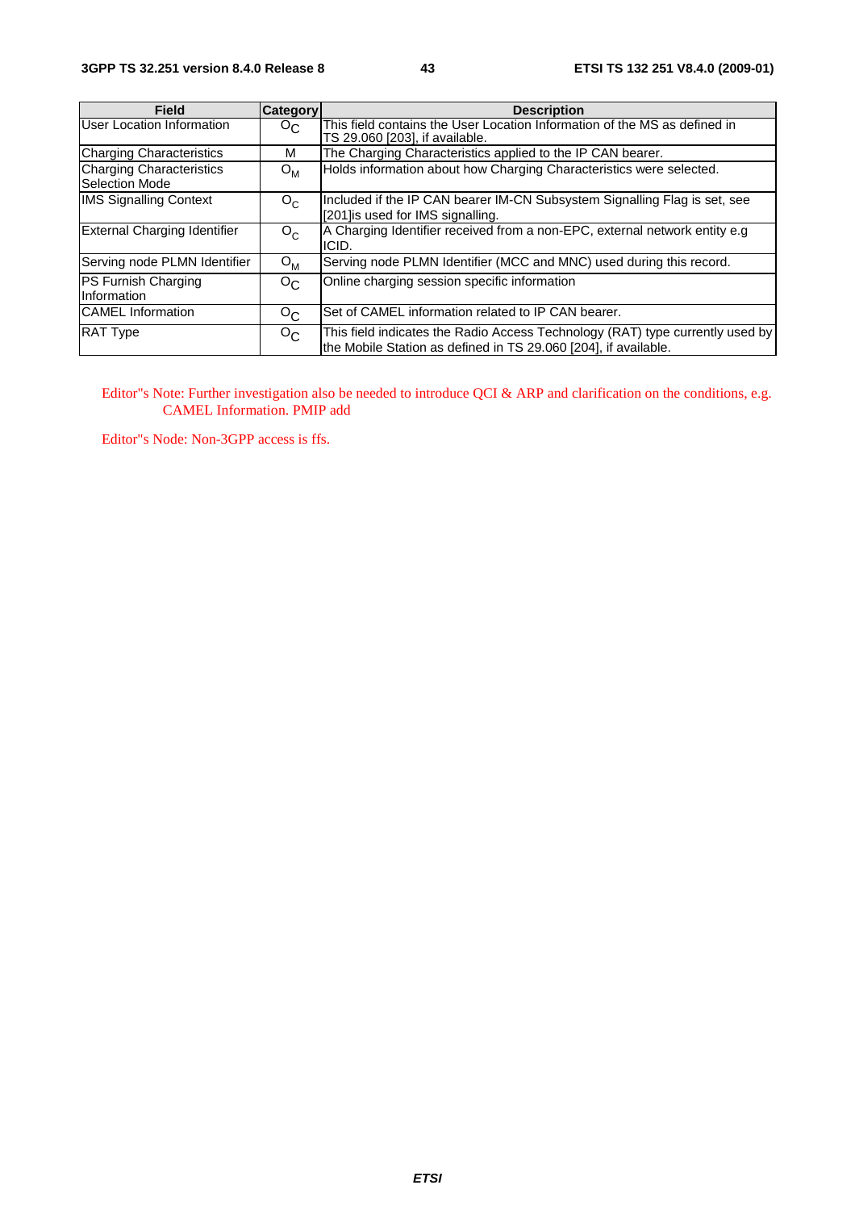| Field | Category | Description |
|---|---|---|
| User Location Information | $O_C$ | This field contains the User Location Information of the MS as defined in TS 29.060 [203], if available. |
| Charging Characteristics | M | The Charging Characteristics applied to the IP CAN bearer. |
| Charging Characteristics Selection Mode | $O_M$ | Holds information about how Charging Characteristics were selected. |
| IMS Signalling Context | $O_C$ | Included if the IP CAN bearer IM-CN Subsystem Signalling Flag is set, see [201]is used for IMS signalling. |
| External Charging Identifier | $O_C$ | A Charging Identifier received from a non-EPC, external network entity e.g ICID. |
| Serving node PLMN Identifier | $O_M$ | Serving node PLMN Identifier (MCC and MNC) used during this record. |
| PS Furnish Charging Information | $O_C$ | Online charging session specific information |
| CAMEL Information | $O_C$ | Set of CAMEL information related to IP CAN bearer. |
| RAT Type | $O_C$ | This field indicates the Radio Access Technology (RAT) type currently used by the Mobile Station as defined in TS 29.060 [204], if available. |

Editor"s Note: Further investigation also be needed to introduce QCI & ARP and clarification on the conditions, e.g. CAMEL Information. PMIP add

Editor"s Node: Non-3GPP access is ffs.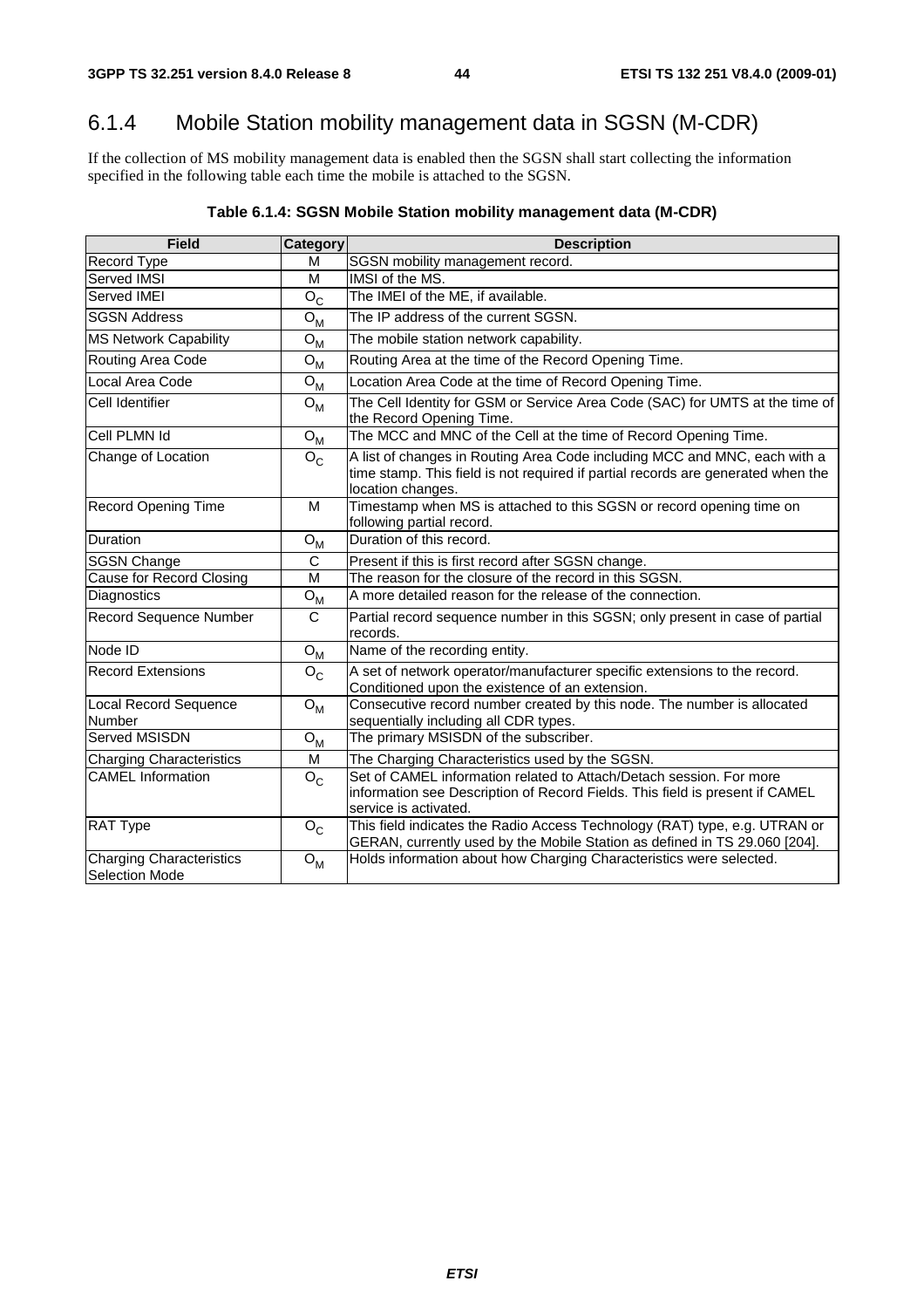## 6.1.4 Mobile Station mobility management data in SGSN (M-CDR)

If the collection of MS mobility management data is enabled then the SGSN shall start collecting the information specified in the following table each time the mobile is attached to the SGSN.

**Table 6.1.4: SGSN Mobile Station mobility management data (M-CDR)**

| Field | Category | Description |
|---|---|---|
| Record Type | M | SGSN mobility management record. |
| Served IMSI | M | IMSI of the MS. |
| Served IMEI | $O_C$ | The IMEI of the ME, if available. |
| SGSN Address | $O_M$ | The IP address of the current SGSN. |
| MS Network Capability | $O_M$ | The mobile station network capability. |
| Routing Area Code | $O_M$ | Routing Area at the time of the Record Opening Time. |
| Local Area Code | $O_M$ | Location Area Code at the time of Record Opening Time. |
| Cell Identifier | $O_M$ | The Cell Identity for GSM or Service Area Code (SAC) for UMTS at the time of the Record Opening Time. |
| Cell PLMN Id | $O_M$ | The MCC and MNC of the Cell at the time of Record Opening Time. |
| Change of Location | $O_C$ | A list of changes in Routing Area Code including MCC and MNC, each with a time stamp. This field is not required if partial records are generated when the location changes. |
| Record Opening Time | M | Timestamp when MS is attached to this SGSN or record opening time on following partial record. |
| Duration | $O_M$ | Duration of this record. |
| SGSN Change | C | Present if this is first record after SGSN change. |
| Cause for Record Closing | M | The reason for the closure of the record in this SGSN. |
| Diagnostics | $O_M$ | A more detailed reason for the release of the connection. |
| Record Sequence Number | C | Partial record sequence number in this SGSN; only present in case of partial records. |
| Node ID | $O_M$ | Name of the recording entity. |
| Record Extensions | $O_C$ | A set of network operator/manufacturer specific extensions to the record. Conditioned upon the existence of an extension. |
| Local Record Sequence Number | $O_M$ | Consecutive record number created by this node. The number is allocated sequentially including all CDR types. |
| Served MSISDN | $O_M$ | The primary MSISDN of the subscriber. |
| Charging Characteristics | M | The Charging Characteristics used by the SGSN. |
| CAMEL Information | $O_C$ | Set of CAMEL information related to Attach/Detach session. For more information see Description of Record Fields. This field is present if CAMEL service is activated. |
| RAT Type | $O_C$ | This field indicates the Radio Access Technology (RAT) type, e.g. UTRAN or GERAN, currently used by the Mobile Station as defined in TS 29.060 [204]. |
| Charging Characteristics Selection Mode | $O_M$ | Holds information about how Charging Characteristics were selected. |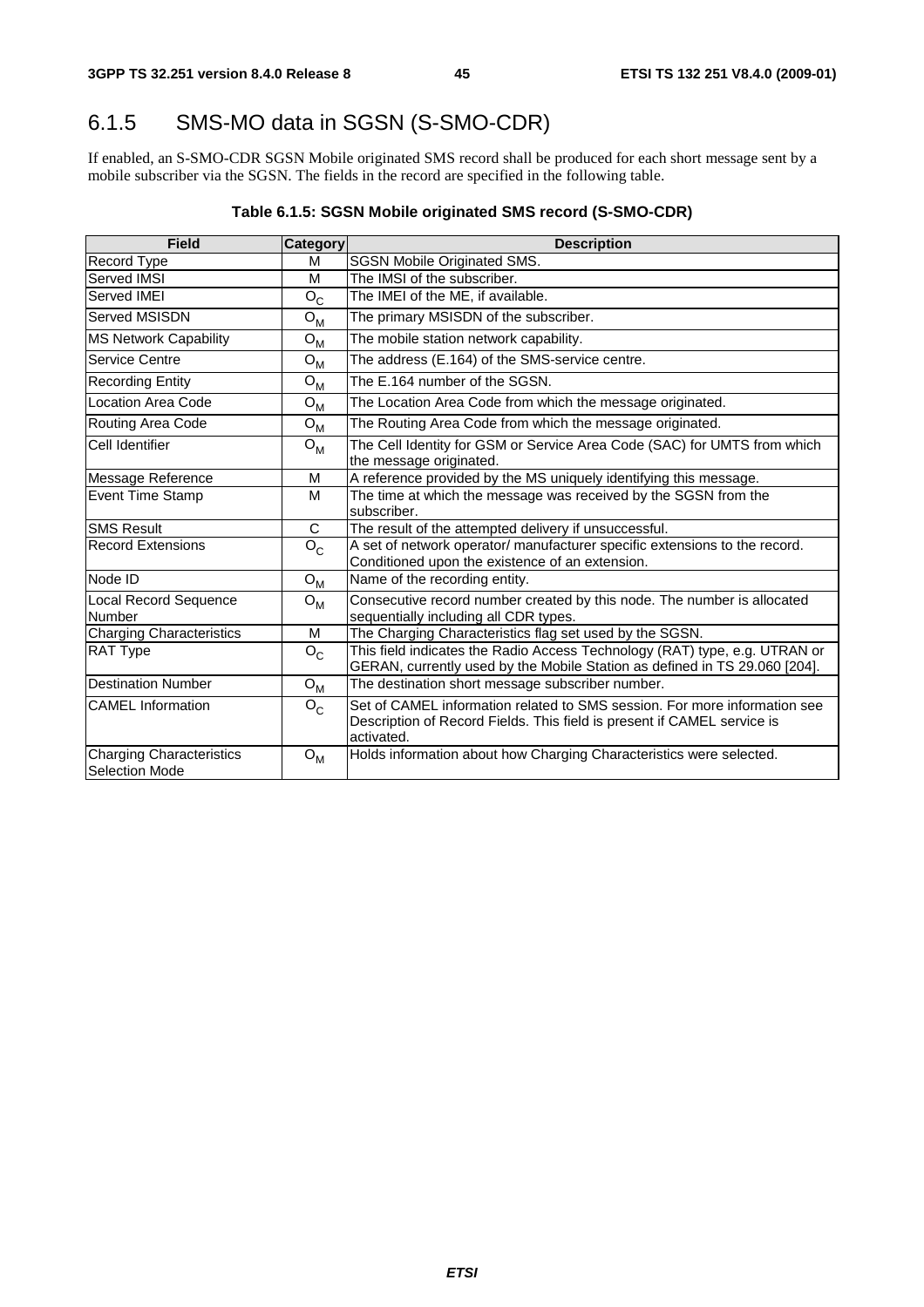## 6.1.5 SMS-MO data in SGSN (S-SMO-CDR)

If enabled, an S-SMO-CDR SGSN Mobile originated SMS record shall be produced for each short message sent by a mobile subscriber via the SGSN. The fields in the record are specified in the following table.

**Table 6.1.5: SGSN Mobile originated SMS record (S-SMO-CDR)**

| Field | Category | Description |
|---|---|---|
| Record Type | M | SGSN Mobile Originated SMS. |
| Served IMSI | M | The IMSI of the subscriber. |
| Served IMEI | $O_C$ | The IMEI of the ME, if available. |
| Served MSISDN | $O_M$ | The primary MSISDN of the subscriber. |
| MS Network Capability | $O_M$ | The mobile station network capability. |
| Service Centre | $O_M$ | The address (E.164) of the SMS-service centre. |
| Recording Entity | $O_M$ | The E.164 number of the SGSN. |
| Location Area Code | $O_M$ | The Location Area Code from which the message originated. |
| Routing Area Code | $O_M$ | The Routing Area Code from which the message originated. |
| Cell Identifier | $O_M$ | The Cell Identity for GSM or Service Area Code (SAC) for UMTS from which the message originated. |
| Message Reference | M | A reference provided by the MS uniquely identifying this message. |
| Event Time Stamp | M | The time at which the message was received by the SGSN from the subscriber. |
| SMS Result | C | The result of the attempted delivery if unsuccessful. |
| Record Extensions | $O_C$ | A set of network operator/ manufacturer specific extensions to the record. Conditioned upon the existence of an extension. |
| Node ID | $O_M$ | Name of the recording entity. |
| Local Record Sequence Number | $O_M$ | Consecutive record number created by this node. The number is allocated sequentially including all CDR types. |
| Charging Characteristics | M | The Charging Characteristics flag set used by the SGSN. |
| RAT Type | $O_C$ | This field indicates the Radio Access Technology (RAT) type, e.g. UTRAN or GERAN, currently used by the Mobile Station as defined in TS 29.060 [204]. |
| Destination Number | $O_M$ | The destination short message subscriber number. |
| CAMEL Information | $O_C$ | Set of CAMEL information related to SMS session. For more information see Description of Record Fields. This field is present if CAMEL service is activated. |
| Charging Characteristics Selection Mode | $O_M$ | Holds information about how Charging Characteristics were selected. |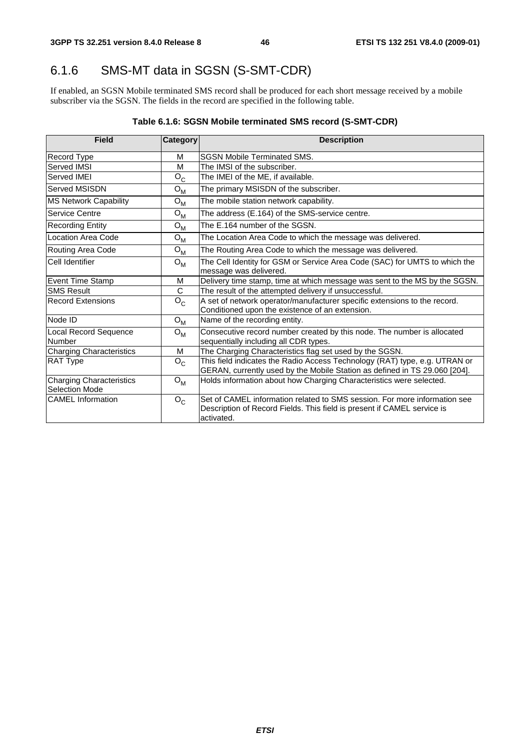## 6.1.6 SMS-MT data in SGSN (S-SMT-CDR)

If enabled, an SGSN Mobile terminated SMS record shall be produced for each short message received by a mobile subscriber via the SGSN. The fields in the record are specified in the following table.

**Table 6.1.6: SGSN Mobile terminated SMS record (S-SMT-CDR)**

| Field | Category | Description |
|---|---|---|
| Record Type | M | SGSN Mobile Terminated SMS. |
| Served IMSI | M | The IMSI of the subscriber. |
| Served IMEI | $O_C$ | The IMEI of the ME, if available. |
| Served MSISDN | $O_M$ | The primary MSISDN of the subscriber. |
| MS Network Capability | $O_M$ | The mobile station network capability. |
| Service Centre | $O_M$ | The address (E.164) of the SMS-service centre. |
| Recording Entity | $O_M$ | The E.164 number of the SGSN. |
| Location Area Code | $O_M$ | The Location Area Code to which the message was delivered. |
| Routing Area Code | $O_M$ | The Routing Area Code to which the message was delivered. |
| Cell Identifier | $O_M$ | The Cell Identity for GSM or Service Area Code (SAC) for UMTS to which the message was delivered. |
| Event Time Stamp | M | Delivery time stamp, time at which message was sent to the MS by the SGSN. |
| SMS Result | C | The result of the attempted delivery if unsuccessful. |
| Record Extensions | $O_C$ | A set of network operator/manufacturer specific extensions to the record. Conditioned upon the existence of an extension. |
| Node ID | $O_M$ | Name of the recording entity. |
| Local Record Sequence Number | $O_M$ | Consecutive record number created by this node. The number is allocated sequentially including all CDR types. |
| Charging Characteristics | M | The Charging Characteristics flag set used by the SGSN. |
| RAT Type | $O_C$ | This field indicates the Radio Access Technology (RAT) type, e.g. UTRAN or GERAN, currently used by the Mobile Station as defined in TS 29.060 [204]. |
| Charging Characteristics Selection Mode | $O_M$ | Holds information about how Charging Characteristics were selected. |
| CAMEL Information | $O_C$ | Set of CAMEL information related to SMS session. For more information see Description of Record Fields. This field is present if CAMEL service is activated. |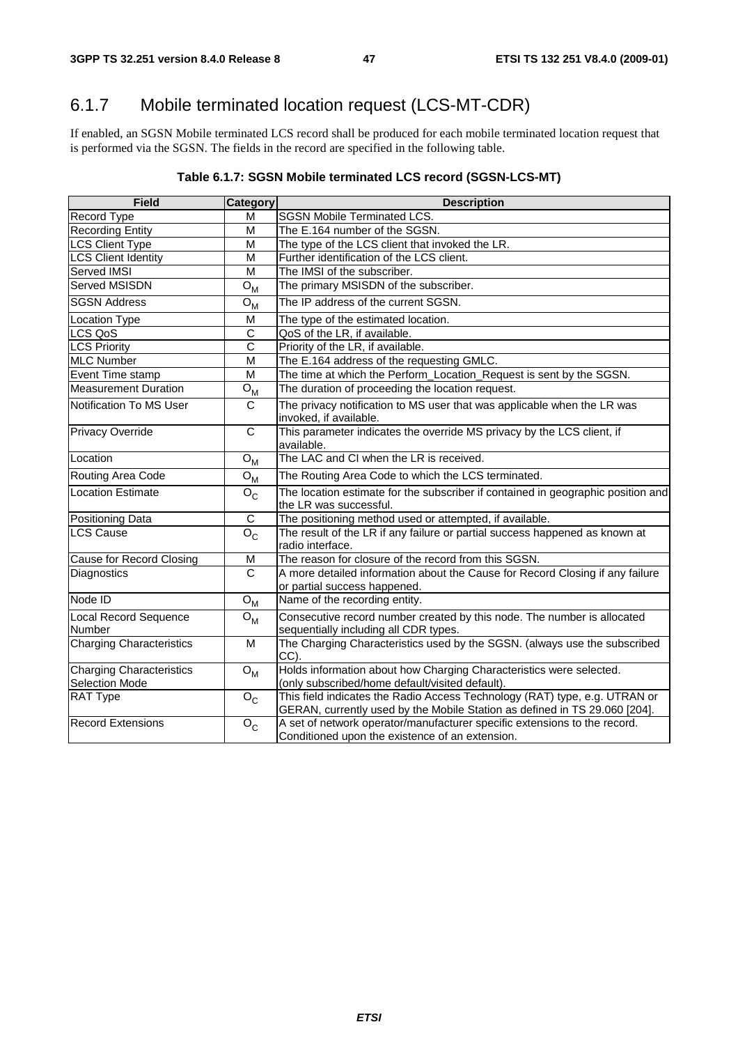## 6.1.7 Mobile terminated location request (LCS-MT-CDR)

If enabled, an SGSN Mobile terminated LCS record shall be produced for each mobile terminated location request that is performed via the SGSN. The fields in the record are specified in the following table.

**Table 6.1.7: SGSN Mobile terminated LCS record (SGSN-LCS-MT)**

| Field | Category | Description |
|---|---|---|
| Record Type | M | SGSN Mobile Terminated LCS. |
| Recording Entity | M | The E.164 number of the SGSN. |
| LCS Client Type | M | The type of the LCS client that invoked the LR. |
| LCS Client Identity | M | Further identification of the LCS client. |
| Served IMSI | M | The IMSI of the subscriber. |
| Served MSISDN | $O_M$ | The primary MSISDN of the subscriber. |
| SGSN Address | $O_M$ | The IP address of the current SGSN. |
| Location Type | M | The type of the estimated location. |
| LCS QoS | C | QoS of the LR, if available. |
| LCS Priority | C | Priority of the LR, if available. |
| MLC Number | M | The E.164 address of the requesting GMLC. |
| Event Time stamp | M | The time at which the Perform_Location_Request is sent by the SGSN. |
| Measurement Duration | $O_M$ | The duration of proceeding the location request. |
| Notification To MS User | C | The privacy notification to MS user that was applicable when the LR was invoked, if available. |
| Privacy Override | C | This parameter indicates the override MS privacy by the LCS client, if available. |
| Location | $O_M$ | The LAC and CI when the LR is received. |
| Routing Area Code | $O_M$ | The Routing Area Code to which the LCS terminated. |
| Location Estimate | $O_C$ | The location estimate for the subscriber if contained in geographic position and the LR was successful. |
| Positioning Data | C | The positioning method used or attempted, if available. |
| LCS Cause | $O_C$ | The result of the LR if any failure or partial success happened as known at radio interface. |
| Cause for Record Closing | M | The reason for closure of the record from this SGSN. |
| Diagnostics | C | A more detailed information about the Cause for Record Closing if any failure or partial success happened. |
| Node ID | $O_M$ | Name of the recording entity. |
| Local Record Sequence Number | $O_M$ | Consecutive record number created by this node. The number is allocated sequentially including all CDR types. |
| Charging Characteristics | M | The Charging Characteristics used by the SGSN. (always use the subscribed CC). |
| Charging Characteristics Selection Mode | $O_M$ | Holds information about how Charging Characteristics were selected. (only subscribed/home default/visited default). |
| RAT Type | $O_C$ | This field indicates the Radio Access Technology (RAT) type, e.g. UTRAN or GERAN, currently used by the Mobile Station as defined in TS 29.060 [204]. |
| Record Extensions | $O_C$ | A set of network operator/manufacturer specific extensions to the record. Conditioned upon the existence of an extension. |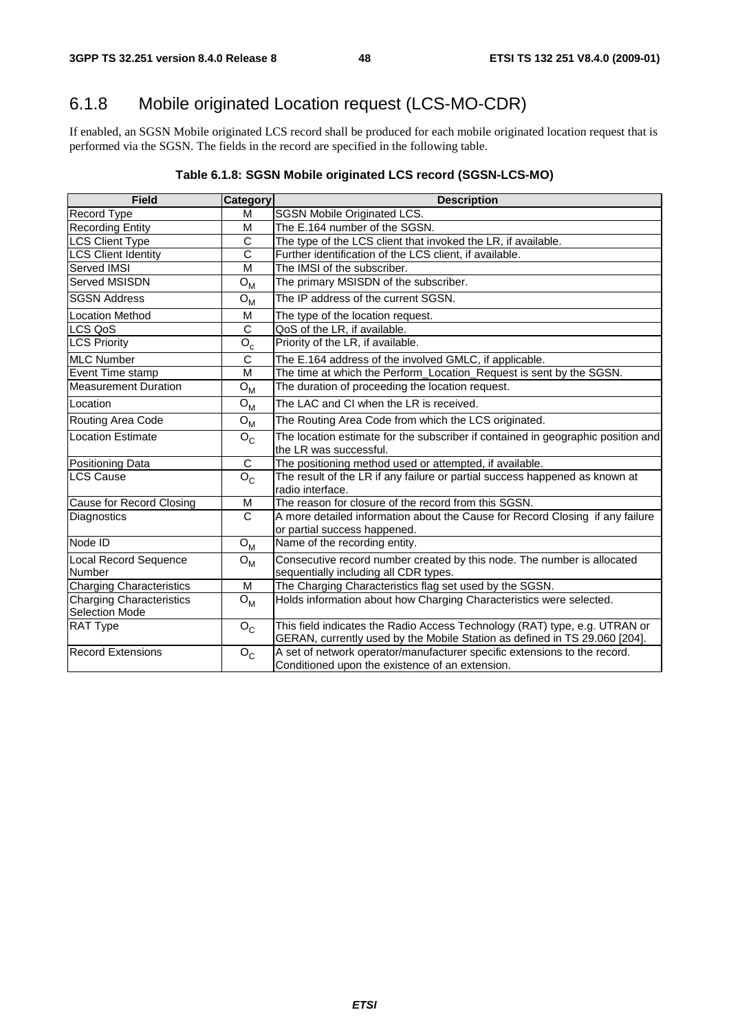## 6.1.8 Mobile originated Location request (LCS-MO-CDR)

If enabled, an SGSN Mobile originated LCS record shall be produced for each mobile originated location request that is performed via the SGSN. The fields in the record are specified in the following table.

**Table 6.1.8: SGSN Mobile originated LCS record (SGSN-LCS-MO)**

| Field | Category | Description |
|---|---|---|
| Record Type | M | SGSN Mobile Originated LCS. |
| Recording Entity | M | The E.164 number of the SGSN. |
| LCS Client Type | C | The type of the LCS client that invoked the LR, if available. |
| LCS Client Identity | C | Further identification of the LCS client, if available. |
| Served IMSI | M | The IMSI of the subscriber. |
| Served MSISDN | $O_M$ | The primary MSISDN of the subscriber. |
| SGSN Address | $O_M$ | The IP address of the current SGSN. |
| Location Method | M | The type of the location request. |
| LCS QoS | C | QoS of the LR, if available. |
| LCS Priority | $O_c$ | Priority of the LR, if available. |
| MLC Number | C | The E.164 address of the involved GMLC, if applicable. |
| Event Time stamp | M | The time at which the Perform_Location_Request is sent by the SGSN. |
| Measurement Duration | $O_M$ | The duration of proceeding the location request. |
| Location | $O_M$ | The LAC and CI when the LR is received. |
| Routing Area Code | $O_M$ | The Routing Area Code from which the LCS originated. |
| Location Estimate | $O_C$ | The location estimate for the subscriber if contained in geographic position and the LR was successful. |
| Positioning Data | C | The positioning method used or attempted, if available. |
| LCS Cause | $O_C$ | The result of the LR if any failure or partial success happened as known at radio interface. |
| Cause for Record Closing | M | The reason for closure of the record from this SGSN. |
| Diagnostics | C | A more detailed information about the Cause for Record Closing if any failure or partial success happened. |
| Node ID | $O_M$ | Name of the recording entity. |
| Local Record Sequence Number | $O_M$ | Consecutive record number created by this node. The number is allocated sequentially including all CDR types. |
| Charging Characteristics | M | The Charging Characteristics flag set used by the SGSN. |
| Charging Characteristics Selection Mode | $O_M$ | Holds information about how Charging Characteristics were selected. |
| RAT Type | $O_C$ | This field indicates the Radio Access Technology (RAT) type, e.g. UTRAN or GERAN, currently used by the Mobile Station as defined in TS 29.060 [204]. |
| Record Extensions | $O_C$ | A set of network operator/manufacturer specific extensions to the record. Conditioned upon the existence of an extension. |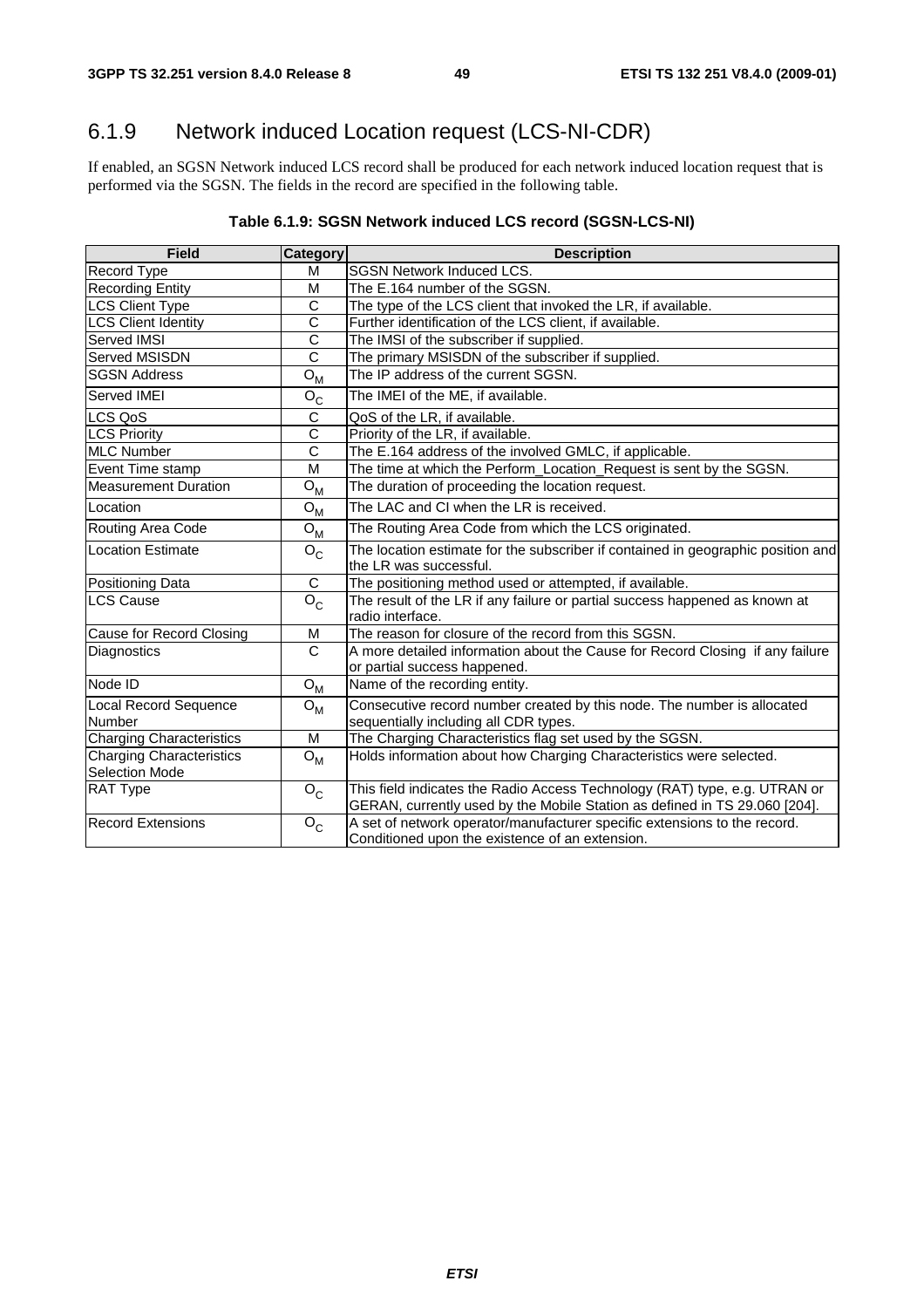## 6.1.9 Network induced Location request (LCS-NI-CDR)

If enabled, an SGSN Network induced LCS record shall be produced for each network induced location request that is performed via the SGSN. The fields in the record are specified in the following table.

**Table 6.1.9: SGSN Network induced LCS record (SGSN-LCS-NI)**

| Field | Category | Description |
|---|---|---|
| Record Type | M | SGSN Network Induced LCS. |
| Recording Entity | M | The E.164 number of the SGSN. |
| LCS Client Type | C | The type of the LCS client that invoked the LR, if available. |
| LCS Client Identity | C | Further identification of the LCS client, if available. |
| Served IMSI | C | The IMSI of the subscriber if supplied. |
| Served MSISDN | C | The primary MSISDN of the subscriber if supplied. |
| SGSN Address | $O_M$ | The IP address of the current SGSN. |
| Served IMEI | $O_C$ | The IMEI of the ME, if available. |
| LCS QoS | C | QoS of the LR, if available. |
| LCS Priority | C | Priority of the LR, if available. |
| MLC Number | C | The E.164 address of the involved GMLC, if applicable. |
| Event Time stamp | M | The time at which the Perform_Location_Request is sent by the SGSN. |
| Measurement Duration | $O_M$ | The duration of proceeding the location request. |
| Location | $O_M$ | The LAC and CI when the LR is received. |
| Routing Area Code | $O_M$ | The Routing Area Code from which the LCS originated. |
| Location Estimate | $O_C$ | The location estimate for the subscriber if contained in geographic position and the LR was successful. |
| Positioning Data | C | The positioning method used or attempted, if available. |
| LCS Cause | $O_C$ | The result of the LR if any failure or partial success happened as known at radio interface. |
| Cause for Record Closing | M | The reason for closure of the record from this SGSN. |
| Diagnostics | C | A more detailed information about the Cause for Record Closing if any failure or partial success happened. |
| Node ID | $O_M$ | Name of the recording entity. |
| Local Record Sequence Number | $O_M$ | Consecutive record number created by this node. The number is allocated sequentially including all CDR types. |
| Charging Characteristics | M | The Charging Characteristics flag set used by the SGSN. |
| Charging Characteristics Selection Mode | $O_M$ | Holds information about how Charging Characteristics were selected. |
| RAT Type | $O_C$ | This field indicates the Radio Access Technology (RAT) type, e.g. UTRAN or GERAN, currently used by the Mobile Station as defined in TS 29.060 [204]. |
| Record Extensions | $O_C$ | A set of network operator/manufacturer specific extensions to the record. Conditioned upon the existence of an extension. |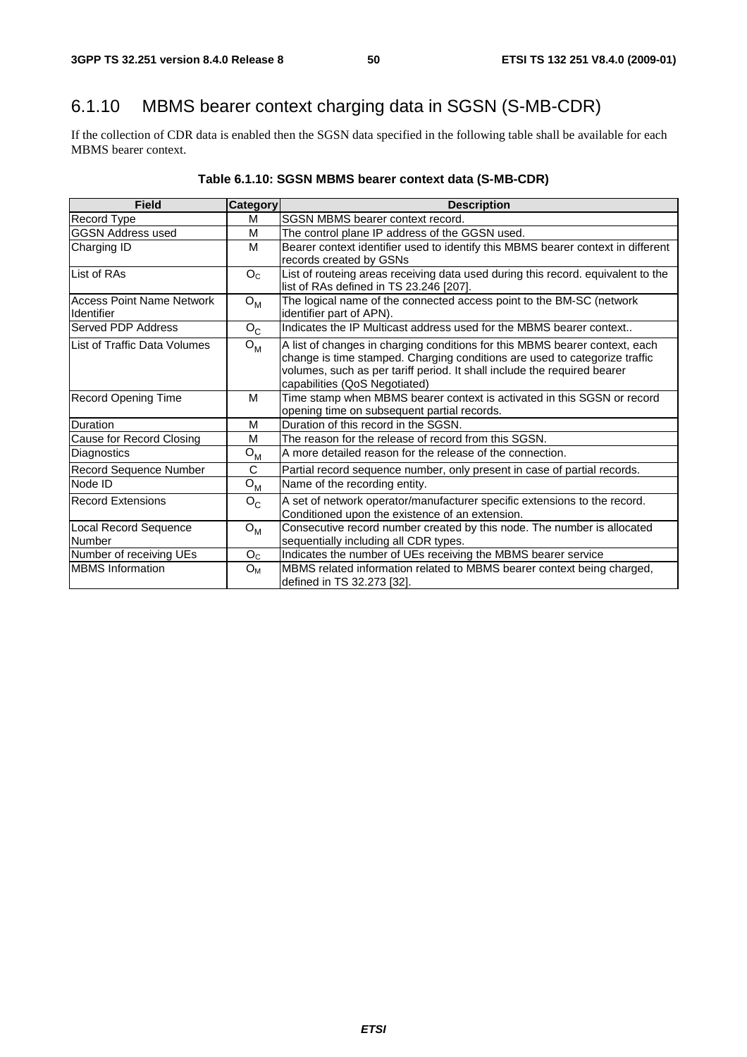### 6.1.10 MBMS bearer context charging data in SGSN (S-MB-CDR)

If the collection of CDR data is enabled then the SGSN data specified in the following table shall be available for each MBMS bearer context.

**Table 6.1.10: SGSN MBMS bearer context data (S-MB-CDR)**

| Field | Category | Description |
|---|---|---|
| Record Type | M | SGSN MBMS bearer context record. |
| GGSN Address used | M | The control plane IP address of the GGSN used. |
| Charging ID | M | Bearer context identifier used to identify this MBMS bearer context in different records created by GSNs |
| List of RAs | $O_C$ | List of routeing areas receiving data used during this record. equivalent to the list of RAs defined in TS 23.246 [207]. |
| Access Point Name Network Identifier | $O_M$ | The logical name of the connected access point to the BM-SC (network identifier part of APN). |
| Served PDP Address | $O_C$ | Indicates the IP Multicast address used for the MBMS bearer context.. |
| List of Traffic Data Volumes | $O_M$ | A list of changes in charging conditions for this MBMS bearer context, each change is time stamped. Charging conditions are used to categorize traffic volumes, such as per tariff period. It shall include the required bearer capabilities (QoS Negotiated) |
| Record Opening Time | M | Time stamp when MBMS bearer context is activated in this SGSN or record opening time on subsequent partial records. |
| Duration | M | Duration of this record in the SGSN. |
| Cause for Record Closing | M | The reason for the release of record from this SGSN. |
| Diagnostics | $O_M$ | A more detailed reason for the release of the connection. |
| Record Sequence Number | C | Partial record sequence number, only present in case of partial records. |
| Node ID | $O_M$ | Name of the recording entity. |
| Record Extensions | $O_C$ | A set of network operator/manufacturer specific extensions to the record. Conditioned upon the existence of an extension. |
| Local Record Sequence Number | $O_M$ | Consecutive record number created by this node. The number is allocated sequentially including all CDR types. |
| Number of receiving UEs | $O_C$ | Indicates the number of UEs receiving the MBMS bearer service |
| MBMS Information | $O_M$ | MBMS related information related to MBMS bearer context being charged, defined in TS 32.273 [32]. |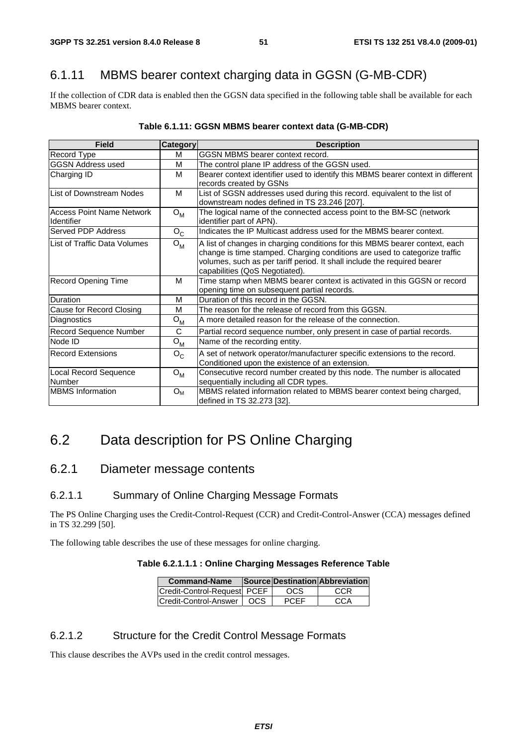### 6.1.11 MBMS bearer context charging data in GGSN (G-MB-CDR)

If the collection of CDR data is enabled then the GGSN data specified in the following table shall be available for each MBMS bearer context.

**Table 6.1.11: GGSN MBMS bearer context data (G-MB-CDR)**

| Field | Category | Description |
|---|---|---|
| Record Type | M | GGSN MBMS bearer context record. |
| GGSN Address used | M | The control plane IP address of the GGSN used. |
| Charging ID | M | Bearer context identifier used to identify this MBMS bearer context in different records created by GSNs |
| List of Downstream Nodes | M | List of SGSN addresses used during this record. equivalent to the list of downstream nodes defined in TS 23.246 [207]. |
| Access Point Name Network Identifier | $O_M$ | The logical name of the connected access point to the BM-SC (network identifier part of APN). |
| Served PDP Address | $O_C$ | Indicates the IP Multicast address used for the MBMS bearer context. |
| List of Traffic Data Volumes | $O_M$ | A list of changes in charging conditions for this MBMS bearer context, each change is time stamped. Charging conditions are used to categorize traffic volumes, such as per tariff period. It shall include the required bearer capabilities (QoS Negotiated). |
| Record Opening Time | M | Time stamp when MBMS bearer context is activated in this GGSN or record opening time on subsequent partial records. |
| Duration | M | Duration of this record in the GGSN. |
| Cause for Record Closing | M | The reason for the release of record from this GGSN. |
| Diagnostics | $O_M$ | A more detailed reason for the release of the connection. |
| Record Sequence Number | C | Partial record sequence number, only present in case of partial records. |
| Node ID | $O_M$ | Name of the recording entity. |
| Record Extensions | $O_C$ | A set of network operator/manufacturer specific extensions to the record. Conditioned upon the existence of an extension. |
| Local Record Sequence Number | $O_M$ | Consecutive record number created by this node. The number is allocated sequentially including all CDR types. |
| MBMS Information | $O_M$ | MBMS related information related to MBMS bearer context being charged, defined in TS 32.273 [32]. |

## 6.2 Data description for PS Online Charging

### 6.2.1 Diameter message contents

#### 6.2.1.1 Summary of Online Charging Message Formats

The PS Online Charging uses the Credit-Control-Request (CCR) and Credit-Control-Answer (CCA) messages defined in TS 32.299 [50].

The following table describes the use of these messages for online charging.

**Table 6.2.1.1.1 : Online Charging Messages Reference Table**

| Command-Name | Source | Destination | Abbreviation |
|---|---|---|---|
| Credit-Control-Request | PCEF | OCS | CCR |
| Credit-Control-Answer | OCS | PCEF | CCA |

#### 6.2.1.2 Structure for the Credit Control Message Formats

This clause describes the AVPs used in the credit control messages.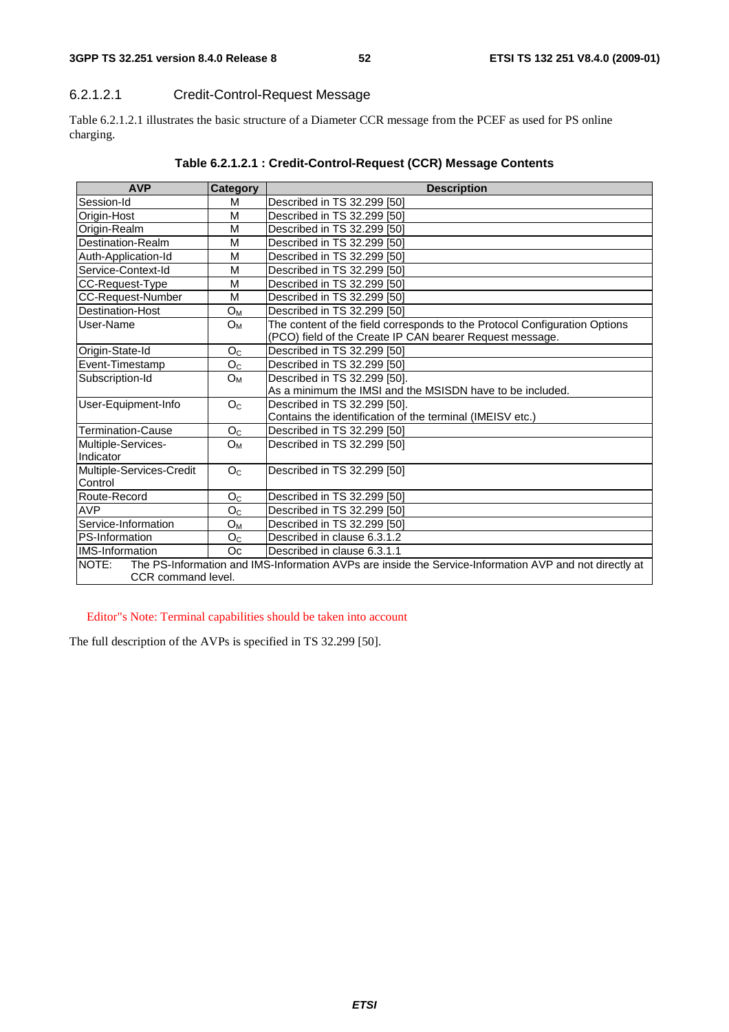#### 6.2.1.2.1 Credit-Control-Request Message

Table 6.2.1.2.1 illustrates the basic structure of a Diameter CCR message from the PCEF as used for PS online charging.

**Table 6.2.1.2.1 : Credit-Control-Request (CCR) Message Contents**

| AVP | Category | Description |
|---|---|---|
| Session-Id | M | Described in TS 32.299 [50] |
| Origin-Host | M | Described in TS 32.299 [50] |
| Origin-Realm | M | Described in TS 32.299 [50] |
| Destination-Realm | M | Described in TS 32.299 [50] |
| Auth-Application-Id | M | Described in TS 32.299 [50] |
| Service-Context-Id | M | Described in TS 32.299 [50] |
| CC-Request-Type | M | Described in TS 32.299 [50] |
| CC-Request-Number | M | Described in TS 32.299 [50] |
| Destination-Host | $O_M$ | Described in TS 32.299 [50] |
| User-Name | $O_M$ | The content of the field corresponds to the Protocol Configuration Options (PCO) field of the Create IP CAN bearer Request message. |
| Origin-State-Id | $O_C$ | Described in TS 32.299 [50] |
| Event-Timestamp | $O_C$ | Described in TS 32.299 [50] |
| Subscription-Id | $O_M$ | Described in TS 32.299 [50].<br>As a minimum the IMSI and the MSISDN have to be included. |
| User-Equipment-Info | $O_C$ | Described in TS 32.299 [50].<br>Contains the identification of the terminal (IMEISV etc.) |
| Termination-Cause | $O_C$ | Described in TS 32.299 [50] |
| Multiple-Services-Indicator | $O_M$ | Described in TS 32.299 [50] |
| Multiple-Services-Credit Control | $O_C$ | Described in TS 32.299 [50] |
| Route-Record | $O_C$ | Described in TS 32.299 [50] |
| AVP | $O_C$ | Described in TS 32.299 [50] |
| Service-Information | $O_M$ | Described in TS 32.299 [50] |
| PS-Information | $O_C$ | Described in clause 6.3.1.2 |
| IMS-Information | Oc | Described in clause 6.3.1.1 |
| NOTE: The PS-Information and IMS-Information AVPs are inside the Service-Information AVP and not directly at CCR command level. | | |

Editor"s Note: Terminal capabilities should be taken into account

The full description of the AVPs is specified in TS 32.299 [50].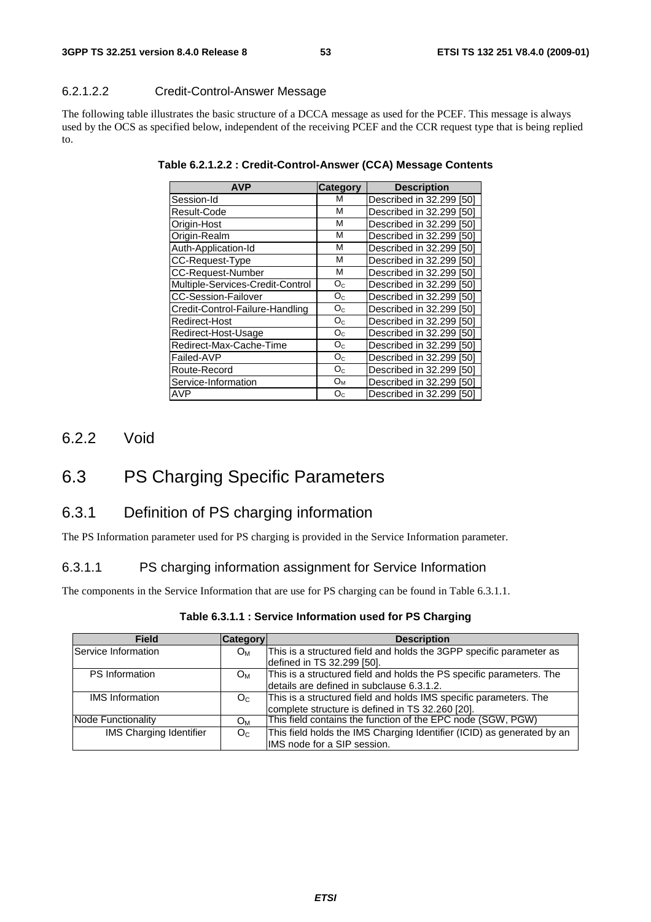#### 6.2.1.2.2 Credit-Control-Answer Message

The following table illustrates the basic structure of a DCCA message as used for the PCEF. This message is always used by the OCS as specified below, independent of the receiving PCEF and the CCR request type that is being replied to.

**Table 6.2.1.2.2 : Credit-Control-Answer (CCA) Message Contents**

| AVP | Category | Description |
|---|---|---|
| Session-Id | M | Described in 32.299 [50] |
| Result-Code | M | Described in 32.299 [50] |
| Origin-Host | M | Described in 32.299 [50] |
| Origin-Realm | M | Described in 32.299 [50] |
| Auth-Application-Id | M | Described in 32.299 [50] |
| CC-Request-Type | M | Described in 32.299 [50] |
| CC-Request-Number | M | Described in 32.299 [50] |
| Multiple-Services-Credit-Control | $O_C$ | Described in 32.299 [50] |
| CC-Session-Failover | $O_C$ | Described in 32.299 [50] |
| Credit-Control-Failure-Handling | $O_C$ | Described in 32.299 [50] |
| Redirect-Host | $O_C$ | Described in 32.299 [50] |
| Redirect-Host-Usage | $O_C$ | Described in 32.299 [50] |
| Redirect-Max-Cache-Time | $O_C$ | Described in 32.299 [50] |
| Failed-AVP | $O_C$ | Described in 32.299 [50] |
| Route-Record | $O_C$ | Described in 32.299 [50] |
| Service-Information | $O_M$ | Described in 32.299 [50] |
| AVP | $O_C$ | Described in 32.299 [50] |

## 6.2.2 Void

# 6.3 PS Charging Specific Parameters

## 6.3.1 Definition of PS charging information

The PS Information parameter used for PS charging is provided in the Service Information parameter.

### 6.3.1.1 PS charging information assignment for Service Information

The components in the Service Information that are use for PS charging can be found in Table 6.3.1.1.

**Table 6.3.1.1 : Service Information used for PS Charging**

| Field | Category | Description |
|---|---|---|
| Service Information | $O_M$ | This is a structured field and holds the 3GPP specific parameter as defined in TS 32.299 [50]. |
| PS Information | $O_M$ | This is a structured field and holds the PS specific parameters. The details are defined in subclause 6.3.1.2. |
| IMS Information | $O_C$ | This is a structured field and holds IMS specific parameters. The complete structure is defined in TS 32.260 [20]. |
| Node Functionality | $O_M$ | This field contains the function of the EPC node (SGW, PGW) |
| IMS Charging Identifier | $O_C$ | This field holds the IMS Charging Identifier (ICID) as generated by an IMS node for a SIP session. |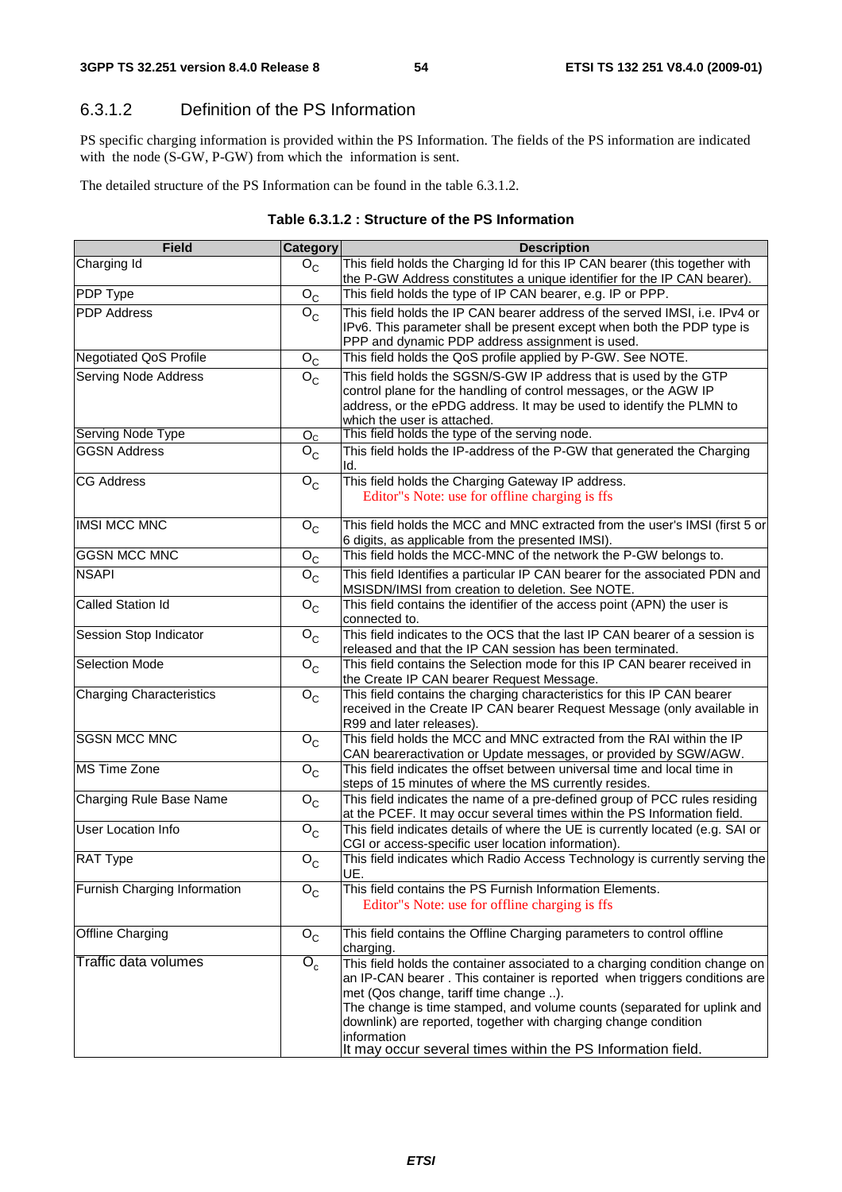### 6.3.1.2 Definition of the PS Information

PS specific charging information is provided within the PS Information. The fields of the PS information are indicated with the node (S-GW, P-GW) from which the information is sent.

The detailed structure of the PS Information can be found in the table 6.3.1.2.

**Table 6.3.1.2 : Structure of the PS Information**

| Field | Category | Description |
|---|---|---|
| Charging Id | $O_C$ | This field holds the Charging Id for this IP CAN bearer (this together with the P-GW Address constitutes a unique identifier for the IP CAN bearer). |
| PDP Type | $O_C$ | This field holds the type of IP CAN bearer, e.g. IP or PPP. |
| PDP Address | $O_C$ | This field holds the IP CAN bearer address of the served IMSI, i.e. IPv4 or IPv6. This parameter shall be present except when both the PDP type is PPP and dynamic PDP address assignment is used. |
| Negotiated QoS Profile | $O_C$ | This field holds the QoS profile applied by P-GW. See NOTE. |
| Serving Node Address | $O_C$ | This field holds the SGSN/S-GW IP address that is used by the GTP control plane for the handling of control messages, or the AGW IP address, or the ePDG address. It may be used to identify the PLMN to which the user is attached. |
| Serving Node Type | $O_C$ | This field holds the type of the serving node. |
| GGSN Address | $O_C$ | This field holds the IP-address of the P-GW that generated the Charging Id. |
| CG Address | $O_C$ | This field holds the Charging Gateway IP address.<br>Editor"s Note: use for offline charging is ffs |
| IMSI MCC MNC | $O_C$ | This field holds the MCC and MNC extracted from the user's IMSI (first 5 or 6 digits, as applicable from the presented IMSI). |
| GGSN MCC MNC | $O_C$ | This field holds the MCC-MNC of the network the P-GW belongs to. |
| NSAPI | $O_C$ | This field Identifies a particular IP CAN bearer for the associated PDN and MSISDN/IMSI from creation to deletion. See NOTE. |
| Called Station Id | $O_C$ | This field contains the identifier of the access point (APN) the user is connected to. |
| Session Stop Indicator | $O_C$ | This field indicates to the OCS that the last IP CAN bearer of a session is released and that the IP CAN session has been terminated. |
| Selection Mode | $O_C$ | This field contains the Selection mode for this IP CAN bearer received in the Create IP CAN bearer Request Message. |
| Charging Characteristics | $O_C$ | This field contains the charging characteristics for this IP CAN bearer received in the Create IP CAN bearer Request Message (only available in R99 and later releases). |
| SGSN MCC MNC | $O_C$ | This field holds the MCC and MNC extracted from the RAI within the IP CAN beareractivation or Update messages, or provided by SGW/AGW. |
| MS Time Zone | $O_C$ | This field indicates the offset between universal time and local time in steps of 15 minutes of where the MS currently resides. |
| Charging Rule Base Name | $O_C$ | This field indicates the name of a pre-defined group of PCC rules residing at the PCEF. It may occur several times within the PS Information field. |
| User Location Info | $O_C$ | This field indicates details of where the UE is currently located (e.g. SAI or CGI or access-specific user location information). |
| RAT Type | $O_C$ | This field indicates which Radio Access Technology is currently serving the UE. |
| Furnish Charging Information | $O_C$ | This field contains the PS Furnish Information Elements.<br>Editor"s Note: use for offline charging is ffs |
| Offline Charging | $O_C$ | This field contains the Offline Charging parameters to control offline charging. |
| Traffic data volumes | $O_c$ | This field holds the container associated to a charging condition change on an IP-CAN bearer . This container is reported when triggers conditions are met (Qos change, tariff time change ..).<br>The change is time stamped, and volume counts (separated for uplink and downlink) are reported, together with charging change condition information<br>It may occur several times within the PS Information field. |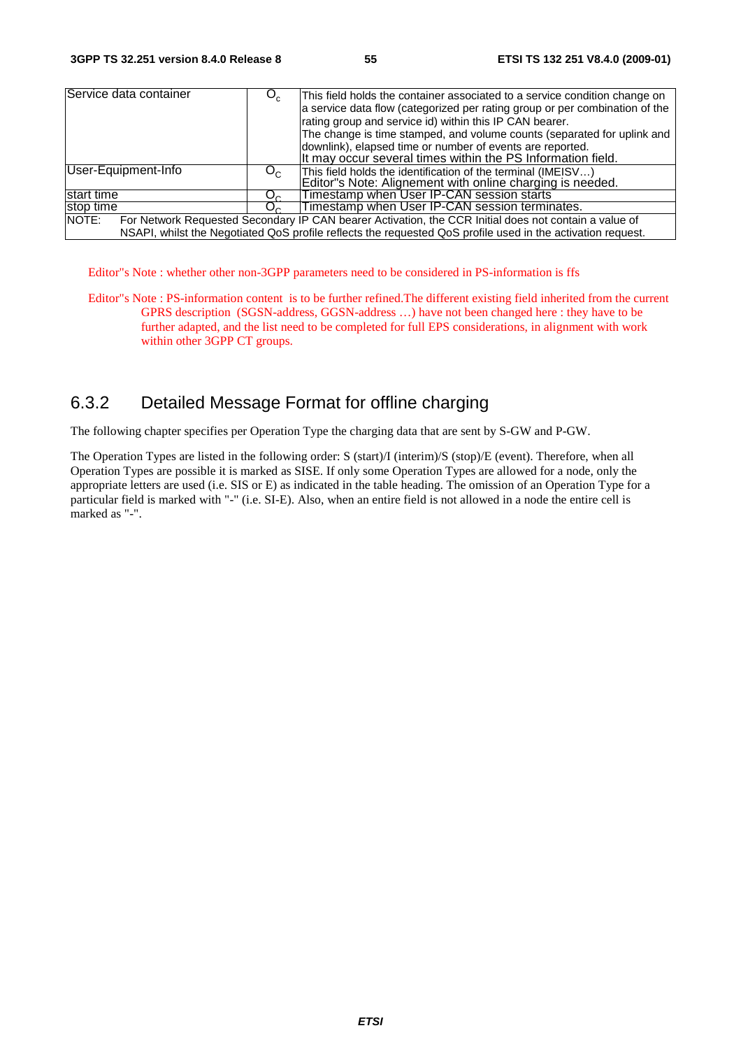| Service data container | $O_c$ | This field holds the container associated to a service condition change on a service data flow (categorized per rating group or per combination of the rating group and service id) within this IP CAN bearer.<br>The change is time stamped, and volume counts (separated for uplink and downlink), elapsed time or number of events are reported.<br>It may occur several times within the PS Information field. |
|---|---|---|
| User-Equipment-Info | $O_C$ | This field holds the identification of the terminal (IMEISV…)<br>Editor"s Note: Alignement with online charging is needed. |
| start time | $O_C$ | Timestamp when User IP-CAN session starts |
| stop time | $O_C$ | Timestamp when User IP-CAN session terminates. |
| NOTE: For Network Requested Secondary IP CAN bearer Activation, the CCR Initial does not contain a value of NSAPI, whilst the Negotiated QoS profile reflects the requested QoS profile used in the activation request. | | |

Editor"s Note : whether other non-3GPP parameters need to be considered in PS-information is ffs

Editor"s Note : PS-information content is to be further refined.The different existing field inherited from the current GPRS description (SGSN-address, GGSN-address …) have not been changed here : they have to be further adapted, and the list need to be completed for full EPS considerations, in alignment with work within other 3GPP CT groups.

### 6.3.2 Detailed Message Format for offline charging

The following chapter specifies per Operation Type the charging data that are sent by S-GW and P-GW.

The Operation Types are listed in the following order: S (start)/I (interim)/S (stop)/E (event). Therefore, when all Operation Types are possible it is marked as SISE. If only some Operation Types are allowed for a node, only the appropriate letters are used (i.e. SIS or E) as indicated in the table heading. The omission of an Operation Type for a particular field is marked with "-" (i.e. SI-E). Also, when an entire field is not allowed in a node the entire cell is marked as "-".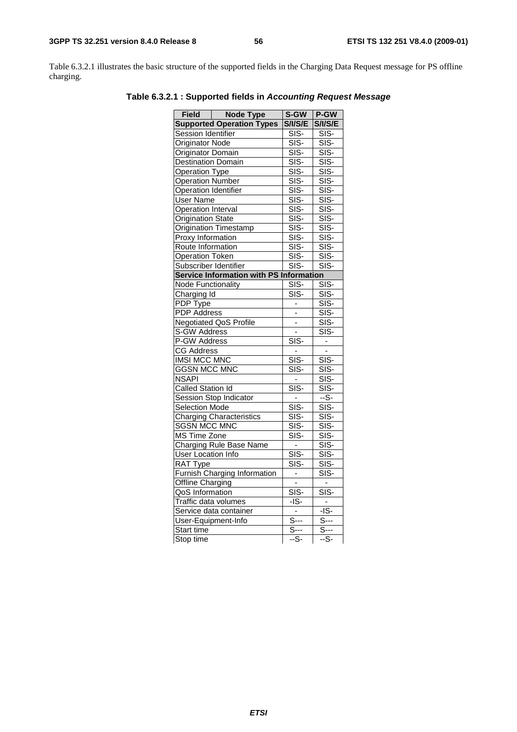Table 6.3.2.1 illustrates the basic structure of the supported fields in the Charging Data Request message for PS offline charging.

**Table 6.3.2.1 : Supported fields in *Accounting Request Message***

| Field / Node Type | S-GW | P-GW |
|---|---|---|
| **Supported Operation Types** | **S/I/S/E** | **S/I/S/E** |
| Session Identifier | SIS- | SIS- |
| Originator Node | SIS- | SIS- |
| Originator Domain | SIS- | SIS- |
| Destination Domain | SIS- | SIS- |
| Operation Type | SIS- | SIS- |
| Operation Number | SIS- | SIS- |
| Operation Identifier | SIS- | SIS- |
| User Name | SIS- | SIS- |
| Operation Interval | SIS- | SIS- |
| Origination State | SIS- | SIS- |
| Origination Timestamp | SIS- | SIS- |
| Proxy Information | SIS- | SIS- |
| Route Information | SIS- | SIS- |
| Operation Token | SIS- | SIS- |
| Subscriber Identifier | SIS- | SIS- |
| **Service Information with PS Information** | | |
| Node Functionality | SIS- | SIS- |
| Charging Id | SIS- | SIS- |
| PDP Type | - | SIS- |
| PDP Address | - | SIS- |
| Negotiated QoS Profile | - | SIS- |
| S-GW Address | - | SIS- |
| P-GW Address | SIS- | - |
| CG Address | - | - |
| IMSI MCC MNC | SIS- | SIS- |
| GGSN MCC MNC | SIS- | SIS- |
| NSAPI | - | SIS- |
| Called Station Id | SIS- | SIS- |
| Session Stop Indicator | - | --S- |
| Selection Mode | SIS- | SIS- |
| Charging Characteristics | SIS- | SIS- |
| SGSN MCC MNC | SIS- | SIS- |
| MS Time Zone | SIS- | SIS- |
| Charging Rule Base Name | - | SIS- |
| User Location Info | SIS- | SIS- |
| RAT Type | SIS- | SIS- |
| Furnish Charging Information | - | SIS- |
| Offline Charging | - | - |
| QoS Information | SIS- | SIS- |
| Traffic data volumes | -IS- | - |
| Service data container | - | -IS- |
| User-Equipment-Info | S--- | S--- |
| Start time | S--- | S--- |
| Stop time | --S- | --S- |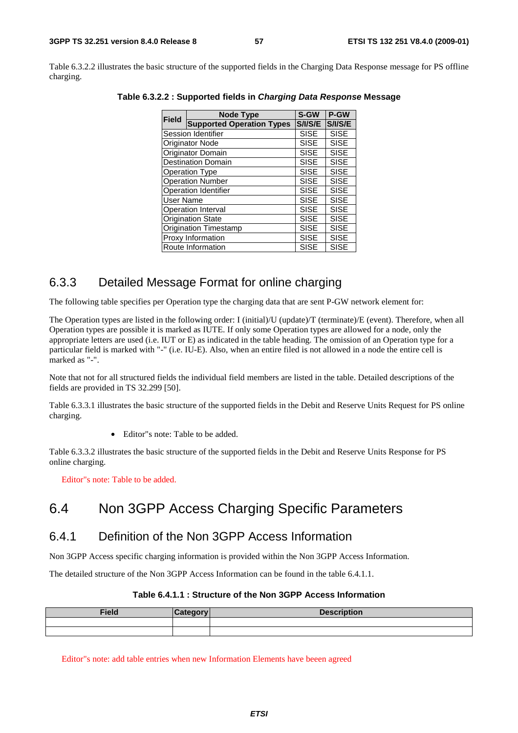Table 6.3.2.2 illustrates the basic structure of the supported fields in the Charging Data Response message for PS offline charging.

**Table 6.3.2.2 : Supported fields in *Charging Data Response* Message**

| Field | Node Type | S-GW | P-GW |
|---|---|---|---|
| | Supported Operation Types | S/I/S/E | S/I/S/E |
| Session Identifier | | SISE | SISE |
| Originator Node | | SISE | SISE |
| Originator Domain | | SISE | SISE |
| Destination Domain | | SISE | SISE |
| Operation Type | | SISE | SISE |
| Operation Number | | SISE | SISE |
| Operation Identifier | | SISE | SISE |
| User Name | | SISE | SISE |
| Operation Interval | | SISE | SISE |
| Origination State | | SISE | SISE |
| Origination Timestamp | | SISE | SISE |
| Proxy Information | | SISE | SISE |
| Route Information | | SISE | SISE |

## 6.3.3 Detailed Message Format for online charging

The following table specifies per Operation type the charging data that are sent P-GW network element for:

The Operation types are listed in the following order: I (initial)/U (update)/T (terminate)/E (event). Therefore, when all Operation types are possible it is marked as IUTE. If only some Operation types are allowed for a node, only the appropriate letters are used (i.e. IUT or E) as indicated in the table heading. The omission of an Operation type for a particular field is marked with "-" (i.e. IU-E). Also, when an entire filed is not allowed in a node the entire cell is marked as "-".

Note that not for all structured fields the individual field members are listed in the table. Detailed descriptions of the fields are provided in TS 32.299 [50].

Table 6.3.3.1 illustrates the basic structure of the supported fields in the Debit and Reserve Units Request for PS online charging.

- Editor"s note: Table to be added.

Table 6.3.3.2 illustrates the basic structure of the supported fields in the Debit and Reserve Units Response for PS online charging.

Editor"s note: Table to be added.

# 6.4 Non 3GPP Access Charging Specific Parameters

## 6.4.1 Definition of the Non 3GPP Access Information

Non 3GPP Access specific charging information is provided within the Non 3GPP Access Information.

The detailed structure of the Non 3GPP Access Information can be found in the table 6.4.1.1.

**Table 6.4.1.1 : Structure of the Non 3GPP Access Information**

| Field | Category | Description |
|---|---|---|
| | | |
| | | |

Editor"s note: add table entries when new Information Elements have beeen agreed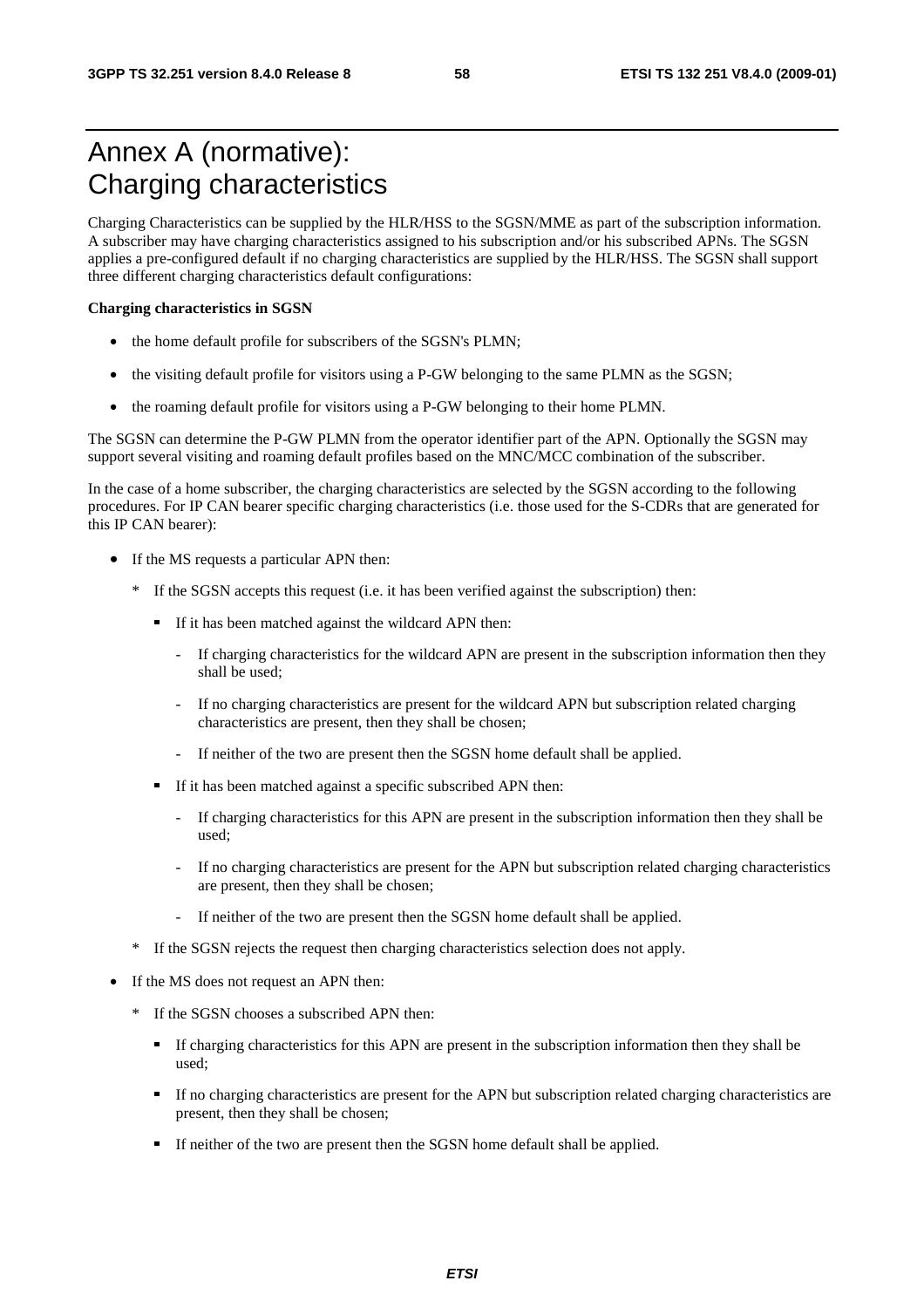# Annex A (normative): Charging characteristics

Charging Characteristics can be supplied by the HLR/HSS to the SGSN/MME as part of the subscription information. A subscriber may have charging characteristics assigned to his subscription and/or his subscribed APNs. The SGSN applies a pre-configured default if no charging characteristics are supplied by the HLR/HSS. The SGSN shall support three different charging characteristics default configurations:

**Charging characteristics in SGSN**

- the home default profile for subscribers of the SGSN's PLMN;
- the visiting default profile for visitors using a P-GW belonging to the same PLMN as the SGSN;
- the roaming default profile for visitors using a P-GW belonging to their home PLMN.

The SGSN can determine the P-GW PLMN from the operator identifier part of the APN. Optionally the SGSN may support several visiting and roaming default profiles based on the MNC/MCC combination of the subscriber.

In the case of a home subscriber, the charging characteristics are selected by the SGSN according to the following procedures. For IP CAN bearer specific charging characteristics (i.e. those used for the S-CDRs that are generated for this IP CAN bearer):

- If the MS requests a particular APN then:
  - \* If the SGSN accepts this request (i.e. it has been verified against the subscription) then:
    - If it has been matched against the wildcard APN then:
      - If charging characteristics for the wildcard APN are present in the subscription information then they shall be used;
      - If no charging characteristics are present for the wildcard APN but subscription related charging characteristics are present, then they shall be chosen;
      - If neither of the two are present then the SGSN home default shall be applied.
    - If it has been matched against a specific subscribed APN then:
      - If charging characteristics for this APN are present in the subscription information then they shall be used;
      - If no charging characteristics are present for the APN but subscription related charging characteristics are present, then they shall be chosen;
      - If neither of the two are present then the SGSN home default shall be applied.
  - \* If the SGSN rejects the request then charging characteristics selection does not apply.
- If the MS does not request an APN then:
  - \* If the SGSN chooses a subscribed APN then:
    - If charging characteristics for this APN are present in the subscription information then they shall be used;
    - If no charging characteristics are present for the APN but subscription related charging characteristics are present, then they shall be chosen;
    - If neither of the two are present then the SGSN home default shall be applied.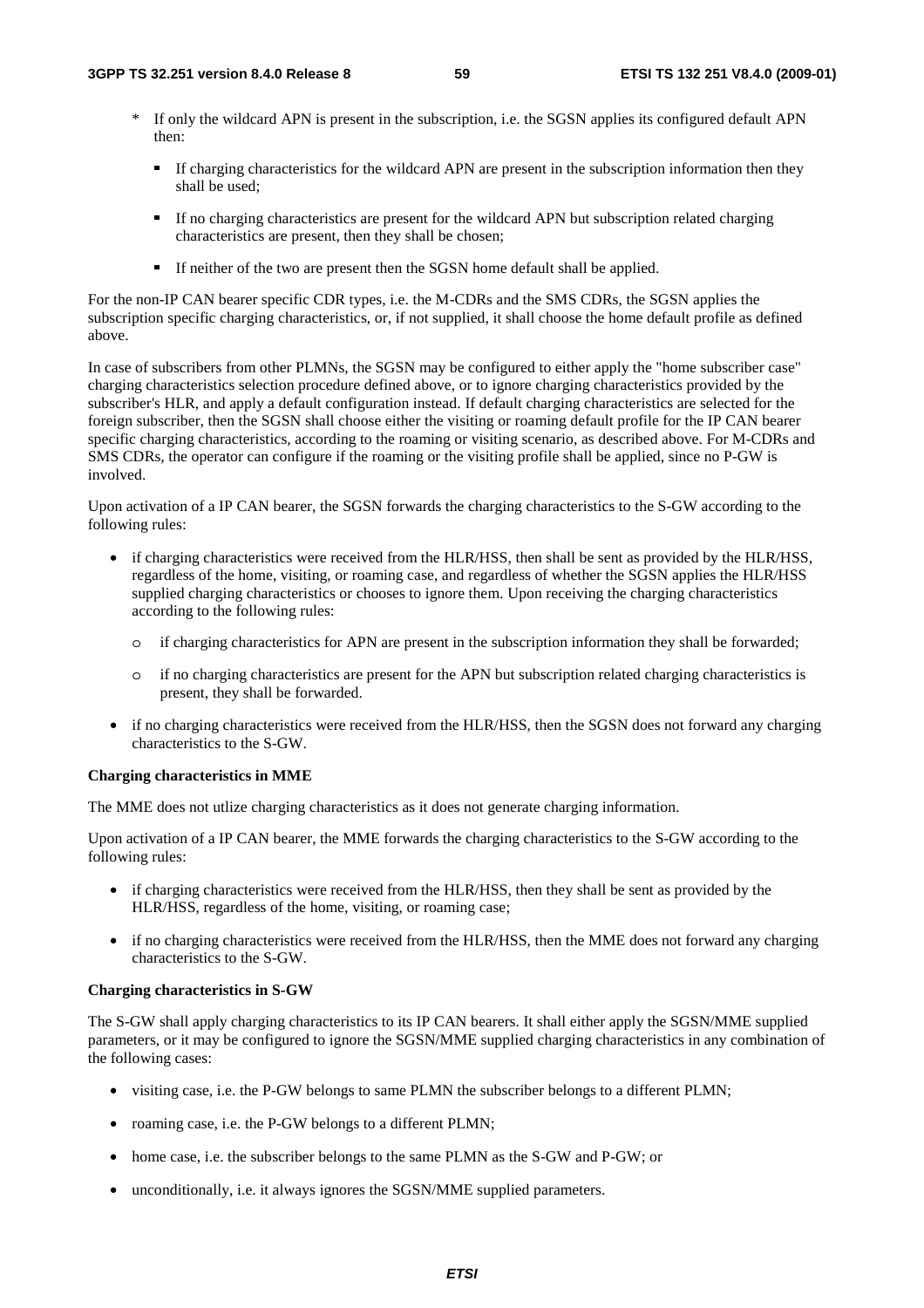- * If only the wildcard APN is present in the subscription, i.e. the SGSN applies its configured default APN then:
  - If charging characteristics for the wildcard APN are present in the subscription information then they shall be used;
  - If no charging characteristics are present for the wildcard APN but subscription related charging characteristics are present, then they shall be chosen;
  - If neither of the two are present then the SGSN home default shall be applied.

For the non-IP CAN bearer specific CDR types, i.e. the M-CDRs and the SMS CDRs, the SGSN applies the subscription specific charging characteristics, or, if not supplied, it shall choose the home default profile as defined above.

In case of subscribers from other PLMNs, the SGSN may be configured to either apply the "home subscriber case" charging characteristics selection procedure defined above, or to ignore charging characteristics provided by the subscriber's HLR, and apply a default configuration instead. If default charging characteristics are selected for the foreign subscriber, then the SGSN shall choose either the visiting or roaming default profile for the IP CAN bearer specific charging characteristics, according to the roaming or visiting scenario, as described above. For M-CDRs and SMS CDRs, the operator can configure if the roaming or the visiting profile shall be applied, since no P-GW is involved.

Upon activation of a IP CAN bearer, the SGSN forwards the charging characteristics to the S-GW according to the following rules:

- if charging characteristics were received from the HLR/HSS, then shall be sent as provided by the HLR/HSS, regardless of the home, visiting, or roaming case, and regardless of whether the SGSN applies the HLR/HSS supplied charging characteristics or chooses to ignore them. Upon receiving the charging characteristics according to the following rules:
  - o if charging characteristics for APN are present in the subscription information they shall be forwarded;
  - o if no charging characteristics are present for the APN but subscription related charging characteristics is present, they shall be forwarded.
- if no charging characteristics were received from the HLR/HSS, then the SGSN does not forward any charging characteristics to the S-GW.

**Charging characteristics in MME**

The MME does not utlize charging characteristics as it does not generate charging information.

Upon activation of a IP CAN bearer, the MME forwards the charging characteristics to the S-GW according to the following rules:

- if charging characteristics were received from the HLR/HSS, then they shall be sent as provided by the HLR/HSS, regardless of the home, visiting, or roaming case;
- if no charging characteristics were received from the HLR/HSS, then the MME does not forward any charging characteristics to the S-GW.

**Charging characteristics in S-GW**

The S-GW shall apply charging characteristics to its IP CAN bearers. It shall either apply the SGSN/MME supplied parameters, or it may be configured to ignore the SGSN/MME supplied charging characteristics in any combination of the following cases:

- visiting case, i.e. the P-GW belongs to same PLMN the subscriber belongs to a different PLMN;
- roaming case, i.e. the P-GW belongs to a different PLMN;
- home case, i.e. the subscriber belongs to the same PLMN as the S-GW and P-GW; or
- unconditionally, i.e. it always ignores the SGSN/MME supplied parameters.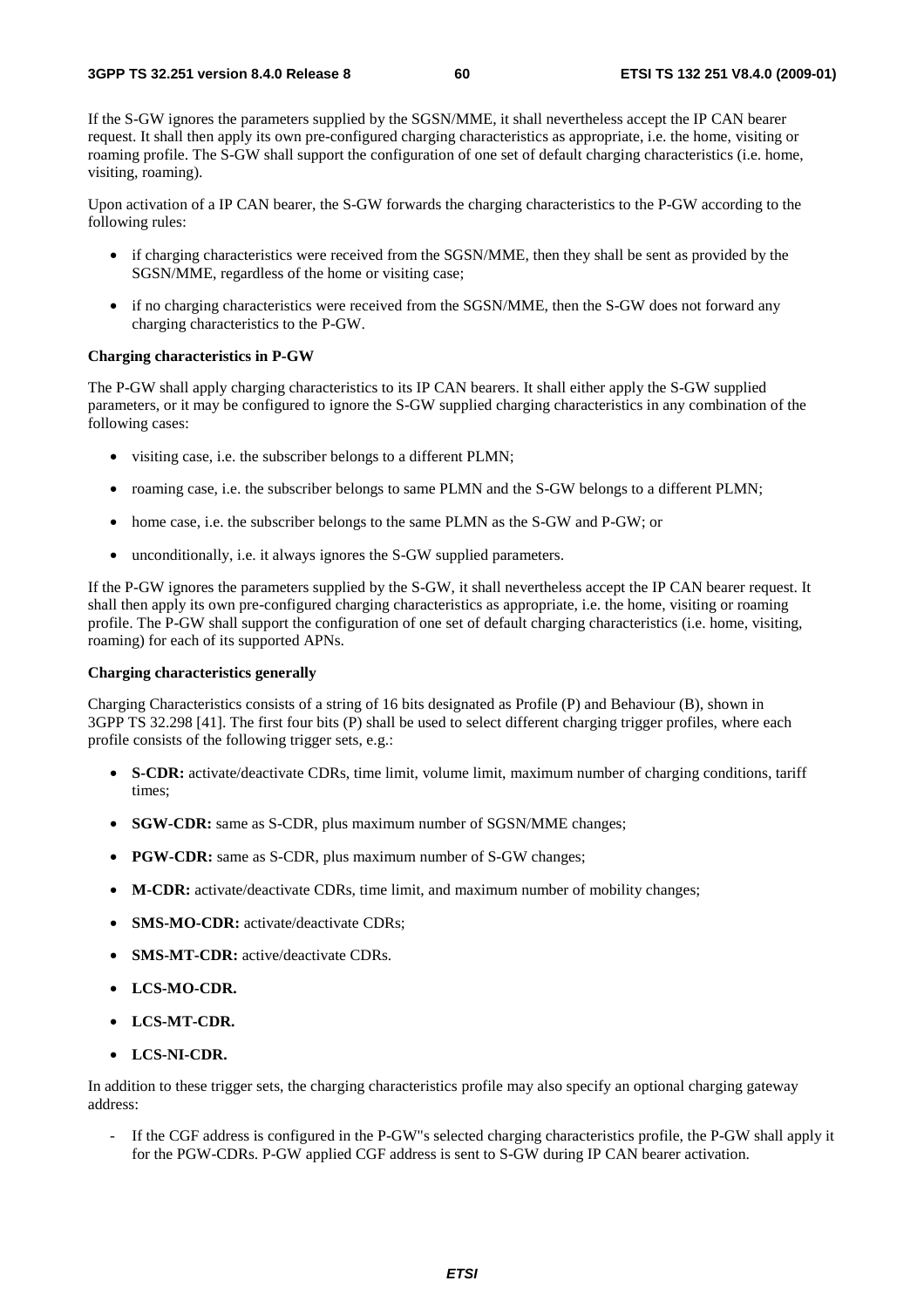If the S-GW ignores the parameters supplied by the SGSN/MME, it shall nevertheless accept the IP CAN bearer request. It shall then apply its own pre-configured charging characteristics as appropriate, i.e. the home, visiting or roaming profile. The S-GW shall support the configuration of one set of default charging characteristics (i.e. home, visiting, roaming).

Upon activation of a IP CAN bearer, the S-GW forwards the charging characteristics to the P-GW according to the following rules:

- if charging characteristics were received from the SGSN/MME, then they shall be sent as provided by the SGSN/MME, regardless of the home or visiting case;
- if no charging characteristics were received from the SGSN/MME, then the S-GW does not forward any charging characteristics to the P-GW.

**Charging characteristics in P-GW**

The P-GW shall apply charging characteristics to its IP CAN bearers. It shall either apply the S-GW supplied parameters, or it may be configured to ignore the S-GW supplied charging characteristics in any combination of the following cases:

- visiting case, i.e. the subscriber belongs to a different PLMN;
- roaming case, i.e. the subscriber belongs to same PLMN and the S-GW belongs to a different PLMN;
- home case, i.e. the subscriber belongs to the same PLMN as the S-GW and P-GW; or
- unconditionally, i.e. it always ignores the S-GW supplied parameters.

If the P-GW ignores the parameters supplied by the S-GW, it shall nevertheless accept the IP CAN bearer request. It shall then apply its own pre-configured charging characteristics as appropriate, i.e. the home, visiting or roaming profile. The P-GW shall support the configuration of one set of default charging characteristics (i.e. home, visiting, roaming) for each of its supported APNs.

**Charging characteristics generally**

Charging Characteristics consists of a string of 16 bits designated as Profile (P) and Behaviour (B), shown in 3GPP TS 32.298 [41]. The first four bits (P) shall be used to select different charging trigger profiles, where each profile consists of the following trigger sets, e.g.:

- **S-CDR:** activate/deactivate CDRs, time limit, volume limit, maximum number of charging conditions, tariff times;
- **SGW-CDR:** same as S-CDR, plus maximum number of SGSN/MME changes;
- **PGW-CDR:** same as S-CDR, plus maximum number of S-GW changes;
- **M-CDR:** activate/deactivate CDRs, time limit, and maximum number of mobility changes;
- **SMS-MO-CDR:** activate/deactivate CDRs;
- **SMS-MT-CDR:** active/deactivate CDRs.
- **LCS-MO-CDR.**
- **LCS-MT-CDR.**
- **LCS-NI-CDR.**

In addition to these trigger sets, the charging characteristics profile may also specify an optional charging gateway address:

- If the CGF address is configured in the P-GW"s selected charging characteristics profile, the P-GW shall apply it for the PGW-CDRs. P-GW applied CGF address is sent to S-GW during IP CAN bearer activation.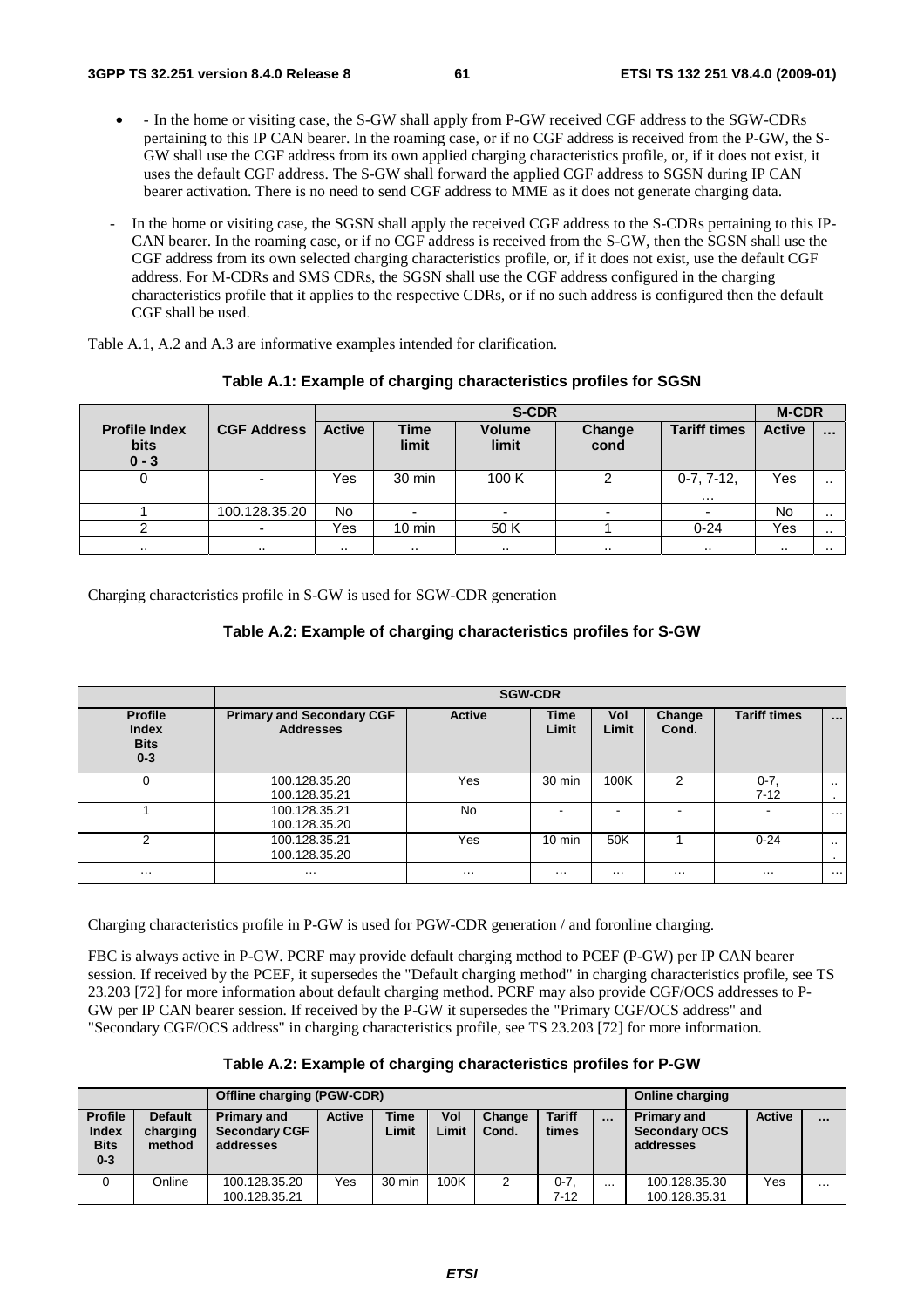- - In the home or visiting case, the S-GW shall apply from P-GW received CGF address to the SGW-CDRs pertaining to this IP CAN bearer. In the roaming case, or if no CGF address is received from the P-GW, the S-GW shall use the CGF address from its own applied charging characteristics profile, or, if it does not exist, it uses the default CGF address. The S-GW shall forward the applied CGF address to SGSN during IP CAN bearer activation. There is no need to send CGF address to MME as it does not generate charging data.

- In the home or visiting case, the SGSN shall apply the received CGF address to the S-CDRs pertaining to this IP-CAN bearer. In the roaming case, or if no CGF address is received from the S-GW, then the SGSN shall use the CGF address from its own selected charging characteristics profile, or, if it does not exist, use the default CGF address. For M-CDRs and SMS CDRs, the SGSN shall use the CGF address configured in the charging characteristics profile that it applies to the respective CDRs, or if no such address is configured then the default CGF shall be used.

Table A.1, A.2 and A.3 are informative examples intended for clarification.

**Table A.1: Example of charging characteristics profiles for SGSN**

| Profile Index bits 0 - 3 | CGF Address | S-CDR | | | | | M-CDR | |
|---|---|---|---|---|---|---|---|---|
| | | Active | Time limit | Volume limit | Change cond | Tariff times | Active | … |
| 0 | - | Yes | 30 min | 100 K | 2 | 0-7, 7-12, … | Yes | .. |
| 1 | 100.128.35.20 | No | - | - | - | - | No | .. |
| 2 | - | Yes | 10 min | 50 K | 1 | 0-24 | Yes | .. |
| .. | .. | .. | .. | .. | .. | .. | .. | .. |

Charging characteristics profile in S-GW is used for SGW-CDR generation

**Table A.2: Example of charging characteristics profiles for S-GW**

| | SGW-CDR | | | | | | |
|---|---|---|---|---|---|---|---|
| Profile Index Bits 0-3 | Primary and Secondary CGF Addresses | Active | Time Limit | Vol Limit | Change Cond. | Tariff times | … |
| 0 | 100.128.35.20 100.128.35.21 | Yes | 30 min | 100K | 2 | 0-7, 7-12 | … |
| 1 | 100.128.35.21 100.128.35.20 | No | - | - | - | - | … |
| 2 | 100.128.35.21 100.128.35.20 | Yes | 10 min | 50K | 1 | 0-24 | … |
| … | … | … | … | … | … | … | … |

Charging characteristics profile in P-GW is used for PGW-CDR generation / and foronline charging.

FBC is always active in P-GW. PCRF may provide default charging method to PCEF (P-GW) per IP CAN bearer session. If received by the PCEF, it supersedes the "Default charging method" in charging characteristics profile, see TS 23.203 [72] for more information about default charging method. PCRF may also provide CGF/OCS addresses to P-GW per IP CAN bearer session. If received by the P-GW it supersedes the "Primary CGF/OCS address" and "Secondary CGF/OCS address" in charging characteristics profile, see TS 23.203 [72] for more information.

**Table A.2: Example of charging characteristics profiles for P-GW**

| | | Offline charging (PGW-CDR) | | | | | | | Online charging | | |
|---|---|---|---|---|---|---|---|---|---|---|---|
| Profile Index Bits 0-3 | Default charging method | Primary and Secondary CGF addresses | Active | Time Limit | Vol Limit | Change Cond. | Tariff times | … | Primary and Secondary OCS addresses | Active | … |
| 0 | Online | 100.128.35.20 100.128.35.21 | Yes | 30 min | 100K | 2 | 0-7, 7-12 | … | 100.128.35.30 100.128.35.31 | Yes | … |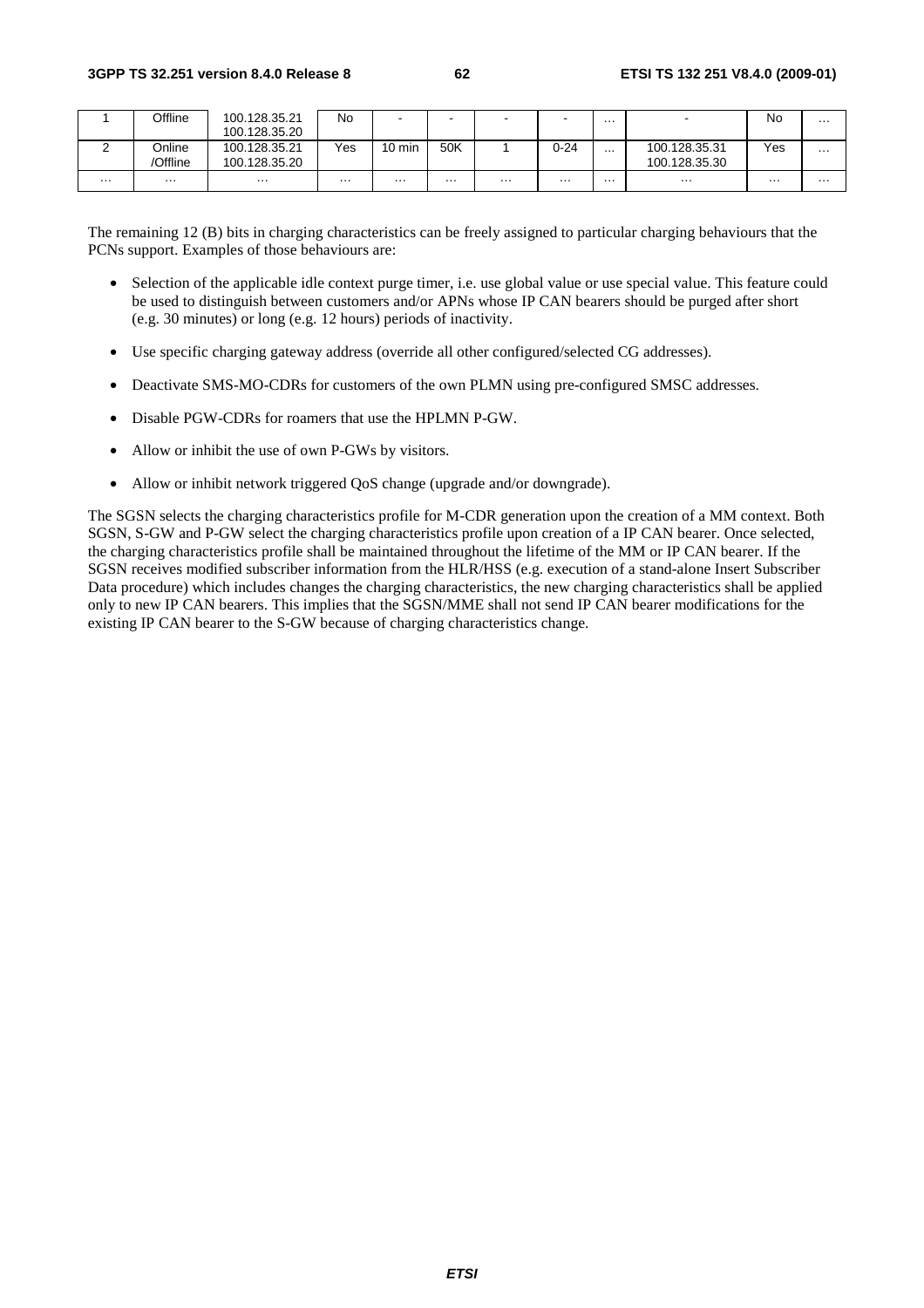| 1 | Offline | 100.128.35.21 100.128.35.20 | No | - | - | - | - | … | - | No | … |
|---|---|---|---|---|---|---|---|---|---|---|---|
| 2 | Online /Offline | 100.128.35.21 100.128.35.20 | Yes | 10 min | 50K | 1 | 0-24 | … | 100.128.35.31 100.128.35.30 | Yes | … |
| … | … | … | … | … | … | … | … | … | … | … | … |

The remaining 12 (B) bits in charging characteristics can be freely assigned to particular charging behaviours that the PCNs support. Examples of those behaviours are:

- Selection of the applicable idle context purge timer, i.e. use global value or use special value. This feature could be used to distinguish between customers and/or APNs whose IP CAN bearers should be purged after short (e.g. 30 minutes) or long (e.g. 12 hours) periods of inactivity.
- Use specific charging gateway address (override all other configured/selected CG addresses).
- Deactivate SMS-MO-CDRs for customers of the own PLMN using pre-configured SMSC addresses.
- Disable PGW-CDRs for roamers that use the HPLMN P-GW.
- Allow or inhibit the use of own P-GWs by visitors.
- Allow or inhibit network triggered QoS change (upgrade and/or downgrade).

The SGSN selects the charging characteristics profile for M-CDR generation upon the creation of a MM context. Both SGSN, S-GW and P-GW select the charging characteristics profile upon creation of a IP CAN bearer. Once selected, the charging characteristics profile shall be maintained throughout the lifetime of the MM or IP CAN bearer. If the SGSN receives modified subscriber information from the HLR/HSS (e.g. execution of a stand-alone Insert Subscriber Data procedure) which includes changes the charging characteristics, the new charging characteristics shall be applied only to new IP CAN bearers. This implies that the SGSN/MME shall not send IP CAN bearer modifications for the existing IP CAN bearer to the S-GW because of charging characteristics change.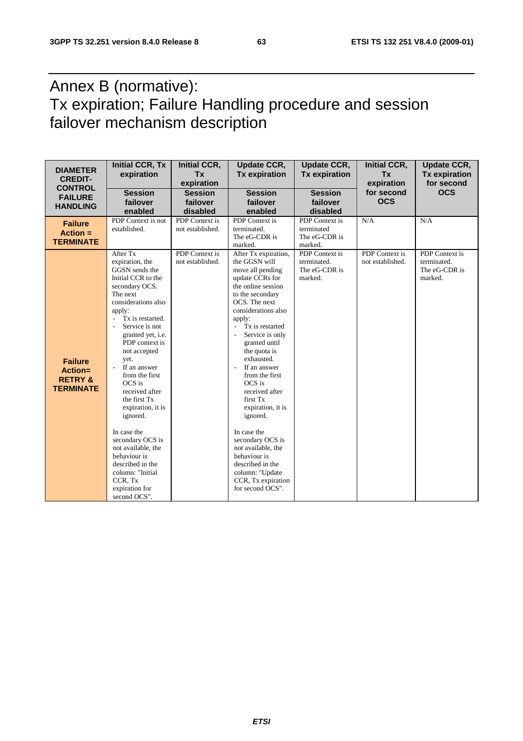# Annex B (normative): Tx expiration; Failure Handling procedure and session failover mechanism description

| DIAMETER CREDIT-CONTROL FAILURE HANDLING | Initial CCR, Tx expiration<br>Session failover enabled | Initial CCR, Tx expiration<br>Session failover disabled | Update CCR, Tx expiration<br>Session failover enabled | Update CCR, Tx expiration<br>Session failover disabled | Initial CCR, Tx expiration for second OCS | Update CCR, Tx expiration for second OCS |
|---|---|---|---|---|---|---|
| **Failure Action = TERMINATE** | PDP Context is not established. | PDP Context is not established. | PDP Context is terminated. The eG-CDR is marked. | PDP Context is terminated The eG-CDR is marked. | N/A | N/A |
| **Failure Action= RETRY & TERMINATE** | After Tx expiration, the GGSN sends the Initial CCR to the secondary OCS. The next considerations also apply:<br>- Tx is restarted.<br>- Service is not granted yet, i.e. PDP context is not accepted yet.<br>- If an answer from the first OCS is received after the first Tx expiration, it is ignored.<br><br>In case the secondary OCS is not available, the behaviour is described in the column: "Initial CCR, Tx expiration for second OCS". | PDP Context is not established. | After Tx expiration, the GGSN will move all pending update CCRs for the online session to the secondary OCS. The next considerations also apply:<br>- Tx is restarted<br>- Service is only granted until the quota is exhausted.<br>- If an answer from the first OCS is received after first Tx expiration, it is ignored.<br><br>In case the secondary OCS is not available, the behaviour is described in the column: "Update CCR, Tx expiration for second OCS". | PDP Context is terminated. The eG-CDR is marked. | PDP Context is not established. | PDP Context is terminated. The eG-CDR is marked. |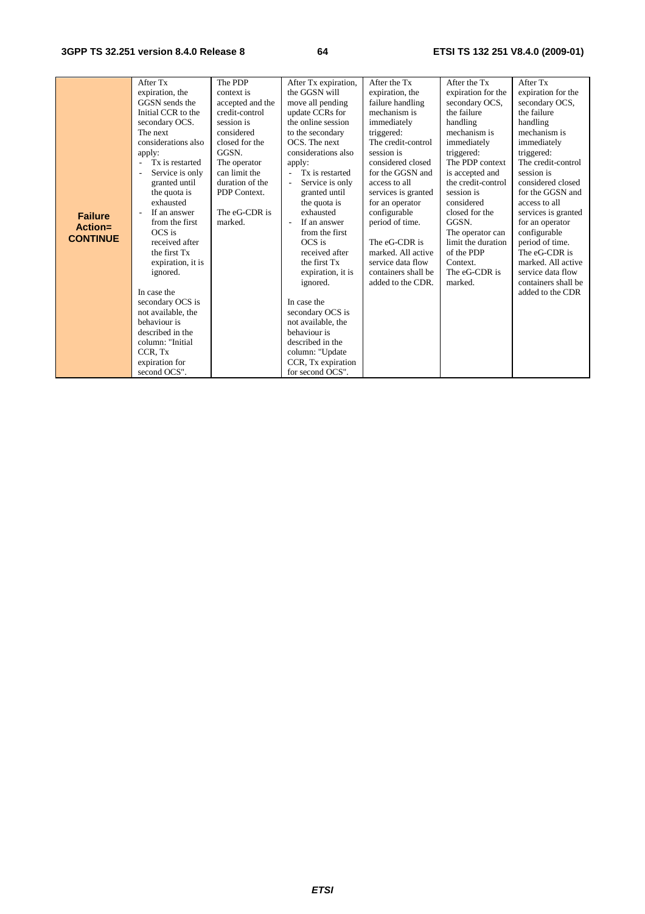| **Failure Action= CONTINUE** | After Tx expiration, the GGSN sends the Initial CCR to the secondary OCS. The next considerations also apply:<br>- Tx is restarted<br>- Service is only granted until the quota is exhausted<br>- If an answer from the first OCS is received after the first Tx expiration, it is ignored.<br><br>In case the secondary OCS is not available, the behaviour is described in the column: "Initial CCR, Tx expiration for second OCS". | The PDP context is accepted and the credit-control session is considered closed for the GGSN. The operator can limit the duration of the PDP Context.<br><br>The eG-CDR is marked. | After Tx expiration, the GGSN will move all pending update CCRs for the online session to the secondary OCS. The next considerations also apply:<br>- Tx is restarted<br>- Service is only granted until the quota is exhausted<br>- If an answer from the first OCS is received after the first Tx expiration, it is ignored.<br><br>In case the secondary OCS is not available, the behaviour is described in the column: "Update CCR, Tx expiration for second OCS". | After the Tx expiration, the failure handling mechanism is immediately triggered: The credit-control session is considered closed for the GGSN and access to all services is granted for an operator configurable period of time.<br><br>The eG-CDR is marked. All active service data flow containers shall be added to the CDR. | After the Tx expiration for the secondary OCS, the failure handling mechanism is immediately triggered: The PDP context is accepted and the credit-control session is considered closed for the GGSN. The operator can limit the duration of the PDP Context. The eG-CDR is marked. | After Tx expiration for the secondary OCS, the failure handling mechanism is immediately triggered: The credit-control session is considered closed for the GGSN and access to all services is granted for an operator configurable period of time. The eG-CDR is marked. All active service data flow containers shall be added to the CDR |
|---|---|---|---|---|---|---|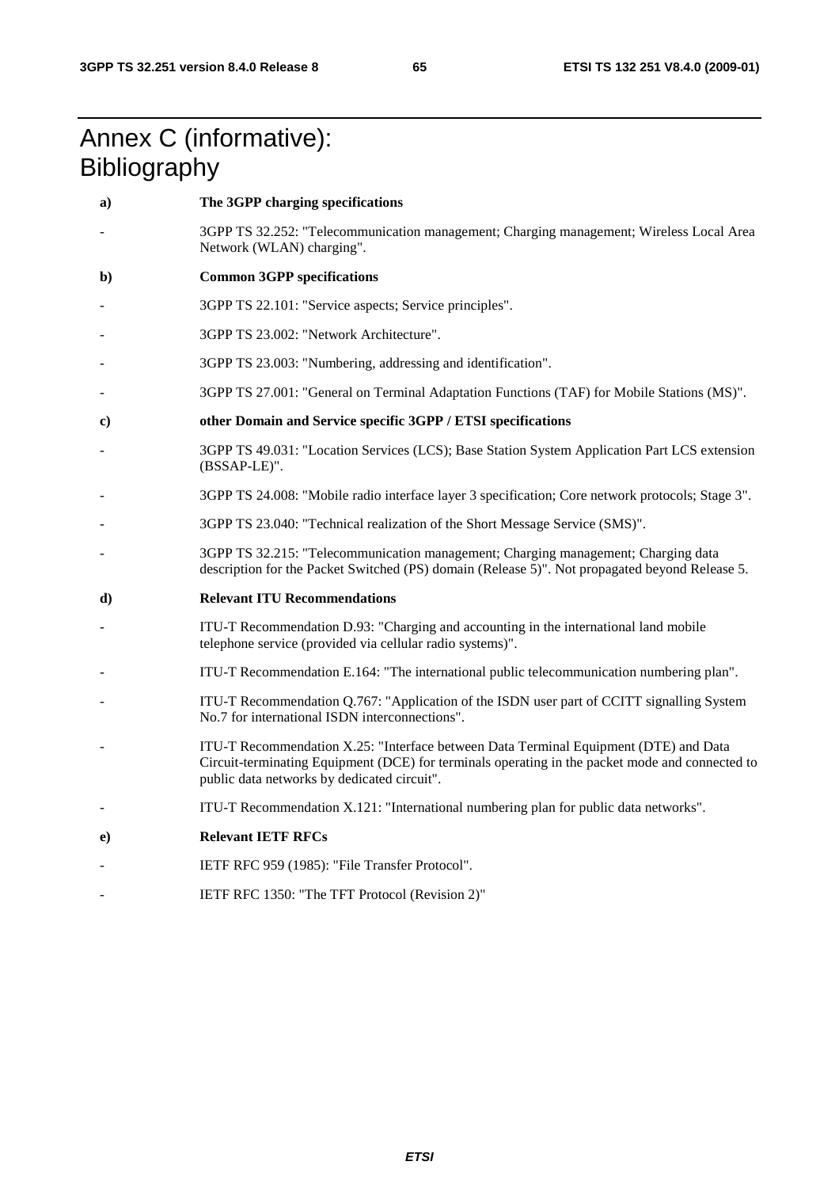# Annex C (informative): Bibliography

**a) The 3GPP charging specifications**

- 3GPP TS 32.252: "Telecommunication management; Charging management; Wireless Local Area Network (WLAN) charging".

**b) Common 3GPP specifications**

- 3GPP TS 22.101: "Service aspects; Service principles".
- 3GPP TS 23.002: "Network Architecture".
- 3GPP TS 23.003: "Numbering, addressing and identification".
- 3GPP TS 27.001: "General on Terminal Adaptation Functions (TAF) for Mobile Stations (MS)".

**c) other Domain and Service specific 3GPP / ETSI specifications**

- 3GPP TS 49.031: "Location Services (LCS); Base Station System Application Part LCS extension (BSSAP-LE)".
- 3GPP TS 24.008: "Mobile radio interface layer 3 specification; Core network protocols; Stage 3".
- 3GPP TS 23.040: "Technical realization of the Short Message Service (SMS)".
- 3GPP TS 32.215: "Telecommunication management; Charging management; Charging data description for the Packet Switched (PS) domain (Release 5)". Not propagated beyond Release 5.

**d) Relevant ITU Recommendations**

- ITU-T Recommendation D.93: "Charging and accounting in the international land mobile telephone service (provided via cellular radio systems)".
- ITU-T Recommendation E.164: "The international public telecommunication numbering plan".
- ITU-T Recommendation Q.767: "Application of the ISDN user part of CCITT signalling System No.7 for international ISDN interconnections".
- ITU-T Recommendation X.25: "Interface between Data Terminal Equipment (DTE) and Data Circuit-terminating Equipment (DCE) for terminals operating in the packet mode and connected to public data networks by dedicated circuit".
- ITU-T Recommendation X.121: "International numbering plan for public data networks".

**e) Relevant IETF RFCs**

- IETF RFC 959 (1985): "File Transfer Protocol".
- IETF RFC 1350: "The TFT Protocol (Revision 2)"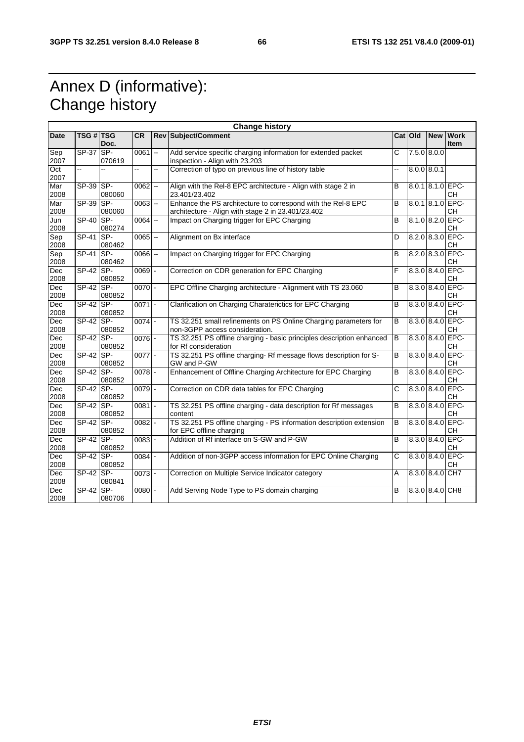# Annex D (informative): Change history

| Change history | | | | | | | | | |
|---|---|---|---|---|---|---|---|---|---|
| **Date** | **TSG #** | **TSG Doc.** | **CR** | **Rev** | **Subject/Comment** | **Cat** | **Old** | **New** | **Work Item** |
| Sep 2007 | SP-37 | SP-070619 | 0061 | -- | Add service specific charging information for extended packet inspection - Align with 23.203 | C | 7.5.0 | 8.0.0 | |
| Oct 2007 | -- | -- | -- | -- | Correction of typo on previous line of history table | -- | 8.0.0 | 8.0.1 | |
| Mar 2008 | SP-39 | SP-080060 | 0062 | -- | Align with the Rel-8 EPC architecture - Align with stage 2 in 23.401/23.402 | B | 8.0.1 | 8.1.0 | EPC-CH |
| Mar 2008 | SP-39 | SP-080060 | 0063 | -- | Enhance the PS architecture to correspond with the Rel-8 EPC architecture - Align with stage 2 in 23.401/23.402 | B | 8.0.1 | 8.1.0 | EPC-CH |
| Jun 2008 | SP-40 | SP-080274 | 0064 | -- | Impact on Charging trigger for EPC Charging | B | 8.1.0 | 8.2.0 | EPC-CH |
| Sep 2008 | SP-41 | SP-080462 | 0065 | -- | Alignment on Bx interface | D | 8.2.0 | 8.3.0 | EPC-CH |
| Sep 2008 | SP-41 | SP-080462 | 0066 | -- | Impact on Charging trigger for EPC Charging | B | 8.2.0 | 8.3.0 | EPC-CH |
| Dec 2008 | SP-42 | SP-080852 | 0069 | - | Correction on CDR generation for EPC Charging | F | 8.3.0 | 8.4.0 | EPC-CH |
| Dec 2008 | SP-42 | SP-080852 | 0070 | - | EPC Offline Charging architecture - Alignment with TS 23.060 | B | 8.3.0 | 8.4.0 | EPC-CH |
| Dec 2008 | SP-42 | SP-080852 | 0071 | - | Clarification on Charging Charaterictics for EPC Charging | B | 8.3.0 | 8.4.0 | EPC-CH |
| Dec 2008 | SP-42 | SP-080852 | 0074 | - | TS 32.251 small refinements on PS Online Charging parameters for non-3GPP access consideration. | B | 8.3.0 | 8.4.0 | EPC-CH |
| Dec 2008 | SP-42 | SP-080852 | 0076 | - | TS 32.251 PS offline charging - basic principles description enhanced for Rf consideration | B | 8.3.0 | 8.4.0 | EPC-CH |
| Dec 2008 | SP-42 | SP-080852 | 0077 | - | TS 32.251 PS offline charging- Rf message flows description for S-GW and P-GW | B | 8.3.0 | 8.4.0 | EPC-CH |
| Dec 2008 | SP-42 | SP-080852 | 0078 | - | Enhancement of Offline Charging Architecture for EPC Charging | B | 8.3.0 | 8.4.0 | EPC-CH |
| Dec 2008 | SP-42 | SP-080852 | 0079 | - | Correction on CDR data tables for EPC Charging | C | 8.3.0 | 8.4.0 | EPC-CH |
| Dec 2008 | SP-42 | SP-080852 | 0081 | - | TS 32.251 PS offline charging - data description for Rf messages content | B | 8.3.0 | 8.4.0 | EPC-CH |
| Dec 2008 | SP-42 | SP-080852 | 0082 | - | TS 32.251 PS offline charging - PS information description extension for EPC offline charging | B | 8.3.0 | 8.4.0 | EPC-CH |
| Dec 2008 | SP-42 | SP-080852 | 0083 | - | Addition of Rf interface on S-GW and P-GW | B | 8.3.0 | 8.4.0 | EPC-CH |
| Dec 2008 | SP-42 | SP-080852 | 0084 | - | Addition of non-3GPP access information for EPC Online Charging | C | 8.3.0 | 8.4.0 | EPC-CH |
| Dec 2008 | SP-42 | SP-080841 | 0073 | - | Correction on Multiple Service Indicator category | A | 8.3.0 | 8.4.0 | CH7 |
| Dec 2008 | SP-42 | SP-080706 | 0080 | - | Add Serving Node Type to PS domain charging | B | 8.3.0 | 8.4.0 | CH8 |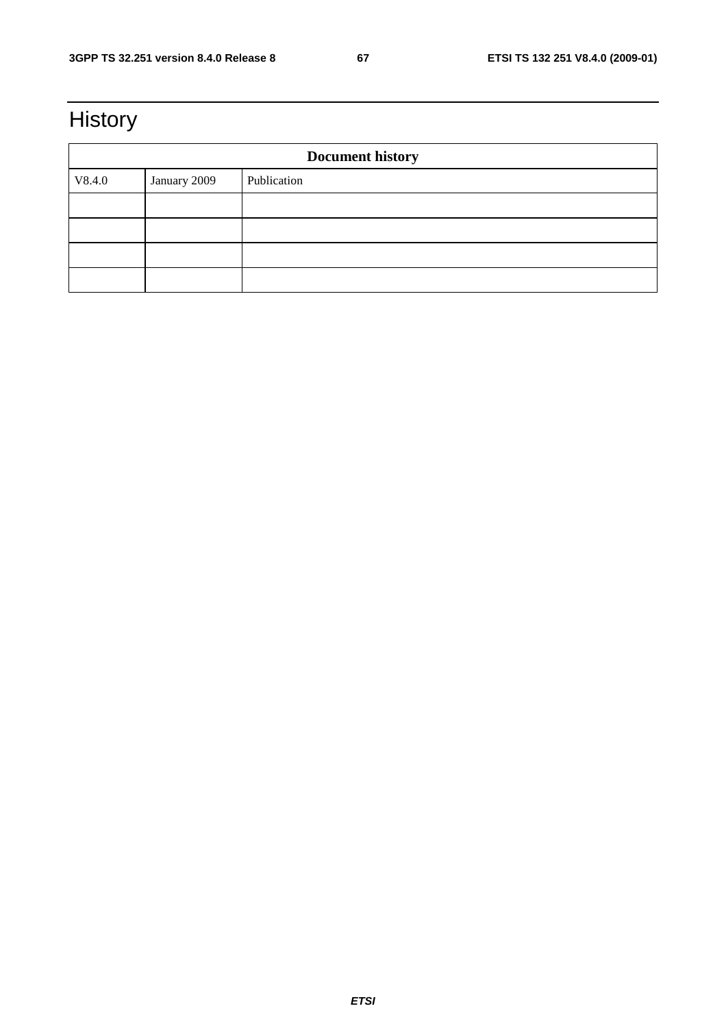# History

| Document history | | |
|---|---|---|
| V8.4.0 | January 2009 | Publication |
| | | |
| | | |
| | | |
| | | |